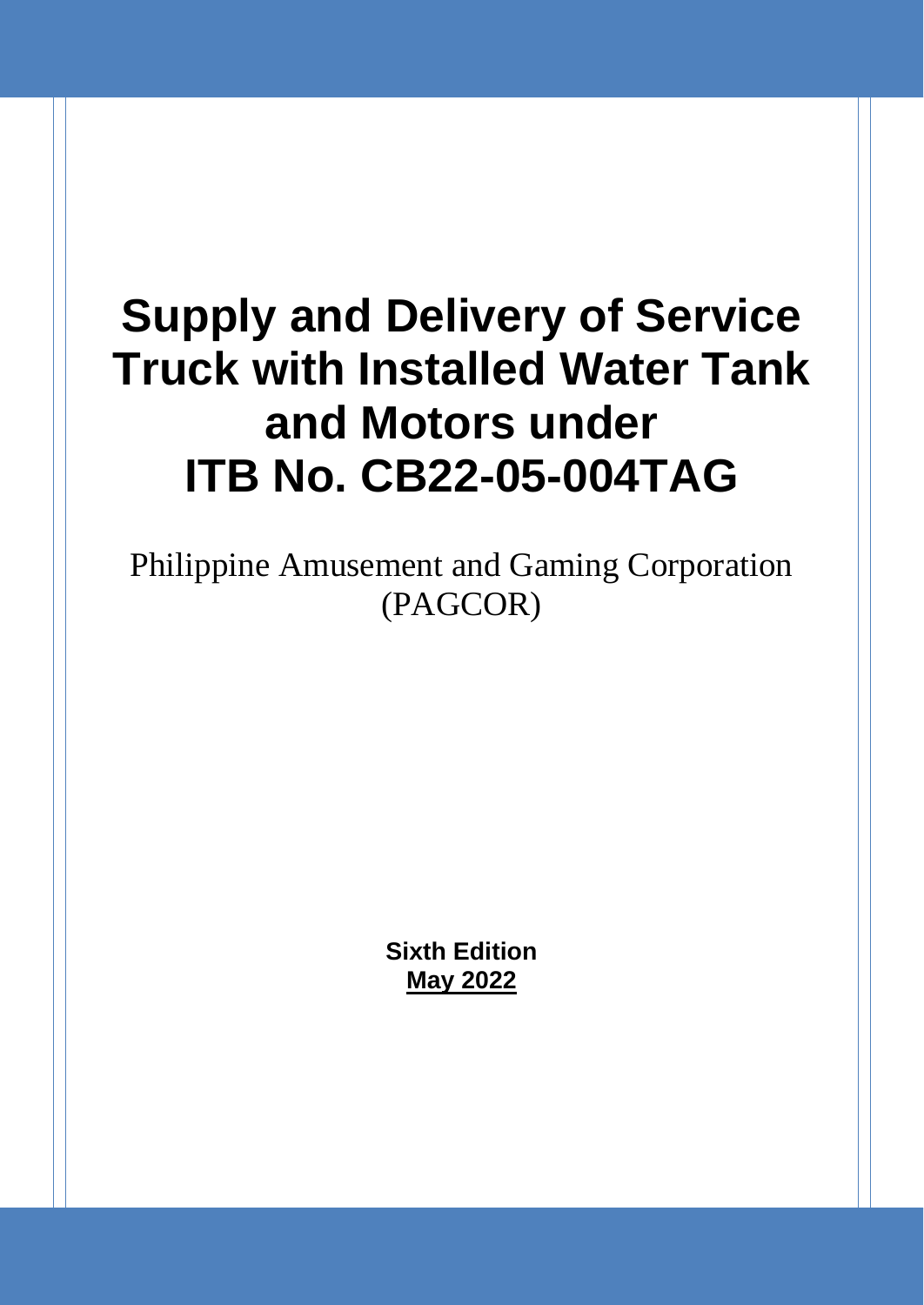# Supply and Delivery of Service Truck with Installed Water Tank and Motors under ITB No. CB22-05-004TAG

Philippine Amusement and Gaming Corporation (PAGCOR)

**Sixth Edition**
**May 2022**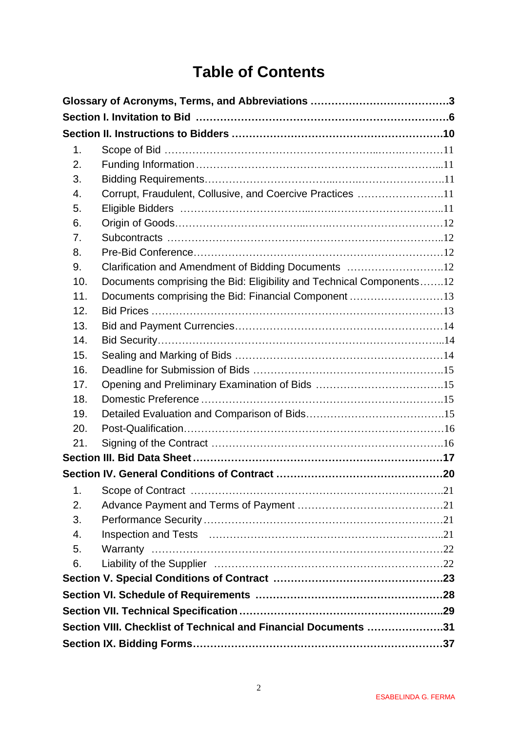# Table of Contents

**Glossary of Acronyms, Terms, and Abbreviations ....................................3**

**Section I. Invitation to Bid .......................................................................6**

**Section II. Instructions to Bidders .........................................................10**

1. Scope of Bid ............................................................................11
2. Funding Information ...................................................................11
3. Bidding Requirements.................................................................11
4. Corrupt, Fraudulent, Collusive, and Coercive Practices .......................11
5. Eligible Bidders .........................................................................11
6. Origin of Goods..........................................................................12
7. Subcontracts .............................................................................12
8. Pre-Bid Conference.....................................................................12
9. Clarification and Amendment of Bidding Documents ..........................12
10. Documents comprising the Bid: Eligibility and Technical Components.......12
11. Documents comprising the Bid: Financial Component ..........................13
12. Bid Prices .................................................................................13
13. Bid and Payment Currencies..........................................................14
14. Bid Security...............................................................................14
15. Sealing and Marking of Bids .........................................................14
16. Deadline for Submission of Bids ....................................................15
17. Opening and Preliminary Examination of Bids ...................................15
18. Domestic Preference ...................................................................15
19. Detailed Evaluation and Comparison of Bids.....................................15
20. Post-Qualification.......................................................................16
21. Signing of the Contract ................................................................16

**Section III. Bid Data Sheet .......................................................................17**

**Section IV. General Conditions of Contract ..............................................20**

1. Scope of Contract .......................................................................21
2. Advance Payment and Terms of Payment .........................................21
3. Performance Security ..................................................................21
4. Inspection and Tests ...................................................................21
5. Warranty ..................................................................................22
6. Liability of the Supplier ...............................................................22

**Section V. Special Conditions of Contract ................................................23**

**Section VI. Schedule of Requirements ....................................................28**

**Section VII. Technical Specification.........................................................29**

**Section VIII. Checklist of Technical and Financial Documents .....................31**

**Section IX. Bidding Forms.......................................................................37**

ESABELINDA G. FERMA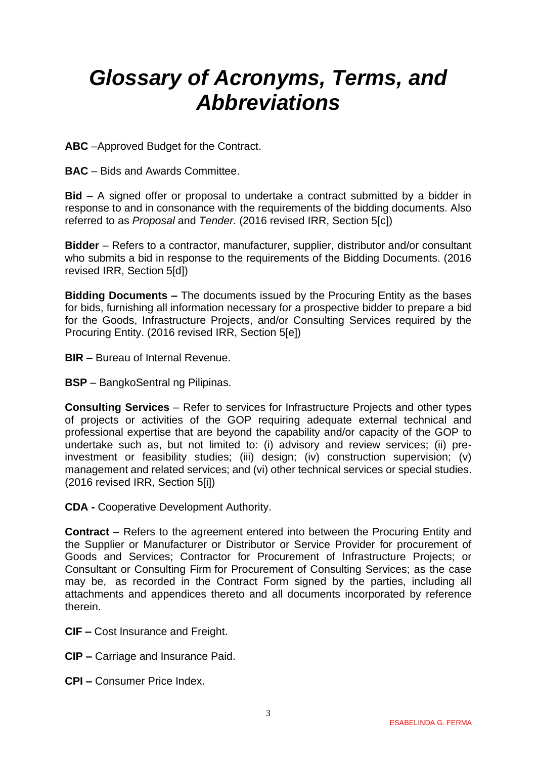# *Glossary of Acronyms, Terms, and Abbreviations*

**ABC** –Approved Budget for the Contract.

**BAC** – Bids and Awards Committee.

**Bid** – A signed offer or proposal to undertake a contract submitted by a bidder in response to and in consonance with the requirements of the bidding documents. Also referred to as *Proposal* and *Tender.* (2016 revised IRR, Section 5[c])

**Bidder** – Refers to a contractor, manufacturer, supplier, distributor and/or consultant who submits a bid in response to the requirements of the Bidding Documents. (2016 revised IRR, Section 5[d])

**Bidding Documents –** The documents issued by the Procuring Entity as the bases for bids, furnishing all information necessary for a prospective bidder to prepare a bid for the Goods, Infrastructure Projects, and/or Consulting Services required by the Procuring Entity. (2016 revised IRR, Section 5[e])

**BIR** – Bureau of Internal Revenue.

**BSP** – BangkoSentral ng Pilipinas.

**Consulting Services** – Refer to services for Infrastructure Projects and other types of projects or activities of the GOP requiring adequate external technical and professional expertise that are beyond the capability and/or capacity of the GOP to undertake such as, but not limited to: (i) advisory and review services; (ii) pre-investment or feasibility studies; (iii) design; (iv) construction supervision; (v) management and related services; and (vi) other technical services or special studies. (2016 revised IRR, Section 5[i])

**CDA -** Cooperative Development Authority.

**Contract** – Refers to the agreement entered into between the Procuring Entity and the Supplier or Manufacturer or Distributor or Service Provider for procurement of Goods and Services; Contractor for Procurement of Infrastructure Projects; or Consultant or Consulting Firm for Procurement of Consulting Services; as the case may be, as recorded in the Contract Form signed by the parties, including all attachments and appendices thereto and all documents incorporated by reference therein.

**CIF –** Cost Insurance and Freight.

**CIP –** Carriage and Insurance Paid.

**CPI –** Consumer Price Index.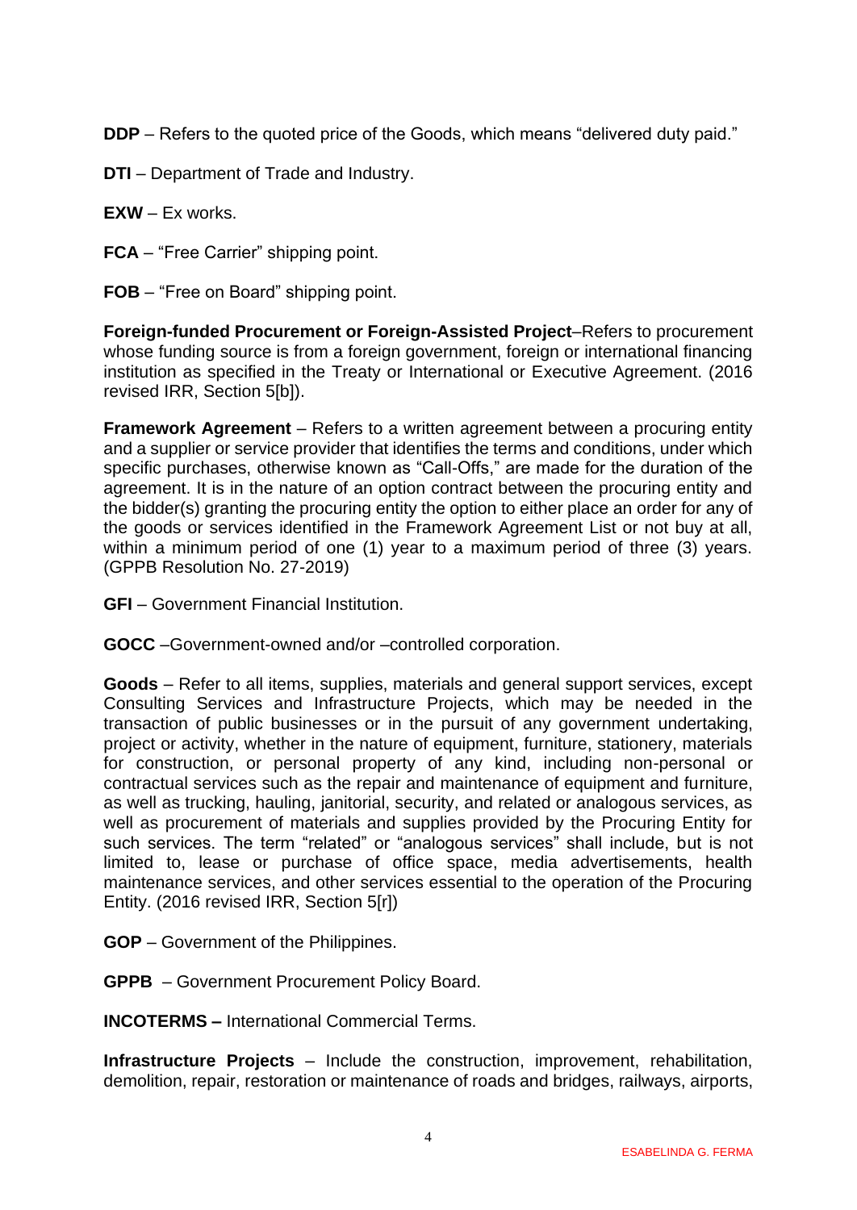**DDP** – Refers to the quoted price of the Goods, which means "delivered duty paid."

**DTI** – Department of Trade and Industry.

**EXW** – Ex works.

**FCA** – "Free Carrier" shipping point.

**FOB** – "Free on Board" shipping point.

**Foreign-funded Procurement or Foreign-Assisted Project**–Refers to procurement whose funding source is from a foreign government, foreign or international financing institution as specified in the Treaty or International or Executive Agreement. (2016 revised IRR, Section 5[b]).

**Framework Agreement** – Refers to a written agreement between a procuring entity and a supplier or service provider that identifies the terms and conditions, under which specific purchases, otherwise known as "Call-Offs," are made for the duration of the agreement. It is in the nature of an option contract between the procuring entity and the bidder(s) granting the procuring entity the option to either place an order for any of the goods or services identified in the Framework Agreement List or not buy at all, within a minimum period of one (1) year to a maximum period of three (3) years. (GPPB Resolution No. 27-2019)

**GFI** – Government Financial Institution.

**GOCC** –Government-owned and/or –controlled corporation.

**Goods** – Refer to all items, supplies, materials and general support services, except Consulting Services and Infrastructure Projects, which may be needed in the transaction of public businesses or in the pursuit of any government undertaking, project or activity, whether in the nature of equipment, furniture, stationery, materials for construction, or personal property of any kind, including non-personal or contractual services such as the repair and maintenance of equipment and furniture, as well as trucking, hauling, janitorial, security, and related or analogous services, as well as procurement of materials and supplies provided by the Procuring Entity for such services. The term "related" or "analogous services" shall include, but is not limited to, lease or purchase of office space, media advertisements, health maintenance services, and other services essential to the operation of the Procuring Entity. (2016 revised IRR, Section 5[r])

**GOP** – Government of the Philippines.

**GPPB** – Government Procurement Policy Board.

**INCOTERMS –** International Commercial Terms.

**Infrastructure Projects** – Include the construction, improvement, rehabilitation, demolition, repair, restoration or maintenance of roads and bridges, railways, airports,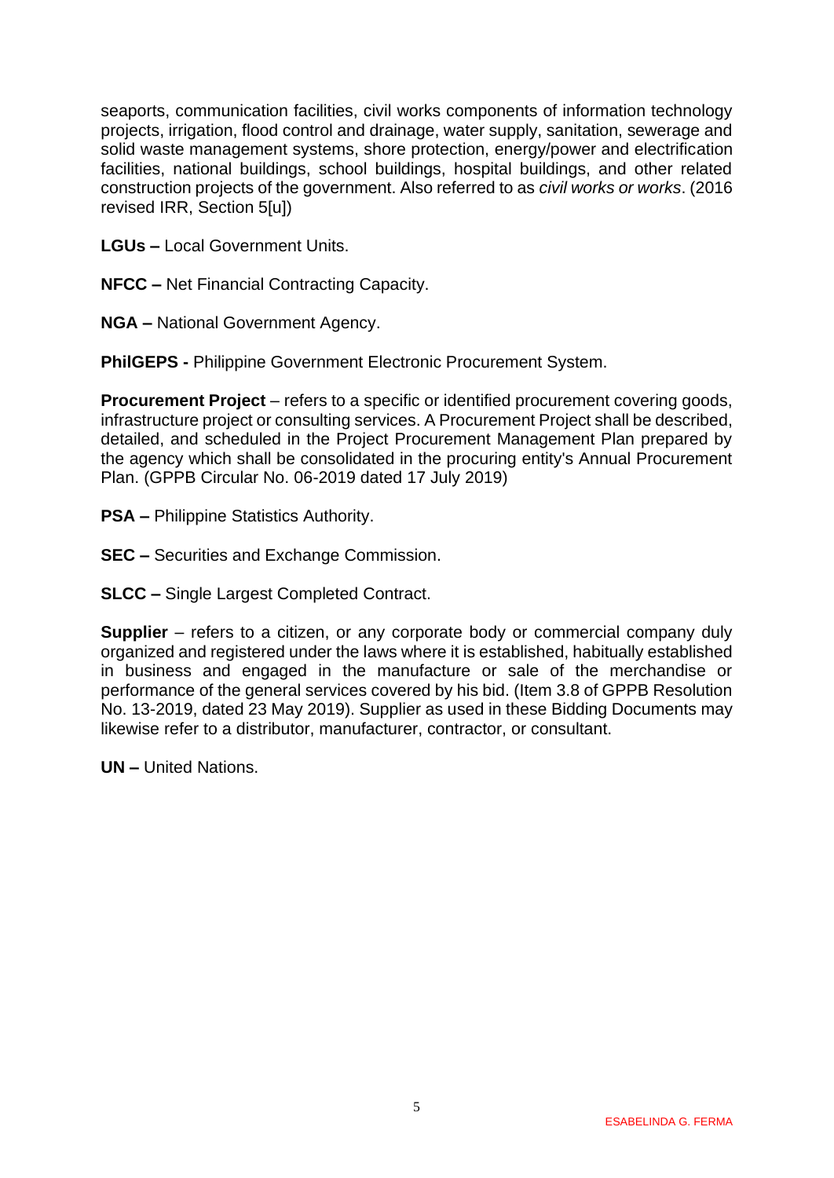seaports, communication facilities, civil works components of information technology projects, irrigation, flood control and drainage, water supply, sanitation, sewerage and solid waste management systems, shore protection, energy/power and electrification facilities, national buildings, school buildings, hospital buildings, and other related construction projects of the government. Also referred to as *civil works or works*. (2016 revised IRR, Section 5[u])

**LGUs –** Local Government Units.

**NFCC –** Net Financial Contracting Capacity.

**NGA –** National Government Agency.

**PhilGEPS -** Philippine Government Electronic Procurement System.

**Procurement Project** – refers to a specific or identified procurement covering goods, infrastructure project or consulting services. A Procurement Project shall be described, detailed, and scheduled in the Project Procurement Management Plan prepared by the agency which shall be consolidated in the procuring entity's Annual Procurement Plan. (GPPB Circular No. 06-2019 dated 17 July 2019)

**PSA –** Philippine Statistics Authority.

**SEC –** Securities and Exchange Commission.

**SLCC –** Single Largest Completed Contract.

**Supplier** – refers to a citizen, or any corporate body or commercial company duly organized and registered under the laws where it is established, habitually established in business and engaged in the manufacture or sale of the merchandise or performance of the general services covered by his bid. (Item 3.8 of GPPB Resolution No. 13-2019, dated 23 May 2019). Supplier as used in these Bidding Documents may likewise refer to a distributor, manufacturer, contractor, or consultant.

**UN –** United Nations.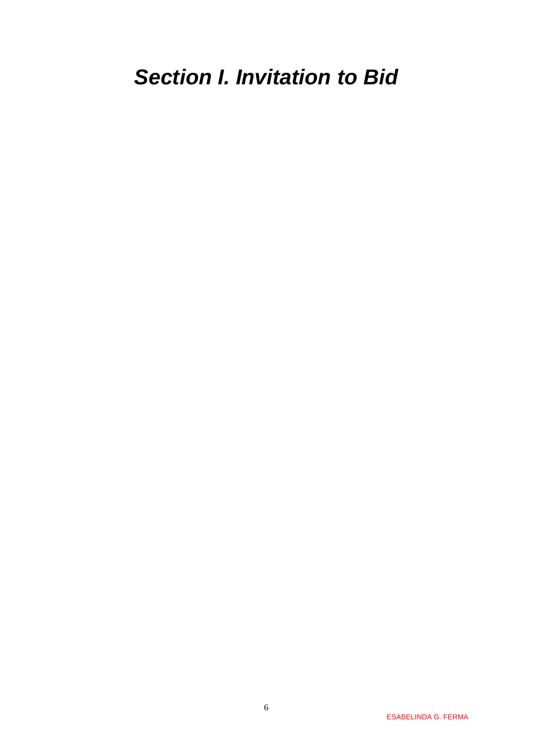# *Section I. Invitation to Bid*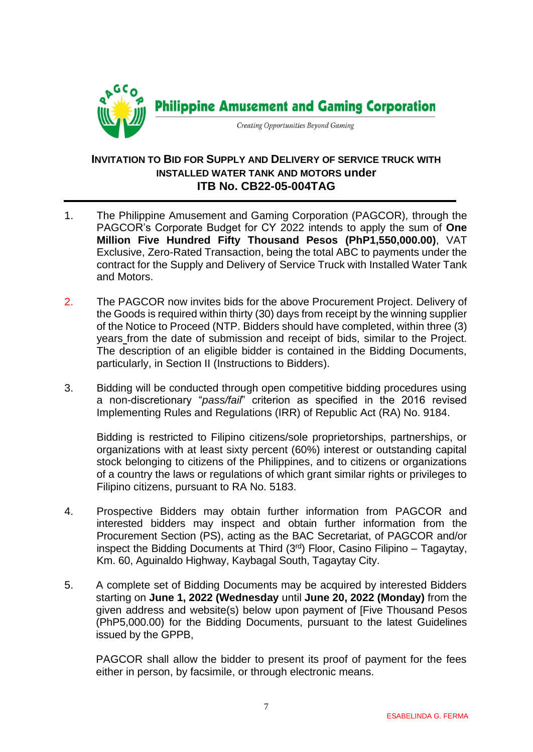Philippine Amusement and Gaming Corporation

*Creating Opportunities Beyond Gaming*

## INVITATION TO BID FOR SUPPLY AND DELIVERY OF SERVICE TRUCK WITH INSTALLED WATER TANK AND MOTORS under ITB No. CB22-05-004TAG

1. The Philippine Amusement and Gaming Corporation (PAGCOR), through the PAGCOR's Corporate Budget for CY 2022 intends to apply the sum of **One Million Five Hundred Fifty Thousand Pesos (PhP1,550,000.00)**, VAT Exclusive, Zero-Rated Transaction, being the total ABC to payments under the contract for the Supply and Delivery of Service Truck with Installed Water Tank and Motors.

2. The PAGCOR now invites bids for the above Procurement Project. Delivery of the Goods is required within thirty (30) days from receipt by the winning supplier of the Notice to Proceed (NTP. Bidders should have completed, within three (3) years from the date of submission and receipt of bids, similar to the Project. The description of an eligible bidder is contained in the Bidding Documents, particularly, in Section II (Instructions to Bidders).

3. Bidding will be conducted through open competitive bidding procedures using a non-discretionary "*pass/fail*" criterion as specified in the 2016 revised Implementing Rules and Regulations (IRR) of Republic Act (RA) No. 9184.

   Bidding is restricted to Filipino citizens/sole proprietorships, partnerships, or organizations with at least sixty percent (60%) interest or outstanding capital stock belonging to citizens of the Philippines, and to citizens or organizations of a country the laws or regulations of which grant similar rights or privileges to Filipino citizens, pursuant to RA No. 5183.

4. Prospective Bidders may obtain further information from PAGCOR and interested bidders may inspect and obtain further information from the Procurement Section (PS), acting as the BAC Secretariat, of PAGCOR and/or inspect the Bidding Documents at Third (3rd) Floor, Casino Filipino – Tagaytay, Km. 60, Aguinaldo Highway, Kaybagal South, Tagaytay City.

5. A complete set of Bidding Documents may be acquired by interested Bidders starting on **June 1, 2022 (Wednesday** until **June 20, 2022 (Monday)** from the given address and website(s) below upon payment of [Five Thousand Pesos (PhP5,000.00) for the Bidding Documents, pursuant to the latest Guidelines issued by the GPPB,

   PAGCOR shall allow the bidder to present its proof of payment for the fees either in person, by facsimile, or through electronic means.

ESABELINDA G. FERMA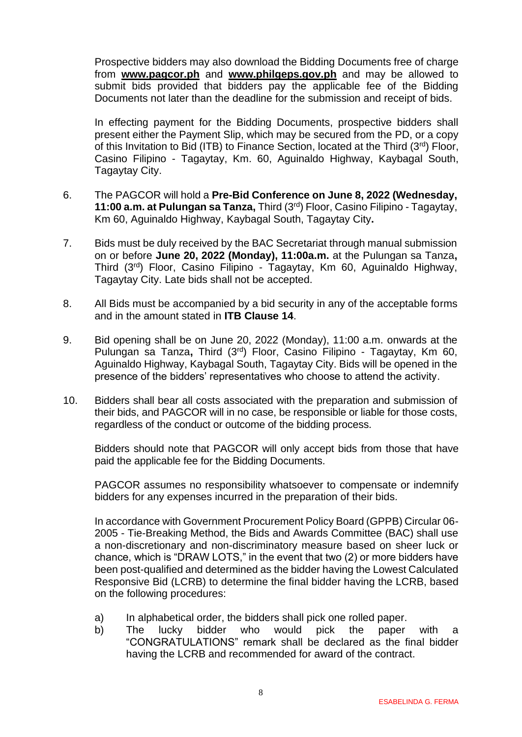Prospective bidders may also download the Bidding Documents free of charge from **www.pagcor.ph** and **www.philgeps.gov.ph** and may be allowed to submit bids provided that bidders pay the applicable fee of the Bidding Documents not later than the deadline for the submission and receipt of bids.

In effecting payment for the Bidding Documents, prospective bidders shall present either the Payment Slip, which may be secured from the PD, or a copy of this Invitation to Bid (ITB) to Finance Section, located at the Third (3rd) Floor, Casino Filipino - Tagaytay, Km. 60, Aguinaldo Highway, Kaybagal South, Tagaytay City.

6. The PAGCOR will hold a **Pre-Bid Conference on June 8, 2022 (Wednesday, 11:00 a.m. at Pulungan sa Tanza,** Third (3rd) Floor, Casino Filipino - Tagaytay, Km 60, Aguinaldo Highway, Kaybagal South, Tagaytay City**.**

7. Bids must be duly received by the BAC Secretariat through manual submission on or before **June 20, 2022 (Monday), 11:00a.m.** at the Pulungan sa Tanza**,** Third (3rd) Floor, Casino Filipino - Tagaytay, Km 60, Aguinaldo Highway, Tagaytay City. Late bids shall not be accepted.

8. All Bids must be accompanied by a bid security in any of the acceptable forms and in the amount stated in **ITB Clause 14**.

9. Bid opening shall be on June 20, 2022 (Monday), 11:00 a.m. onwards at the Pulungan sa Tanza**,** Third (3rd) Floor, Casino Filipino - Tagaytay, Km 60, Aguinaldo Highway, Kaybagal South, Tagaytay City. Bids will be opened in the presence of the bidders' representatives who choose to attend the activity.

10. Bidders shall bear all costs associated with the preparation and submission of their bids, and PAGCOR will in no case, be responsible or liable for those costs, regardless of the conduct or outcome of the bidding process.

    Bidders should note that PAGCOR will only accept bids from those that have paid the applicable fee for the Bidding Documents.

    PAGCOR assumes no responsibility whatsoever to compensate or indemnify bidders for any expenses incurred in the preparation of their bids.

    In accordance with Government Procurement Policy Board (GPPB) Circular 06-2005 - Tie-Breaking Method, the Bids and Awards Committee (BAC) shall use a non-discretionary and non-discriminatory measure based on sheer luck or chance, which is "DRAW LOTS," in the event that two (2) or more bidders have been post-qualified and determined as the bidder having the Lowest Calculated Responsive Bid (LCRB) to determine the final bidder having the LCRB, based on the following procedures:

    a) In alphabetical order, the bidders shall pick one rolled paper.
    b) The lucky bidder who would pick the paper with a "CONGRATULATIONS" remark shall be declared as the final bidder having the LCRB and recommended for award of the contract.

ESABELINDA G. FERMA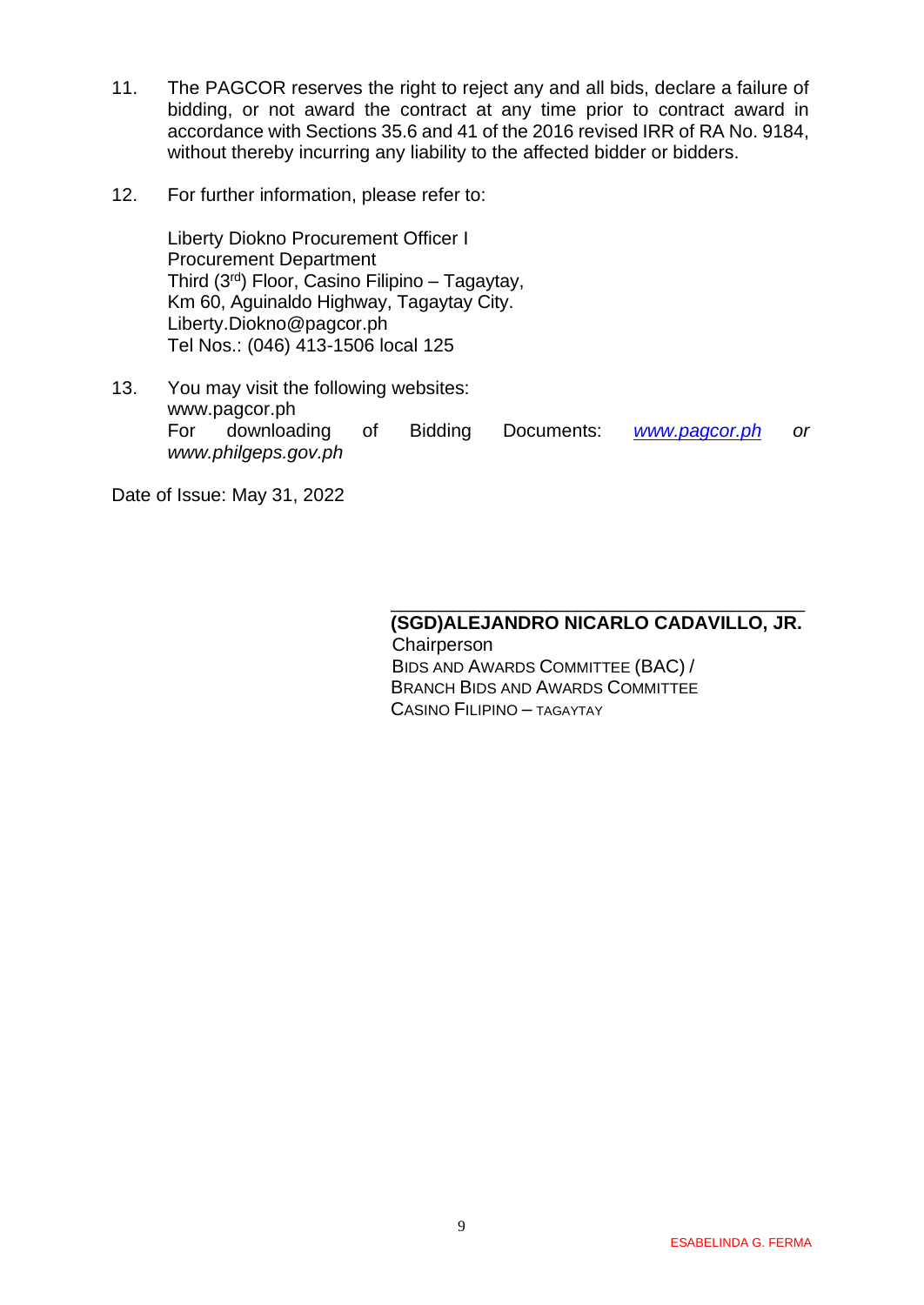11. The PAGCOR reserves the right to reject any and all bids, declare a failure of bidding, or not award the contract at any time prior to contract award in accordance with Sections 35.6 and 41 of the 2016 revised IRR of RA No. 9184, without thereby incurring any liability to the affected bidder or bidders.

12. For further information, please refer to:

    Liberty Diokno Procurement Officer I
    Procurement Department
    Third (3rd) Floor, Casino Filipino – Tagaytay,
    Km 60, Aguinaldo Highway, Tagaytay City.
    Liberty.Diokno@pagcor.ph
    Tel Nos.: (046) 413-1506 local 125

13. You may visit the following websites:
    www.pagcor.ph
    For downloading of Bidding Documents: *www.pagcor.ph* *or* *www.philgeps.gov.ph*

Date of Issue: May 31, 2022

**(SGD)ALEJANDRO NICARLO CADAVILLO, JR.**
Chairperson
BIDS AND AWARDS COMMITTEE (BAC) /
BRANCH BIDS AND AWARDS COMMITTEE
CASINO FILIPINO – TAGAYTAY

ESABELINDA G. FERMA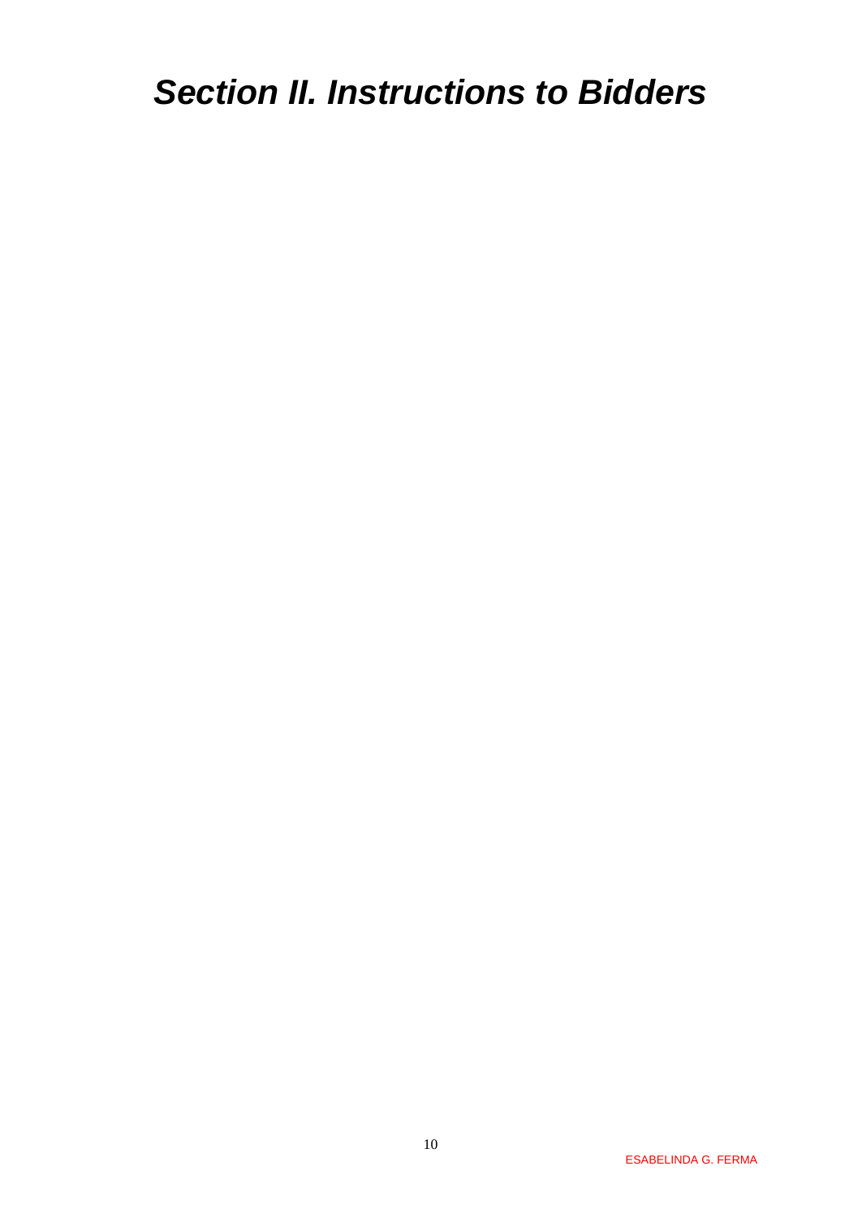# *Section II. Instructions to Bidders*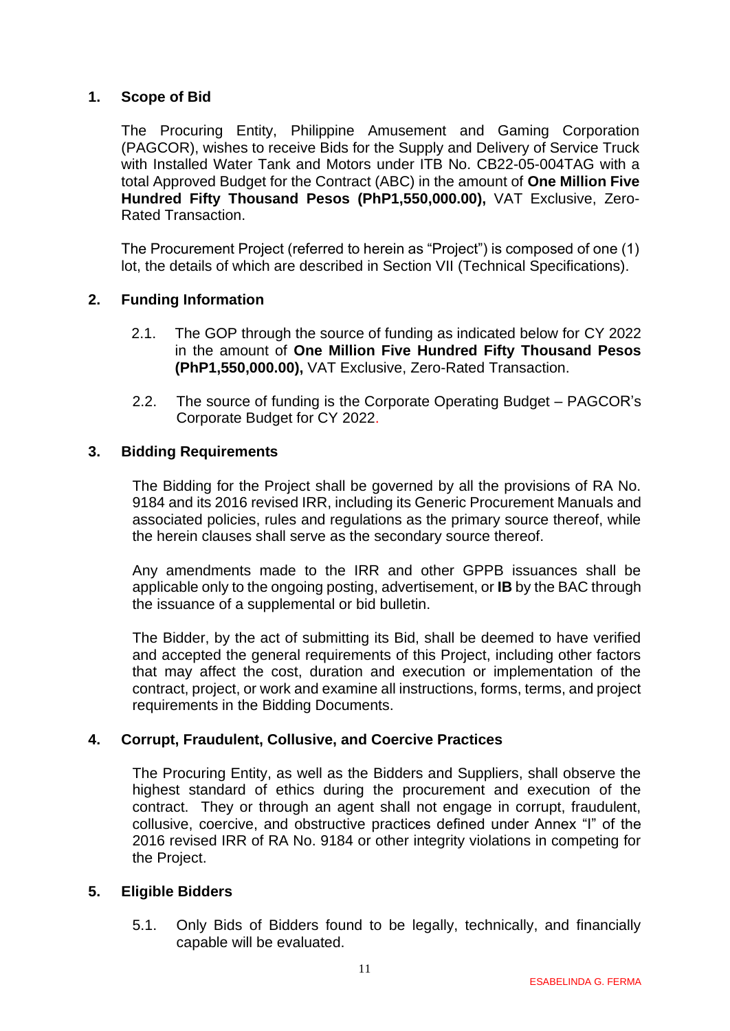## 1. Scope of Bid

The Procuring Entity, Philippine Amusement and Gaming Corporation (PAGCOR), wishes to receive Bids for the Supply and Delivery of Service Truck with Installed Water Tank and Motors under ITB No. CB22-05-004TAG with a total Approved Budget for the Contract (ABC) in the amount of **One Million Five Hundred Fifty Thousand Pesos (PhP1,550,000.00),** VAT Exclusive, Zero-Rated Transaction.

The Procurement Project (referred to herein as "Project") is composed of one (1) lot, the details of which are described in Section VII (Technical Specifications).

## 2. Funding Information

2.1. The GOP through the source of funding as indicated below for CY 2022 in the amount of **One Million Five Hundred Fifty Thousand Pesos (PhP1,550,000.00),** VAT Exclusive, Zero-Rated Transaction.

2.2. The source of funding is the Corporate Operating Budget – PAGCOR's Corporate Budget for CY 2022.

## 3. Bidding Requirements

The Bidding for the Project shall be governed by all the provisions of RA No. 9184 and its 2016 revised IRR, including its Generic Procurement Manuals and associated policies, rules and regulations as the primary source thereof, while the herein clauses shall serve as the secondary source thereof.

Any amendments made to the IRR and other GPPB issuances shall be applicable only to the ongoing posting, advertisement, or **IB** by the BAC through the issuance of a supplemental or bid bulletin.

The Bidder, by the act of submitting its Bid, shall be deemed to have verified and accepted the general requirements of this Project, including other factors that may affect the cost, duration and execution or implementation of the contract, project, or work and examine all instructions, forms, terms, and project requirements in the Bidding Documents.

## 4. Corrupt, Fraudulent, Collusive, and Coercive Practices

The Procuring Entity, as well as the Bidders and Suppliers, shall observe the highest standard of ethics during the procurement and execution of the contract. They or through an agent shall not engage in corrupt, fraudulent, collusive, coercive, and obstructive practices defined under Annex "I" of the 2016 revised IRR of RA No. 9184 or other integrity violations in competing for the Project.

## 5. Eligible Bidders

5.1. Only Bids of Bidders found to be legally, technically, and financially capable will be evaluated.

ESABELINDA G. FERMA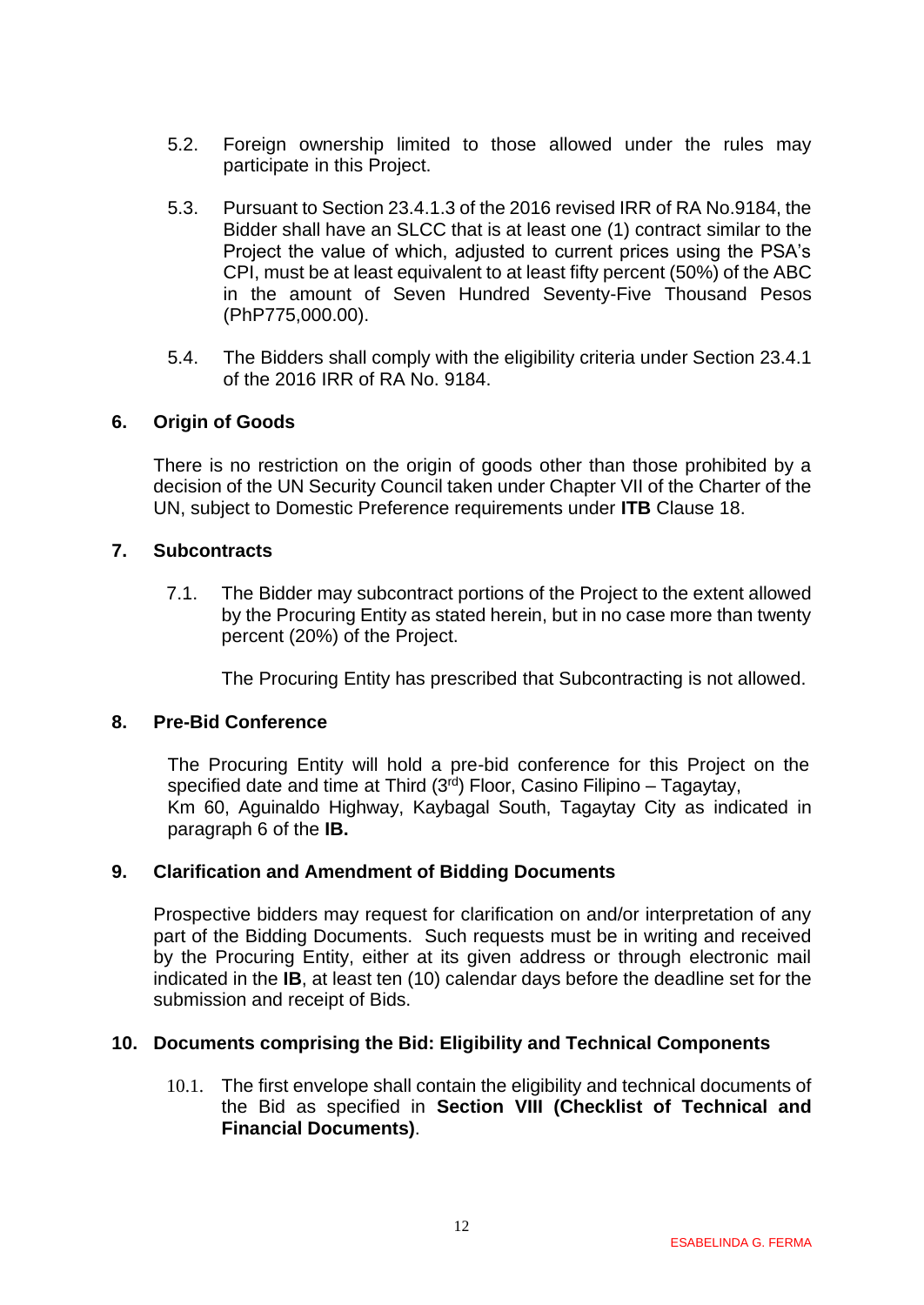5.2. Foreign ownership limited to those allowed under the rules may participate in this Project.

5.3. Pursuant to Section 23.4.1.3 of the 2016 revised IRR of RA No.9184, the Bidder shall have an SLCC that is at least one (1) contract similar to the Project the value of which, adjusted to current prices using the PSA's CPI, must be at least equivalent to at least fifty percent (50%) of the ABC in the amount of Seven Hundred Seventy-Five Thousand Pesos (PhP775,000.00).

5.4. The Bidders shall comply with the eligibility criteria under Section 23.4.1 of the 2016 IRR of RA No. 9184.

## 6. Origin of Goods

There is no restriction on the origin of goods other than those prohibited by a decision of the UN Security Council taken under Chapter VII of the Charter of the UN, subject to Domestic Preference requirements under **ITB** Clause 18.

## 7. Subcontracts

7.1. The Bidder may subcontract portions of the Project to the extent allowed by the Procuring Entity as stated herein, but in no case more than twenty percent (20%) of the Project.

The Procuring Entity has prescribed that Subcontracting is not allowed.

## 8. Pre-Bid Conference

The Procuring Entity will hold a pre-bid conference for this Project on the specified date and time at Third (3rd) Floor, Casino Filipino – Tagaytay, Km 60, Aguinaldo Highway, Kaybagal South, Tagaytay City as indicated in paragraph 6 of the **IB.**

## 9. Clarification and Amendment of Bidding Documents

Prospective bidders may request for clarification on and/or interpretation of any part of the Bidding Documents. Such requests must be in writing and received by the Procuring Entity, either at its given address or through electronic mail indicated in the **IB**, at least ten (10) calendar days before the deadline set for the submission and receipt of Bids.

## 10. Documents comprising the Bid: Eligibility and Technical Components

10.1. The first envelope shall contain the eligibility and technical documents of the Bid as specified in **Section VIII (Checklist of Technical and Financial Documents)**.

ESABELINDA G. FERMA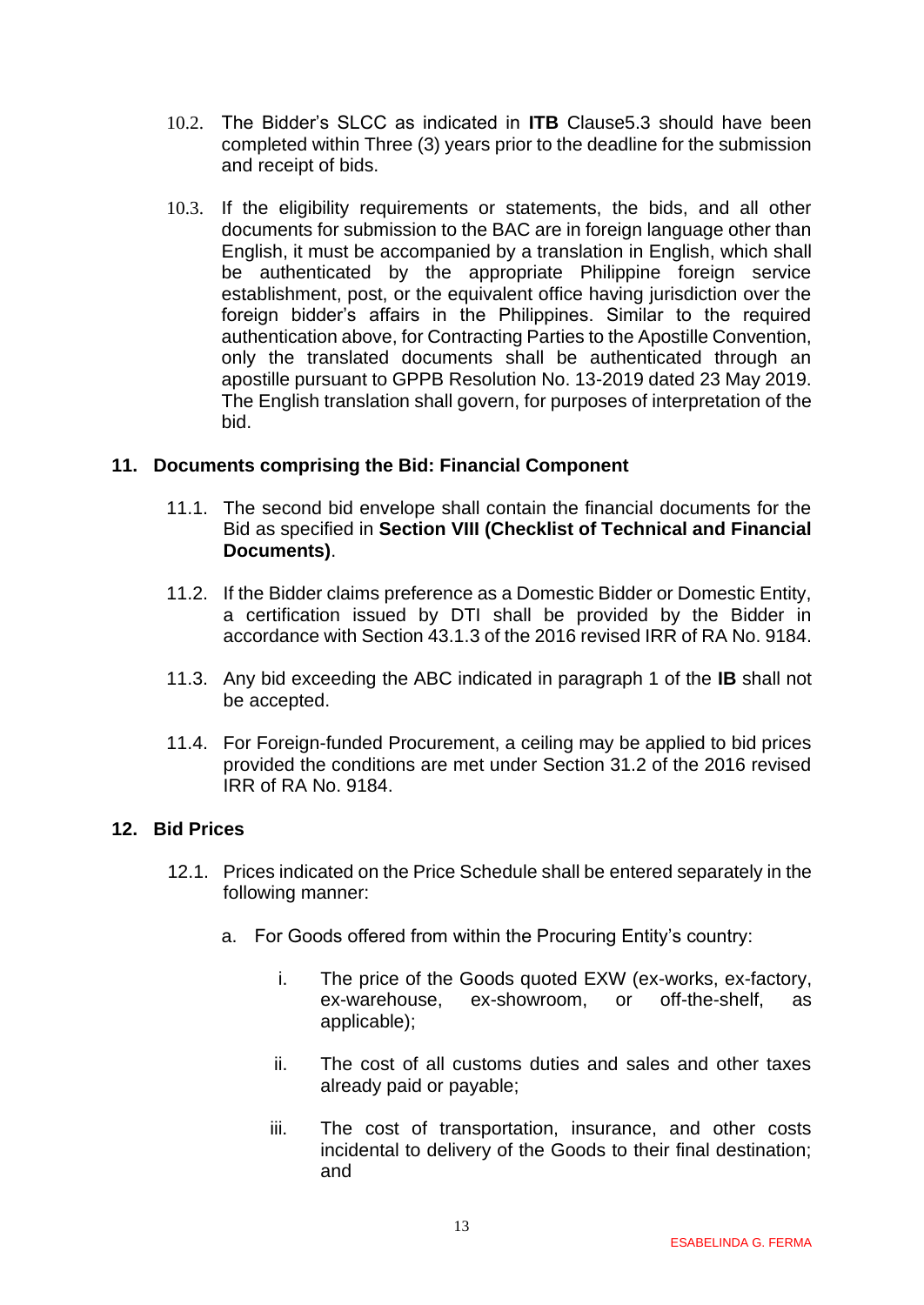10.2. The Bidder's SLCC as indicated in **ITB** Clause5.3 should have been completed within Three (3) years prior to the deadline for the submission and receipt of bids.

10.3. If the eligibility requirements or statements, the bids, and all other documents for submission to the BAC are in foreign language other than English, it must be accompanied by a translation in English, which shall be authenticated by the appropriate Philippine foreign service establishment, post, or the equivalent office having jurisdiction over the foreign bidder's affairs in the Philippines. Similar to the required authentication above, for Contracting Parties to the Apostille Convention, only the translated documents shall be authenticated through an apostille pursuant to GPPB Resolution No. 13-2019 dated 23 May 2019. The English translation shall govern, for purposes of interpretation of the bid.

## 11. Documents comprising the Bid: Financial Component

11.1. The second bid envelope shall contain the financial documents for the Bid as specified in **Section VIII (Checklist of Technical and Financial Documents)**.

11.2. If the Bidder claims preference as a Domestic Bidder or Domestic Entity, a certification issued by DTI shall be provided by the Bidder in accordance with Section 43.1.3 of the 2016 revised IRR of RA No. 9184.

11.3. Any bid exceeding the ABC indicated in paragraph 1 of the **IB** shall not be accepted.

11.4. For Foreign-funded Procurement, a ceiling may be applied to bid prices provided the conditions are met under Section 31.2 of the 2016 revised IRR of RA No. 9184.

## 12. Bid Prices

12.1. Prices indicated on the Price Schedule shall be entered separately in the following manner:

a. For Goods offered from within the Procuring Entity's country:

i. The price of the Goods quoted EXW (ex-works, ex-factory, ex-warehouse, ex-showroom, or off-the-shelf, as applicable);

ii. The cost of all customs duties and sales and other taxes already paid or payable;

iii. The cost of transportation, insurance, and other costs incidental to delivery of the Goods to their final destination; and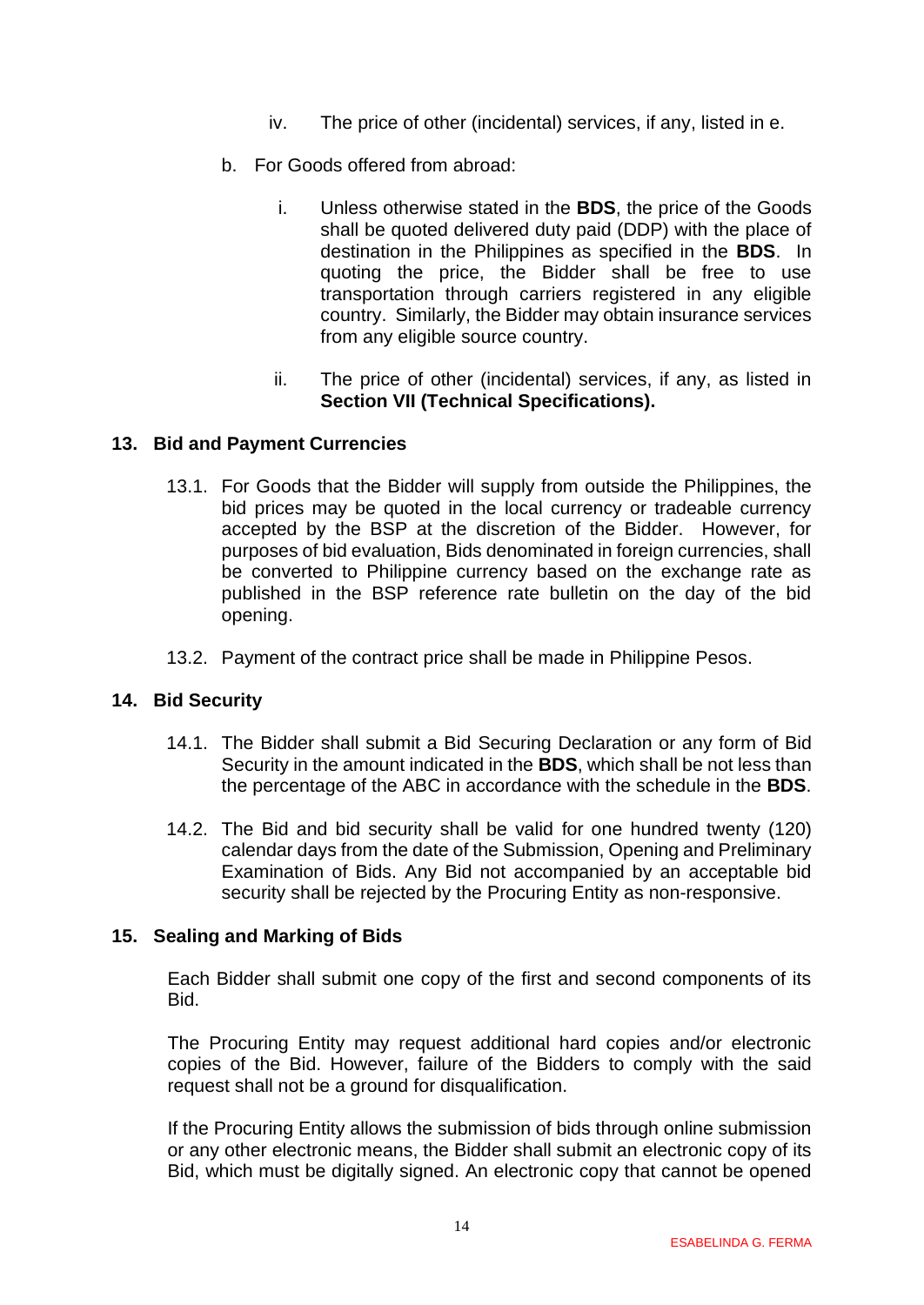iv. The price of other (incidental) services, if any, listed in e.

b. For Goods offered from abroad:

i. Unless otherwise stated in the **BDS**, the price of the Goods shall be quoted delivered duty paid (DDP) with the place of destination in the Philippines as specified in the **BDS**. In quoting the price, the Bidder shall be free to use transportation through carriers registered in any eligible country. Similarly, the Bidder may obtain insurance services from any eligible source country.

ii. The price of other (incidental) services, if any, as listed in **Section VII (Technical Specifications).**

## 13. Bid and Payment Currencies

13.1. For Goods that the Bidder will supply from outside the Philippines, the bid prices may be quoted in the local currency or tradeable currency accepted by the BSP at the discretion of the Bidder. However, for purposes of bid evaluation, Bids denominated in foreign currencies, shall be converted to Philippine currency based on the exchange rate as published in the BSP reference rate bulletin on the day of the bid opening.

13.2. Payment of the contract price shall be made in Philippine Pesos.

## 14. Bid Security

14.1. The Bidder shall submit a Bid Securing Declaration or any form of Bid Security in the amount indicated in the **BDS**, which shall be not less than the percentage of the ABC in accordance with the schedule in the **BDS**.

14.2. The Bid and bid security shall be valid for one hundred twenty (120) calendar days from the date of the Submission, Opening and Preliminary Examination of Bids. Any Bid not accompanied by an acceptable bid security shall be rejected by the Procuring Entity as non-responsive.

## 15. Sealing and Marking of Bids

Each Bidder shall submit one copy of the first and second components of its Bid.

The Procuring Entity may request additional hard copies and/or electronic copies of the Bid. However, failure of the Bidders to comply with the said request shall not be a ground for disqualification.

If the Procuring Entity allows the submission of bids through online submission or any other electronic means, the Bidder shall submit an electronic copy of its Bid, which must be digitally signed. An electronic copy that cannot be opened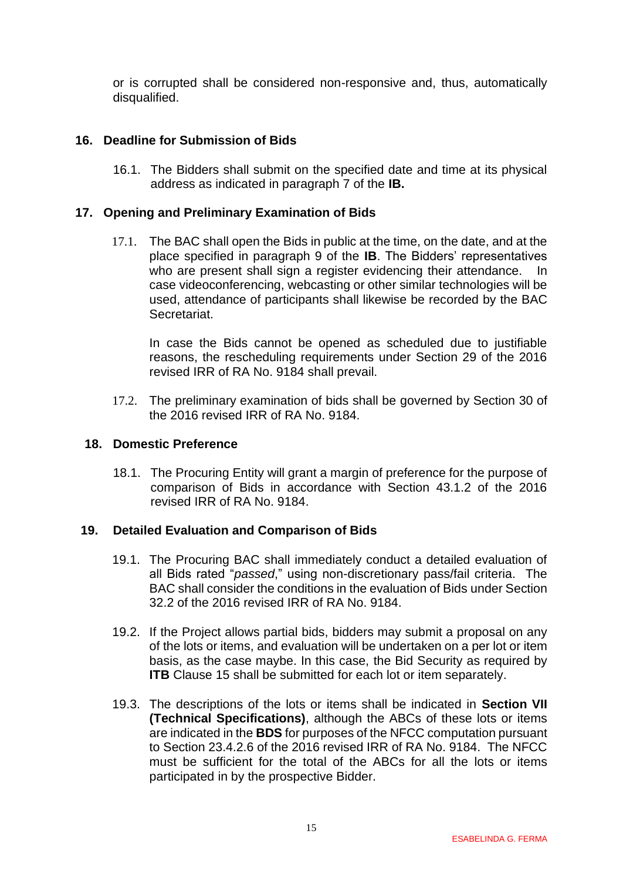or is corrupted shall be considered non-responsive and, thus, automatically disqualified.

## 16. Deadline for Submission of Bids

16.1. The Bidders shall submit on the specified date and time at its physical address as indicated in paragraph 7 of the **IB.**

## 17. Opening and Preliminary Examination of Bids

17.1. The BAC shall open the Bids in public at the time, on the date, and at the place specified in paragraph 9 of the **IB**. The Bidders' representatives who are present shall sign a register evidencing their attendance. In case videoconferencing, webcasting or other similar technologies will be used, attendance of participants shall likewise be recorded by the BAC Secretariat.

In case the Bids cannot be opened as scheduled due to justifiable reasons, the rescheduling requirements under Section 29 of the 2016 revised IRR of RA No. 9184 shall prevail.

17.2. The preliminary examination of bids shall be governed by Section 30 of the 2016 revised IRR of RA No. 9184.

## 18. Domestic Preference

18.1. The Procuring Entity will grant a margin of preference for the purpose of comparison of Bids in accordance with Section 43.1.2 of the 2016 revised IRR of RA No. 9184.

## 19. Detailed Evaluation and Comparison of Bids

19.1. The Procuring BAC shall immediately conduct a detailed evaluation of all Bids rated "*passed*," using non-discretionary pass/fail criteria. The BAC shall consider the conditions in the evaluation of Bids under Section 32.2 of the 2016 revised IRR of RA No. 9184.

19.2. If the Project allows partial bids, bidders may submit a proposal on any of the lots or items, and evaluation will be undertaken on a per lot or item basis, as the case maybe. In this case, the Bid Security as required by **ITB** Clause 15 shall be submitted for each lot or item separately.

19.3. The descriptions of the lots or items shall be indicated in **Section VII (Technical Specifications)**, although the ABCs of these lots or items are indicated in the **BDS** for purposes of the NFCC computation pursuant to Section 23.4.2.6 of the 2016 revised IRR of RA No. 9184. The NFCC must be sufficient for the total of the ABCs for all the lots or items participated in by the prospective Bidder.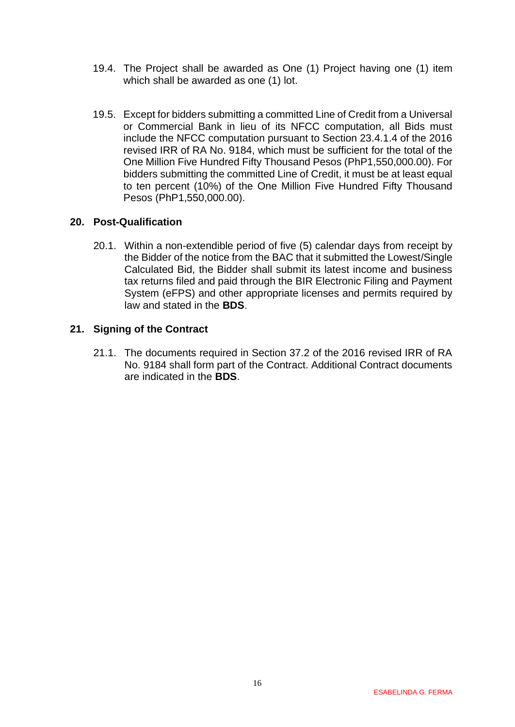19.4. The Project shall be awarded as One (1) Project having one (1) item which shall be awarded as one (1) lot.

19.5. Except for bidders submitting a committed Line of Credit from a Universal or Commercial Bank in lieu of its NFCC computation, all Bids must include the NFCC computation pursuant to Section 23.4.1.4 of the 2016 revised IRR of RA No. 9184, which must be sufficient for the total of the One Million Five Hundred Fifty Thousand Pesos (PhP1,550,000.00). For bidders submitting the committed Line of Credit, it must be at least equal to ten percent (10%) of the One Million Five Hundred Fifty Thousand Pesos (PhP1,550,000.00).

## 20. Post-Qualification

20.1. Within a non-extendible period of five (5) calendar days from receipt by the Bidder of the notice from the BAC that it submitted the Lowest/Single Calculated Bid, the Bidder shall submit its latest income and business tax returns filed and paid through the BIR Electronic Filing and Payment System (eFPS) and other appropriate licenses and permits required by law and stated in the **BDS**.

## 21. Signing of the Contract

21.1. The documents required in Section 37.2 of the 2016 revised IRR of RA No. 9184 shall form part of the Contract. Additional Contract documents are indicated in the **BDS**.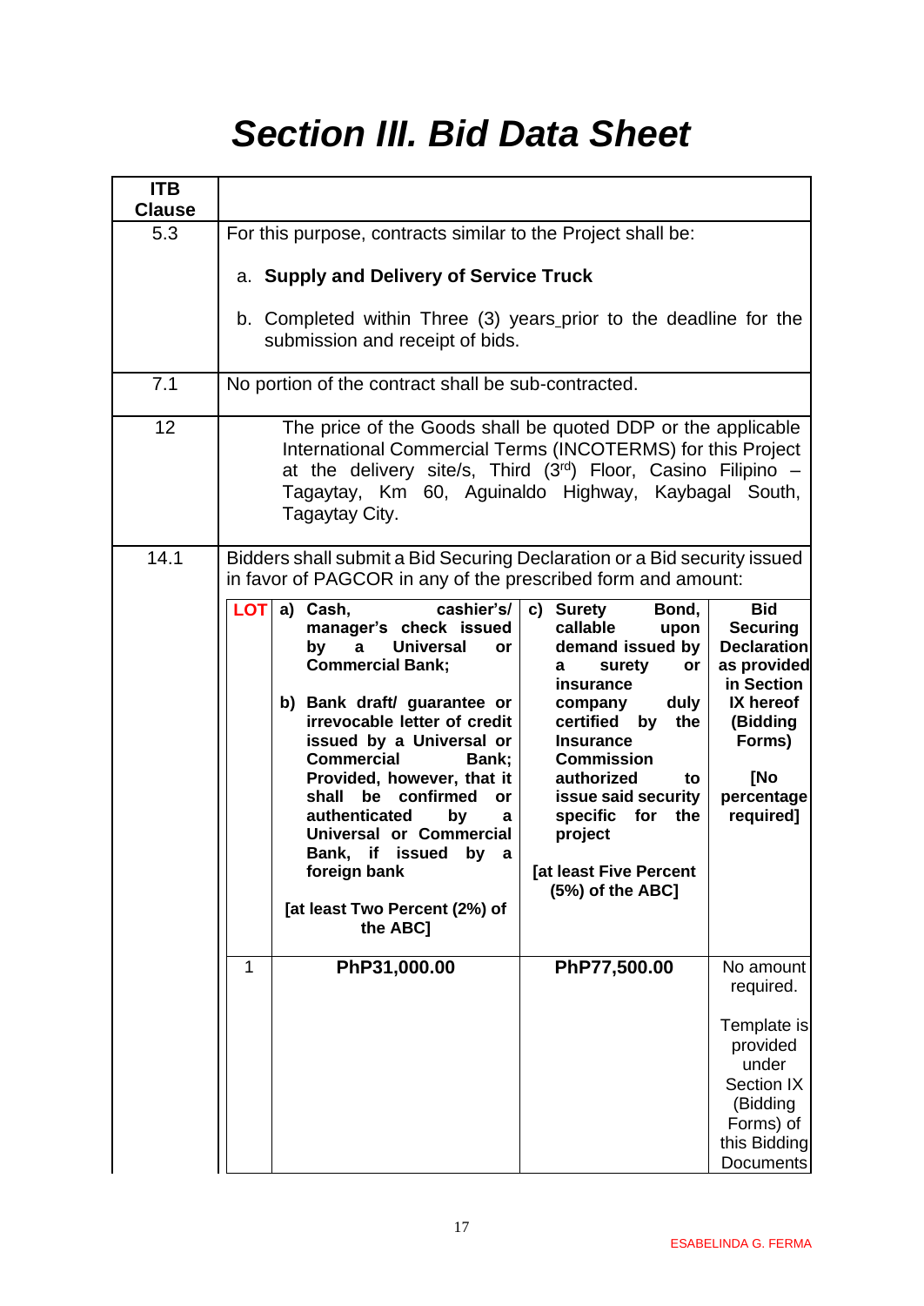# Section III. Bid Data Sheet

| ITB Clause | |
|---|---|
| 5.3 | For this purpose, contracts similar to the Project shall be:<br><br>a. **Supply and Delivery of Service Truck**<br><br>b. Completed within Three (3) years prior to the deadline for the submission and receipt of bids. |
| 7.1 | No portion of the contract shall be sub-contracted. |
| 12 | The price of the Goods shall be quoted DDP or the applicable International Commercial Terms (INCOTERMS) for this Project at the delivery site/s, Third (3rd) Floor, Casino Filipino – Tagaytay, Km 60, Aguinaldo Highway, Kaybagal South, Tagaytay City. |
| 14.1 | Bidders shall submit a Bid Securing Declaration or a Bid security issued in favor of PAGCOR in any of the prescribed form and amount: |

| LOT | a) Cash, cashier's/ manager's check issued by a Universal or Commercial Bank;<br><br>b) Bank draft/ guarantee or irrevocable letter of credit issued by a Universal or Commercial Bank; Provided, however, that it shall be confirmed or authenticated by a Universal or Commercial Bank, if issued by a foreign bank<br><br>[at least Two Percent (2%) of the ABC] | c) Surety Bond, callable upon demand issued by a surety or insurance company duly certified by the Insurance Commission authorized to issue said security specific for the project<br><br>[at least Five Percent (5%) of the ABC] | Bid Securing Declaration as provided in Section IX hereof (Bidding Forms)<br><br>[No percentage required] |
|---|---|---|---|
| 1 | **PhP31,000.00** | **PhP77,500.00** | No amount required.<br><br>Template is provided under Section IX (Bidding Forms) of this Bidding Documents |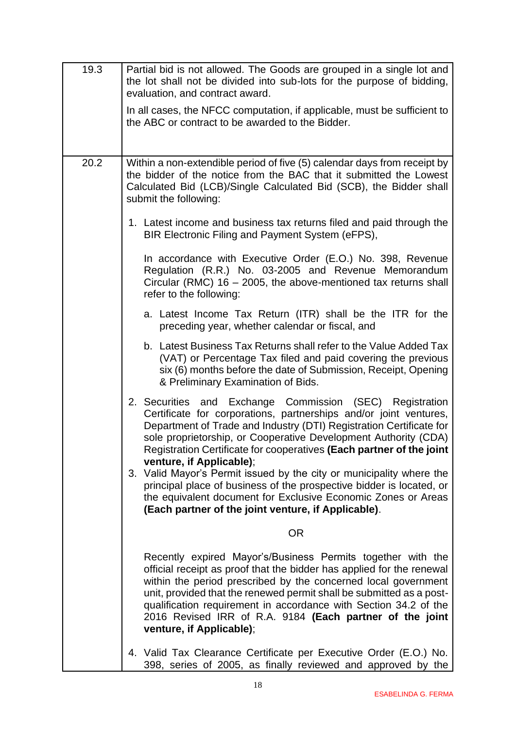| | |
|---|---|
| 19.3 | Partial bid is not allowed. The Goods are grouped in a single lot and the lot shall not be divided into sub-lots for the purpose of bidding, evaluation, and contract award.<br><br>In all cases, the NFCC computation, if applicable, must be sufficient to the ABC or contract to be awarded to the Bidder. |
| 20.2 | Within a non-extendible period of five (5) calendar days from receipt by the bidder of the notice from the BAC that it submitted the Lowest Calculated Bid (LCB)/Single Calculated Bid (SCB), the Bidder shall submit the following:<br><br>1. Latest income and business tax returns filed and paid through the BIR Electronic Filing and Payment System (eFPS),<br><br>In accordance with Executive Order (E.O.) No. 398, Revenue Regulation (R.R.) No. 03-2005 and Revenue Memorandum Circular (RMC) 16 – 2005, the above-mentioned tax returns shall refer to the following:<br><br>a. Latest Income Tax Return (ITR) shall be the ITR for the preceding year, whether calendar or fiscal, and<br><br>b. Latest Business Tax Returns shall refer to the Value Added Tax (VAT) or Percentage Tax filed and paid covering the previous six (6) months before the date of Submission, Receipt, Opening & Preliminary Examination of Bids.<br><br>2. Securities and Exchange Commission (SEC) Registration Certificate for corporations, partnerships and/or joint ventures, Department of Trade and Industry (DTI) Registration Certificate for sole proprietorship, or Cooperative Development Authority (CDA) Registration Certificate for cooperatives **(Each partner of the joint venture, if Applicable)**;<br>3. Valid Mayor's Permit issued by the city or municipality where the principal place of business of the prospective bidder is located, or the equivalent document for Exclusive Economic Zones or Areas **(Each partner of the joint venture, if Applicable)**.<br><br>OR<br><br>Recently expired Mayor's/Business Permits together with the official receipt as proof that the bidder has applied for the renewal within the period prescribed by the concerned local government unit, provided that the renewed permit shall be submitted as a post-qualification requirement in accordance with Section 34.2 of the 2016 Revised IRR of R.A. 9184 **(Each partner of the joint venture, if Applicable)**;<br><br>4. Valid Tax Clearance Certificate per Executive Order (E.O.) No. 398, series of 2005, as finally reviewed and approved by the |

ESABELINDA G. FERMA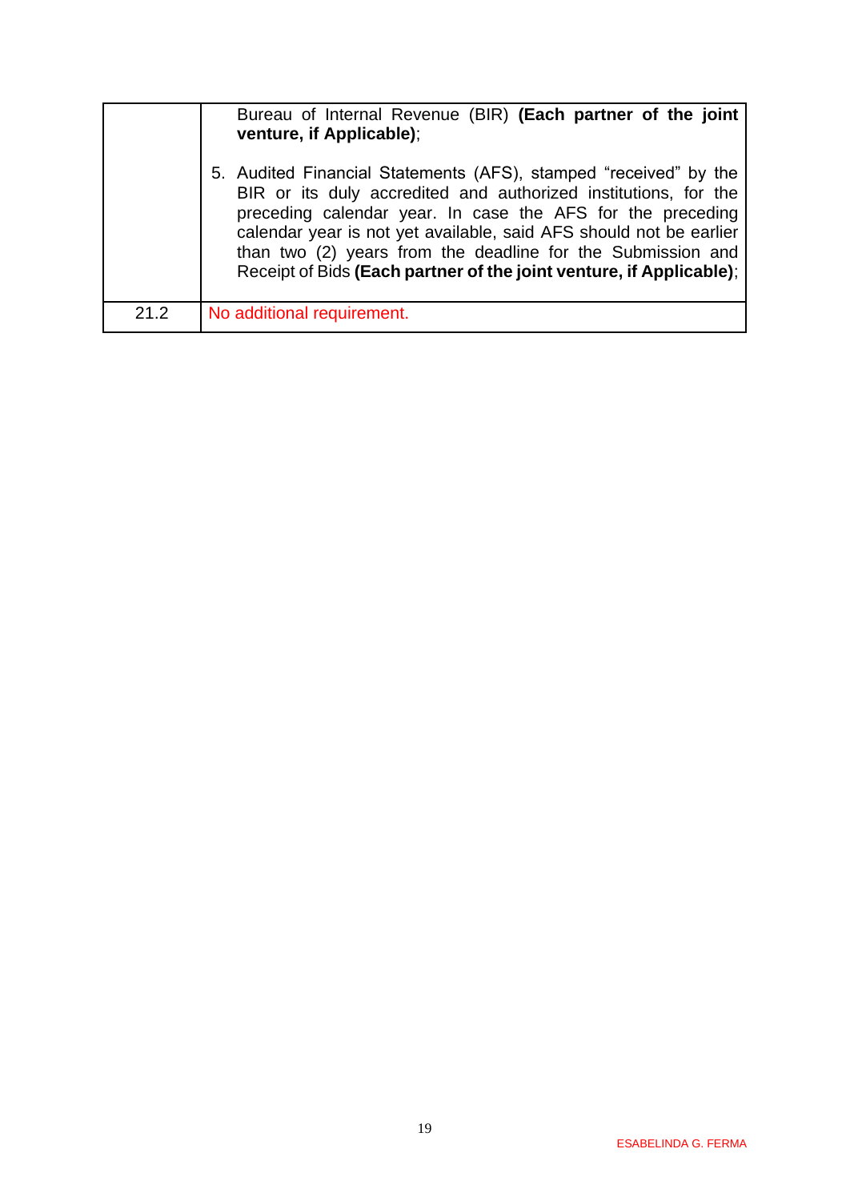| | |
|---|---|
| | Bureau of Internal Revenue (BIR) **(Each partner of the joint venture, if Applicable)**;<br><br>5. Audited Financial Statements (AFS), stamped "received" by the BIR or its duly accredited and authorized institutions, for the preceding calendar year. In case the AFS for the preceding calendar year is not yet available, said AFS should not be earlier than two (2) years from the deadline for the Submission and Receipt of Bids **(Each partner of the joint venture, if Applicable)**; |
| 21.2 | No additional requirement. |

ESABELINDA G. FERMA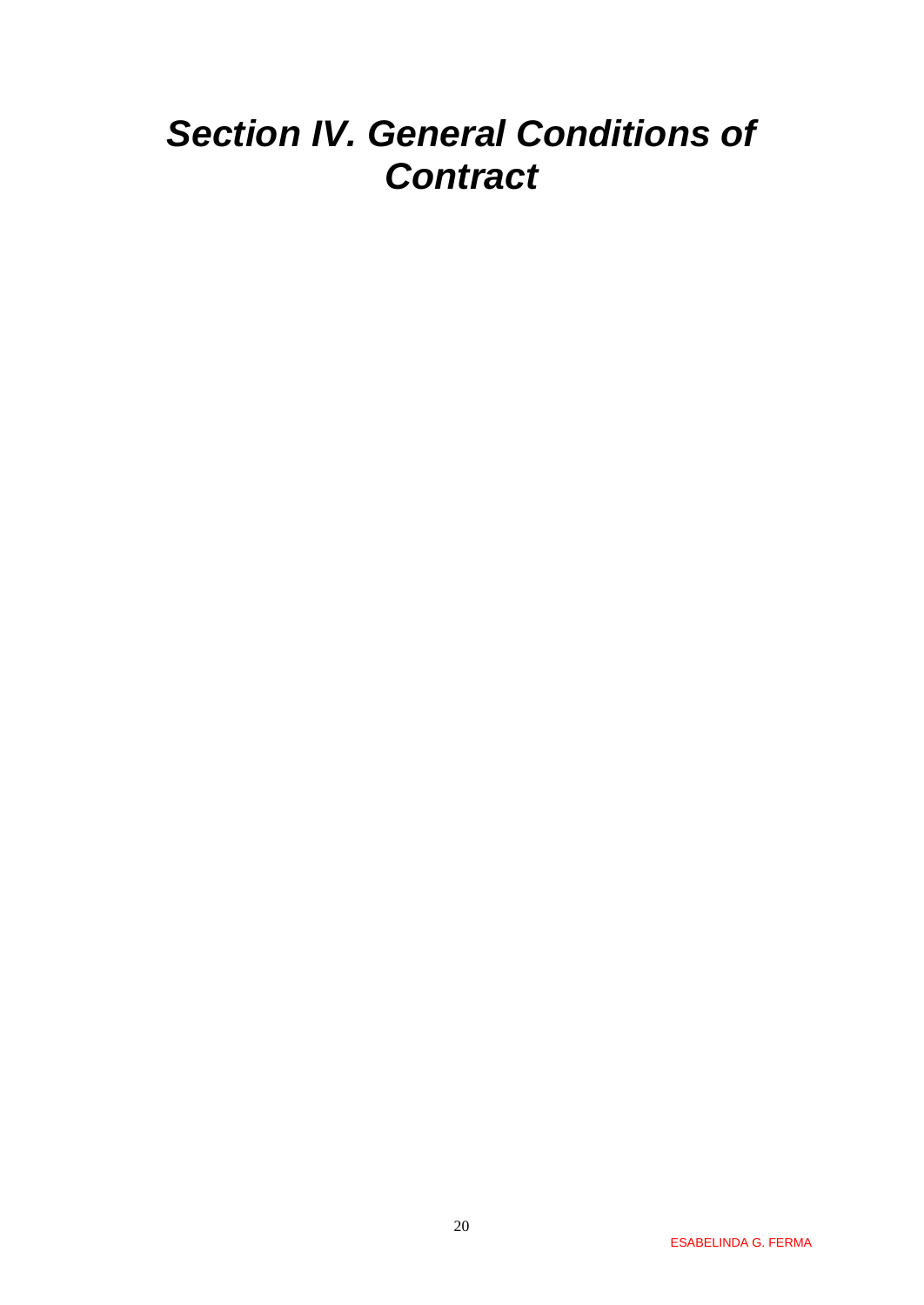# *Section IV. General Conditions of Contract*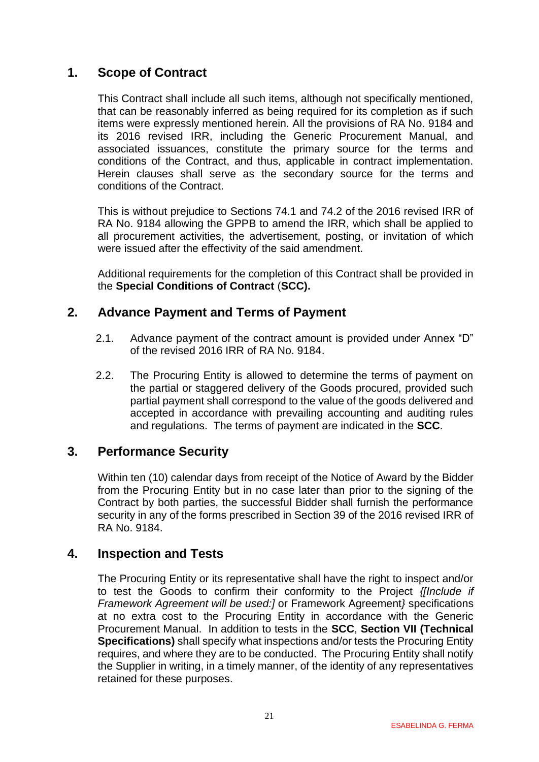## 1. Scope of Contract

This Contract shall include all such items, although not specifically mentioned, that can be reasonably inferred as being required for its completion as if such items were expressly mentioned herein. All the provisions of RA No. 9184 and its 2016 revised IRR, including the Generic Procurement Manual, and associated issuances, constitute the primary source for the terms and conditions of the Contract, and thus, applicable in contract implementation. Herein clauses shall serve as the secondary source for the terms and conditions of the Contract.

This is without prejudice to Sections 74.1 and 74.2 of the 2016 revised IRR of RA No. 9184 allowing the GPPB to amend the IRR, which shall be applied to all procurement activities, the advertisement, posting, or invitation of which were issued after the effectivity of the said amendment.

Additional requirements for the completion of this Contract shall be provided in the **Special Conditions of Contract** (**SCC).**

## 2. Advance Payment and Terms of Payment

2.1. Advance payment of the contract amount is provided under Annex "D" of the revised 2016 IRR of RA No. 9184.

2.2. The Procuring Entity is allowed to determine the terms of payment on the partial or staggered delivery of the Goods procured, provided such partial payment shall correspond to the value of the goods delivered and accepted in accordance with prevailing accounting and auditing rules and regulations. The terms of payment are indicated in the **SCC**.

## 3. Performance Security

Within ten (10) calendar days from receipt of the Notice of Award by the Bidder from the Procuring Entity but in no case later than prior to the signing of the Contract by both parties, the successful Bidder shall furnish the performance security in any of the forms prescribed in Section 39 of the 2016 revised IRR of RA No. 9184.

## 4. Inspection and Tests

The Procuring Entity or its representative shall have the right to inspect and/or to test the Goods to confirm their conformity to the Project *{[Include if Framework Agreement will be used:]* or Framework Agreement*}* specifications at no extra cost to the Procuring Entity in accordance with the Generic Procurement Manual. In addition to tests in the **SCC**, **Section VII (Technical Specifications)** shall specify what inspections and/or tests the Procuring Entity requires, and where they are to be conducted. The Procuring Entity shall notify the Supplier in writing, in a timely manner, of the identity of any representatives retained for these purposes.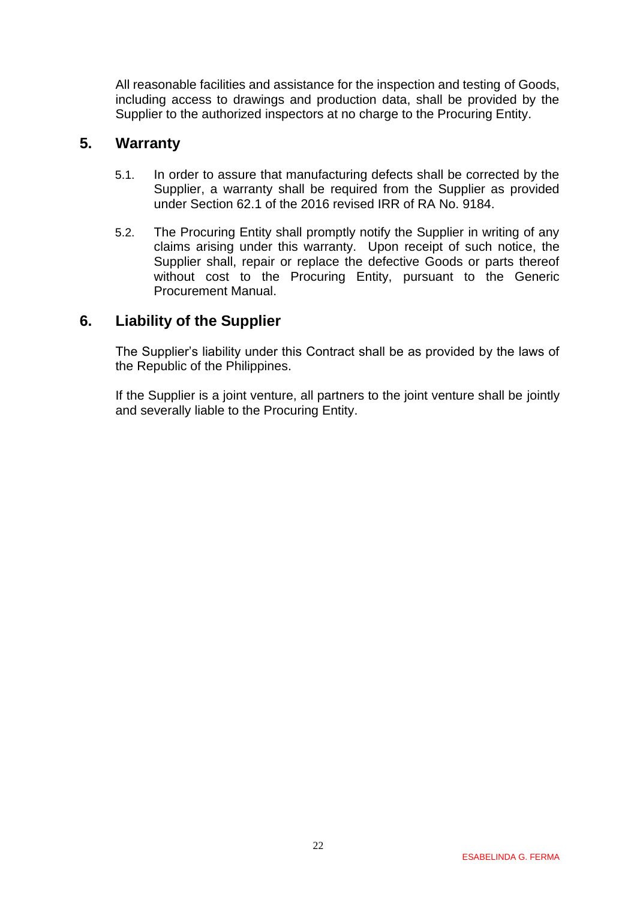All reasonable facilities and assistance for the inspection and testing of Goods, including access to drawings and production data, shall be provided by the Supplier to the authorized inspectors at no charge to the Procuring Entity.

## 5. Warranty

5.1. In order to assure that manufacturing defects shall be corrected by the Supplier, a warranty shall be required from the Supplier as provided under Section 62.1 of the 2016 revised IRR of RA No. 9184.

5.2. The Procuring Entity shall promptly notify the Supplier in writing of any claims arising under this warranty. Upon receipt of such notice, the Supplier shall, repair or replace the defective Goods or parts thereof without cost to the Procuring Entity, pursuant to the Generic Procurement Manual.

## 6. Liability of the Supplier

The Supplier's liability under this Contract shall be as provided by the laws of the Republic of the Philippines.

If the Supplier is a joint venture, all partners to the joint venture shall be jointly and severally liable to the Procuring Entity.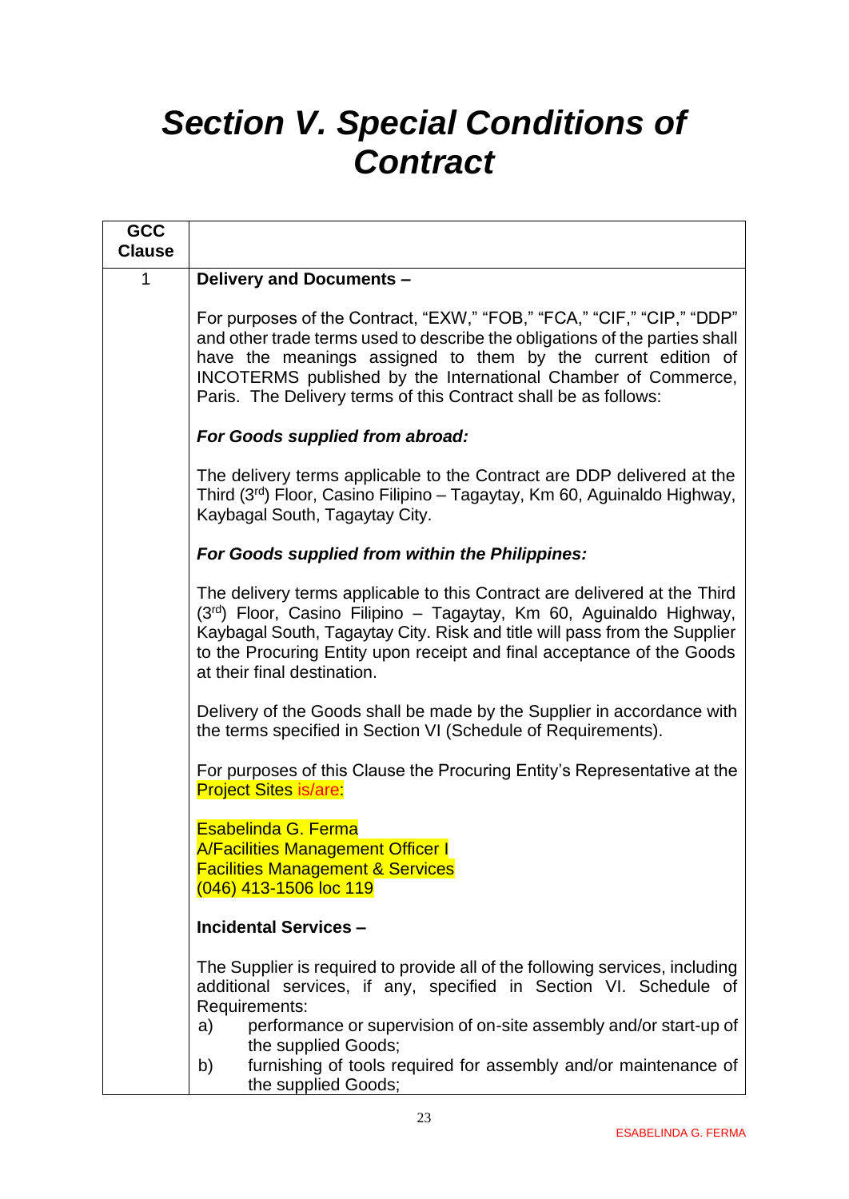# *Section V. Special Conditions of Contract*

| GCC Clause | |
|---|---|
| 1 | **Delivery and Documents –**<br><br>For purposes of the Contract, "EXW," "FOB," "FCA," "CIF," "CIP," "DDP" and other trade terms used to describe the obligations of the parties shall have the meanings assigned to them by the current edition of INCOTERMS published by the International Chamber of Commerce, Paris. The Delivery terms of this Contract shall be as follows:<br><br>***For Goods supplied from abroad:***<br><br>The delivery terms applicable to the Contract are DDP delivered at the Third (3rd) Floor, Casino Filipino – Tagaytay, Km 60, Aguinaldo Highway, Kaybagal South, Tagaytay City.<br><br>***For Goods supplied from within the Philippines:***<br><br>The delivery terms applicable to this Contract are delivered at the Third (3rd) Floor, Casino Filipino – Tagaytay, Km 60, Aguinaldo Highway, Kaybagal South, Tagaytay City. Risk and title will pass from the Supplier to the Procuring Entity upon receipt and final acceptance of the Goods at their final destination.<br><br>Delivery of the Goods shall be made by the Supplier in accordance with the terms specified in Section VI (Schedule of Requirements).<br><br>For purposes of this Clause the Procuring Entity's Representative at the Project Sites is/are:<br><br>Esabelinda G. Ferma<br>A/Facilities Management Officer I<br>Facilities Management & Services<br>(046) 413-1506 loc 119<br><br>**Incidental Services –**<br><br>The Supplier is required to provide all of the following services, including additional services, if any, specified in Section VI. Schedule of Requirements:<br>a) performance or supervision of on-site assembly and/or start-up of the supplied Goods;<br>b) furnishing of tools required for assembly and/or maintenance of the supplied Goods; |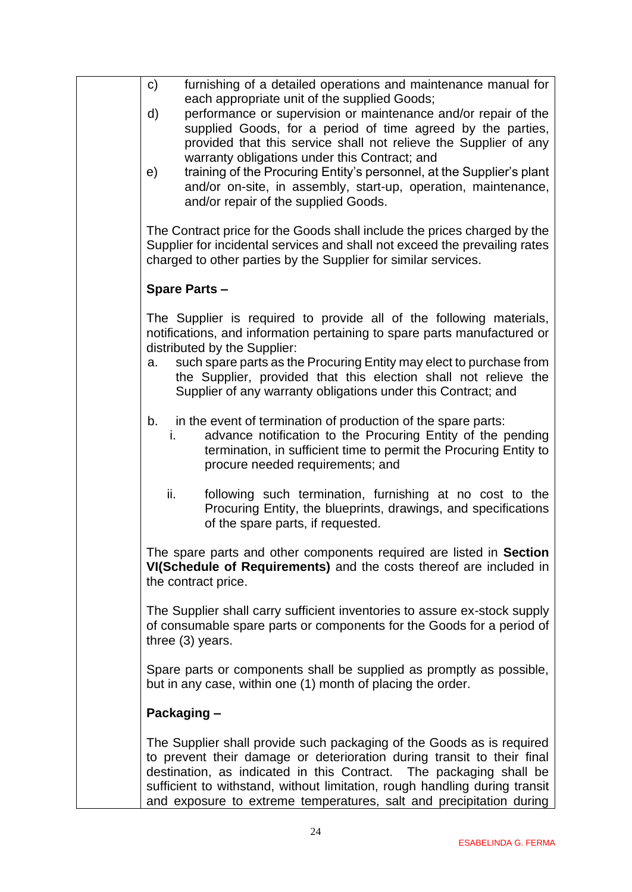c) furnishing of a detailed operations and maintenance manual for each appropriate unit of the supplied Goods;

d) performance or supervision or maintenance and/or repair of the supplied Goods, for a period of time agreed by the parties, provided that this service shall not relieve the Supplier of any warranty obligations under this Contract; and

e) training of the Procuring Entity's personnel, at the Supplier's plant and/or on-site, in assembly, start-up, operation, maintenance, and/or repair of the supplied Goods.

The Contract price for the Goods shall include the prices charged by the Supplier for incidental services and shall not exceed the prevailing rates charged to other parties by the Supplier for similar services.

**Spare Parts –**

The Supplier is required to provide all of the following materials, notifications, and information pertaining to spare parts manufactured or distributed by the Supplier:

a. such spare parts as the Procuring Entity may elect to purchase from the Supplier, provided that this election shall not relieve the Supplier of any warranty obligations under this Contract; and

b. in the event of termination of production of the spare parts:
   i. advance notification to the Procuring Entity of the pending termination, in sufficient time to permit the Procuring Entity to procure needed requirements; and

   ii. following such termination, furnishing at no cost to the Procuring Entity, the blueprints, drawings, and specifications of the spare parts, if requested.

The spare parts and other components required are listed in **Section VI(Schedule of Requirements)** and the costs thereof are included in the contract price.

The Supplier shall carry sufficient inventories to assure ex-stock supply of consumable spare parts or components for the Goods for a period of three (3) years.

Spare parts or components shall be supplied as promptly as possible, but in any case, within one (1) month of placing the order.

**Packaging –**

The Supplier shall provide such packaging of the Goods as is required to prevent their damage or deterioration during transit to their final destination, as indicated in this Contract. The packaging shall be sufficient to withstand, without limitation, rough handling during transit and exposure to extreme temperatures, salt and precipitation during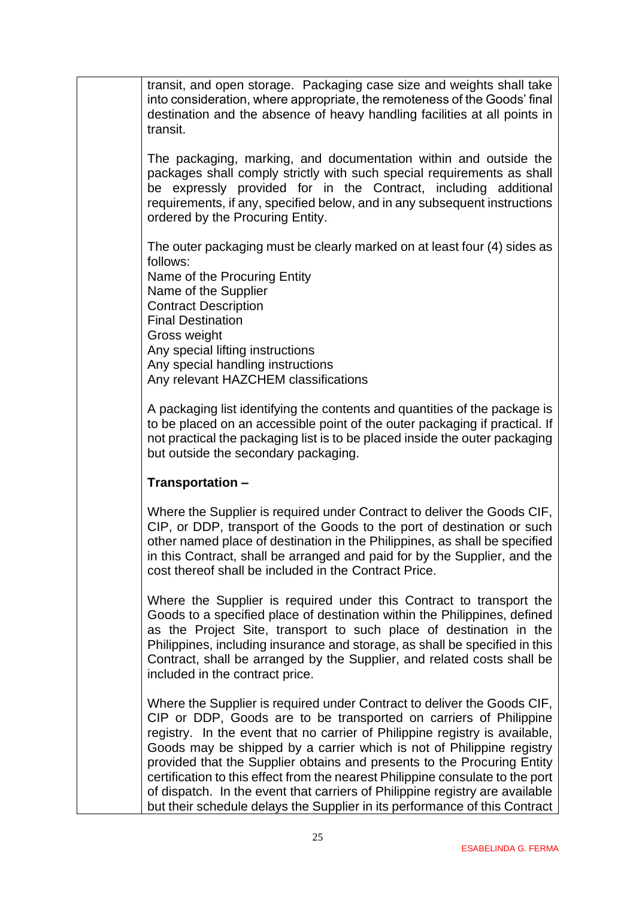| | |
|---|---|
| | transit, and open storage. Packaging case size and weights shall take into consideration, where appropriate, the remoteness of the Goods' final destination and the absence of heavy handling facilities at all points in transit.<br><br>The packaging, marking, and documentation within and outside the packages shall comply strictly with such special requirements as shall be expressly provided for in the Contract, including additional requirements, if any, specified below, and in any subsequent instructions ordered by the Procuring Entity.<br><br>The outer packaging must be clearly marked on at least four (4) sides as follows:<br>Name of the Procuring Entity<br>Name of the Supplier<br>Contract Description<br>Final Destination<br>Gross weight<br>Any special lifting instructions<br>Any special handling instructions<br>Any relevant HAZCHEM classifications<br><br>A packaging list identifying the contents and quantities of the package is to be placed on an accessible point of the outer packaging if practical. If not practical the packaging list is to be placed inside the outer packaging but outside the secondary packaging.<br><br>**Transportation –**<br><br>Where the Supplier is required under Contract to deliver the Goods CIF, CIP, or DDP, transport of the Goods to the port of destination or such other named place of destination in the Philippines, as shall be specified in this Contract, shall be arranged and paid for by the Supplier, and the cost thereof shall be included in the Contract Price.<br><br>Where the Supplier is required under this Contract to transport the Goods to a specified place of destination within the Philippines, defined as the Project Site, transport to such place of destination in the Philippines, including insurance and storage, as shall be specified in this Contract, shall be arranged by the Supplier, and related costs shall be included in the contract price.<br><br>Where the Supplier is required under Contract to deliver the Goods CIF, CIP or DDP, Goods are to be transported on carriers of Philippine registry. In the event that no carrier of Philippine registry is available, Goods may be shipped by a carrier which is not of Philippine registry provided that the Supplier obtains and presents to the Procuring Entity certification to this effect from the nearest Philippine consulate to the port of dispatch. In the event that carriers of Philippine registry are available but their schedule delays the Supplier in its performance of this Contract |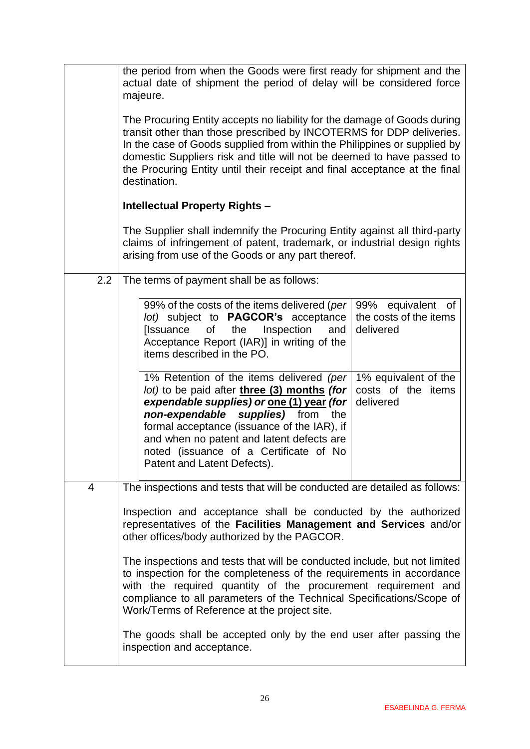| | |
|---|---|
| | the period from when the Goods were first ready for shipment and the actual date of shipment the period of delay will be considered force majeure.<br><br>The Procuring Entity accepts no liability for the damage of Goods during transit other than those prescribed by INCOTERMS for DDP deliveries. In the case of Goods supplied from within the Philippines or supplied by domestic Suppliers risk and title will not be deemed to have passed to the Procuring Entity until their receipt and final acceptance at the final destination.<br><br>**Intellectual Property Rights –**<br><br>The Supplier shall indemnify the Procuring Entity against all third-party claims of infringement of patent, trademark, or industrial design rights arising from use of the Goods or any part thereof. |
| 2.2 | The terms of payment shall be as follows: |
| 4 | The inspections and tests that will be conducted are detailed as follows:<br><br>Inspection and acceptance shall be conducted by the authorized representatives of the **Facilities Management and Services** and/or other offices/body authorized by the PAGCOR.<br><br>The inspections and tests that will be conducted include, but not limited to inspection for the completeness of the requirements in accordance with the required quantity of the procurement requirement and compliance to all parameters of the Technical Specifications/Scope of Work/Terms of Reference at the project site.<br><br>The goods shall be accepted only by the end user after passing the inspection and acceptance. |

Payment terms under 2.2:

| | |
|---|---|
| 99% of the costs of the items delivered (*per lot*) subject to **PAGCOR's** acceptance [Issuance of the Inspection and Acceptance Report (IAR)] in writing of the items described in the PO. | 99% equivalent of the costs of the items delivered |
| 1% Retention of the items delivered (*per lot*) to be paid after **three (3) months** ***(for expendable supplies) or*** **one (1) year** ***(for non-expendable supplies)*** from the formal acceptance (issuance of the IAR), if and when no patent and latent defects are noted (issuance of a Certificate of No Patent and Latent Defects). | 1% equivalent of the costs of the items delivered |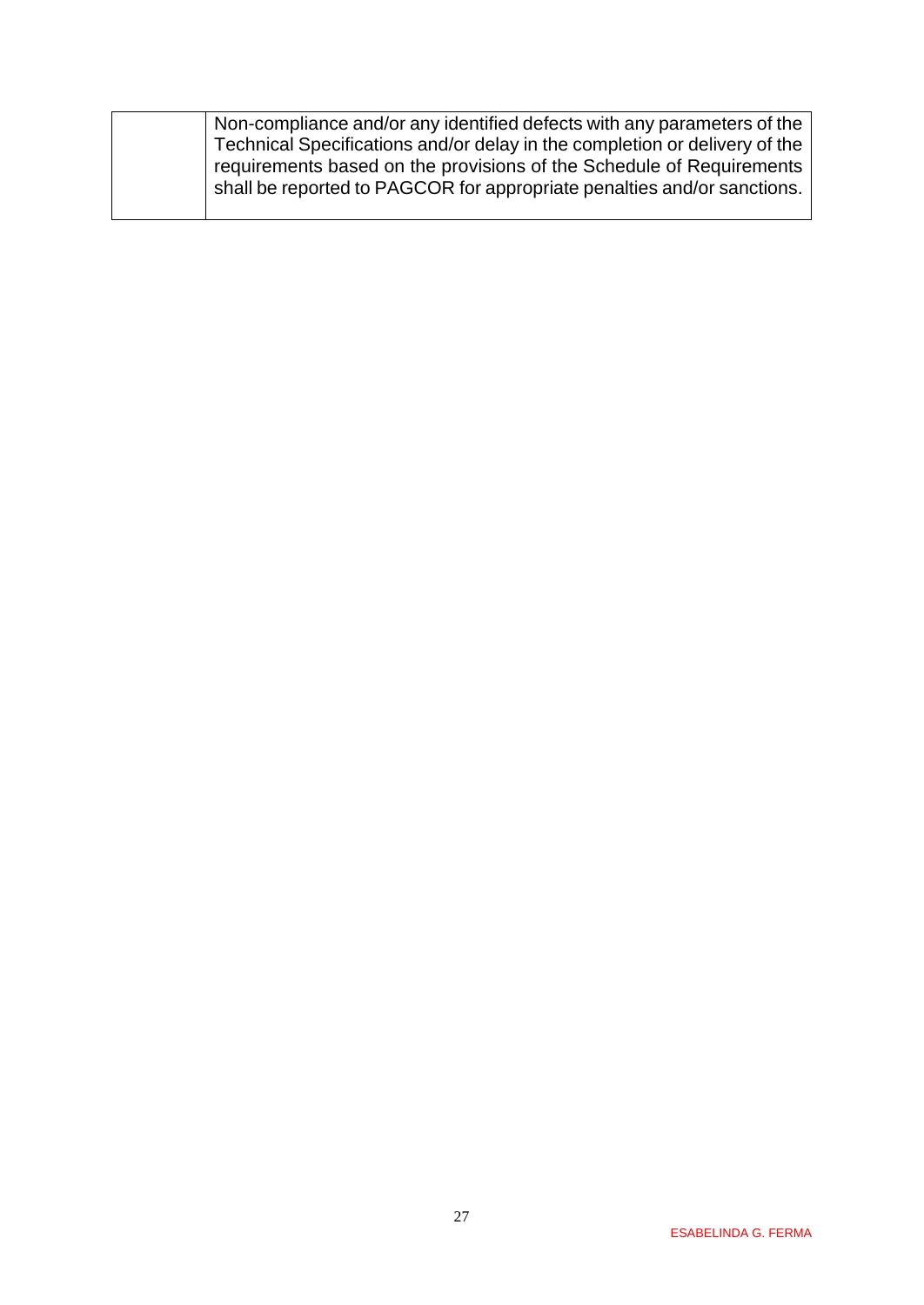| | |
|---|---|
| | Non-compliance and/or any identified defects with any parameters of the Technical Specifications and/or delay in the completion or delivery of the requirements based on the provisions of the Schedule of Requirements shall be reported to PAGCOR for appropriate penalties and/or sanctions. |

ESABELINDA G. FERMA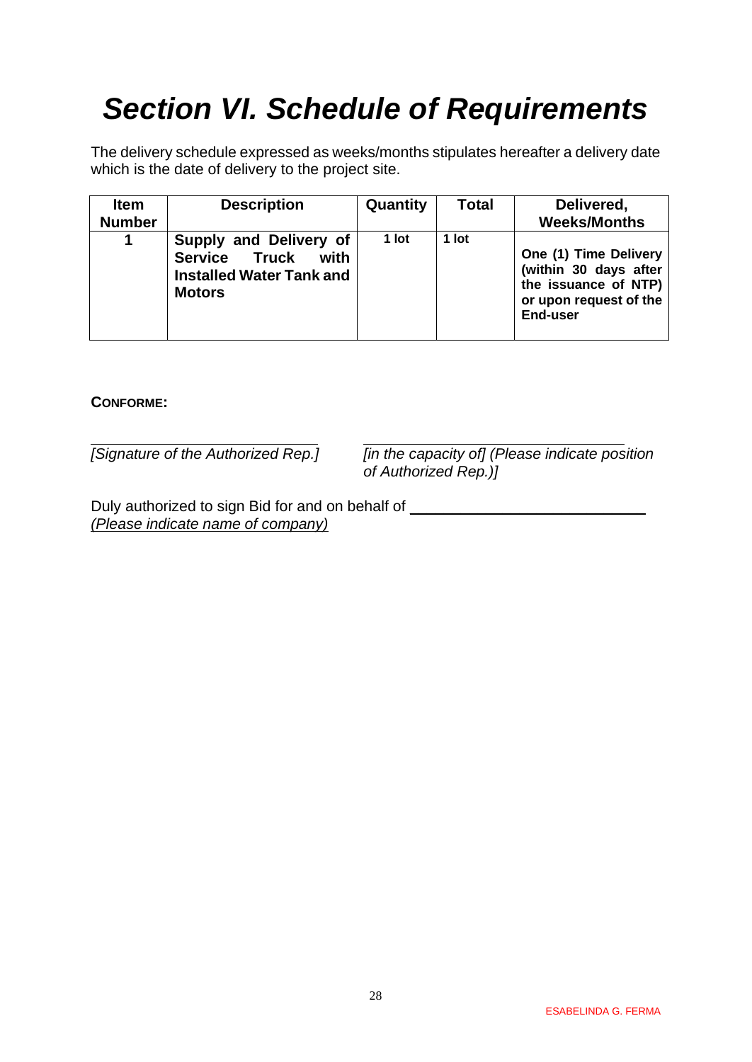# Section VI. Schedule of Requirements

The delivery schedule expressed as weeks/months stipulates hereafter a delivery date which is the date of delivery to the project site.

| Item Number | Description | Quantity | Total | Delivered, Weeks/Months |
|---|---|---|---|---|
| 1 | **Supply and Delivery of Service Truck with Installed Water Tank and Motors** | **1 lot** | **1 lot** | **One (1) Time Delivery (within 30 days after the issuance of NTP) or upon request of the End-user** |

**CONFORME:**

_______________________________
*[Signature of the Authorized Rep.]*

_______________________________
*[in the capacity of] (Please indicate position of Authorized Rep.)]*

Duly authorized to sign Bid for and on behalf of _______________________________
*(Please indicate name of company)*

ESABELINDA G. FERMA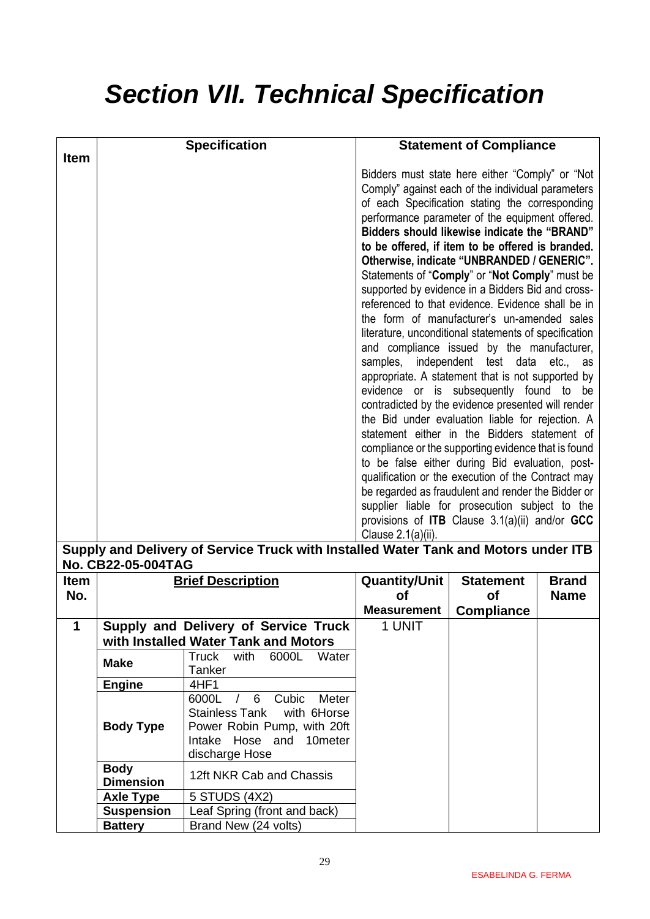# *Section VII. Technical Specification*

| Item | Specification | Statement of Compliance |
|---|---|---|
| | | Bidders must state here either "Comply" or "Not Comply" against each of the individual parameters of each Specification stating the corresponding performance parameter of the equipment offered. **Bidders should likewise indicate the "BRAND" to be offered, if item to be offered is branded. Otherwise, indicate "UNBRANDED / GENERIC".** Statements of "**Comply**" or "**Not Comply**" must be supported by evidence in a Bidders Bid and cross-referenced to that evidence. Evidence shall be in the form of manufacturer's un-amended sales literature, unconditional statements of specification and compliance issued by the manufacturer, samples, independent test data etc., as appropriate. A statement that is not supported by evidence or is subsequently found to be contradicted by the evidence presented will render the Bid under evaluation liable for rejection. A statement either in the Bidders statement of compliance or the supporting evidence that is found to be false either during Bid evaluation, post-qualification or the execution of the Contract may be regarded as fraudulent and render the Bidder or supplier liable for prosecution subject to the provisions of **ITB** Clause 3.1(a)(ii) and/or **GCC** Clause 2.1(a)(ii). |

**Supply and Delivery of Service Truck with Installed Water Tank and Motors under ITB No. CB22-05-004TAG**

| Item No. | <u>Brief Description</u> | | Quantity/Unit of Measurement | Statement of Compliance | Brand Name |
|---|---|---|---|---|---|
| 1 | **Supply and Delivery of Service Truck with Installed Water Tank and Motors** | | 1 UNIT | | |
| | **Make** | Truck with 6000L Water Tanker | | | |
| | **Engine** | 4HF1 | | | |
| | **Body Type** | 6000L / 6 Cubic Meter Stainless Tank with 6Horse Power Robin Pump, with 20ft Intake Hose and 10meter discharge Hose | | | |
| | **Body Dimension** | 12ft NKR Cab and Chassis | | | |
| | **Axle Type** | 5 STUDS (4X2) | | | |
| | **Suspension** | Leaf Spring (front and back) | | | |
| | **Battery** | Brand New (24 volts) | | | |

ESABELINDA G. FERMA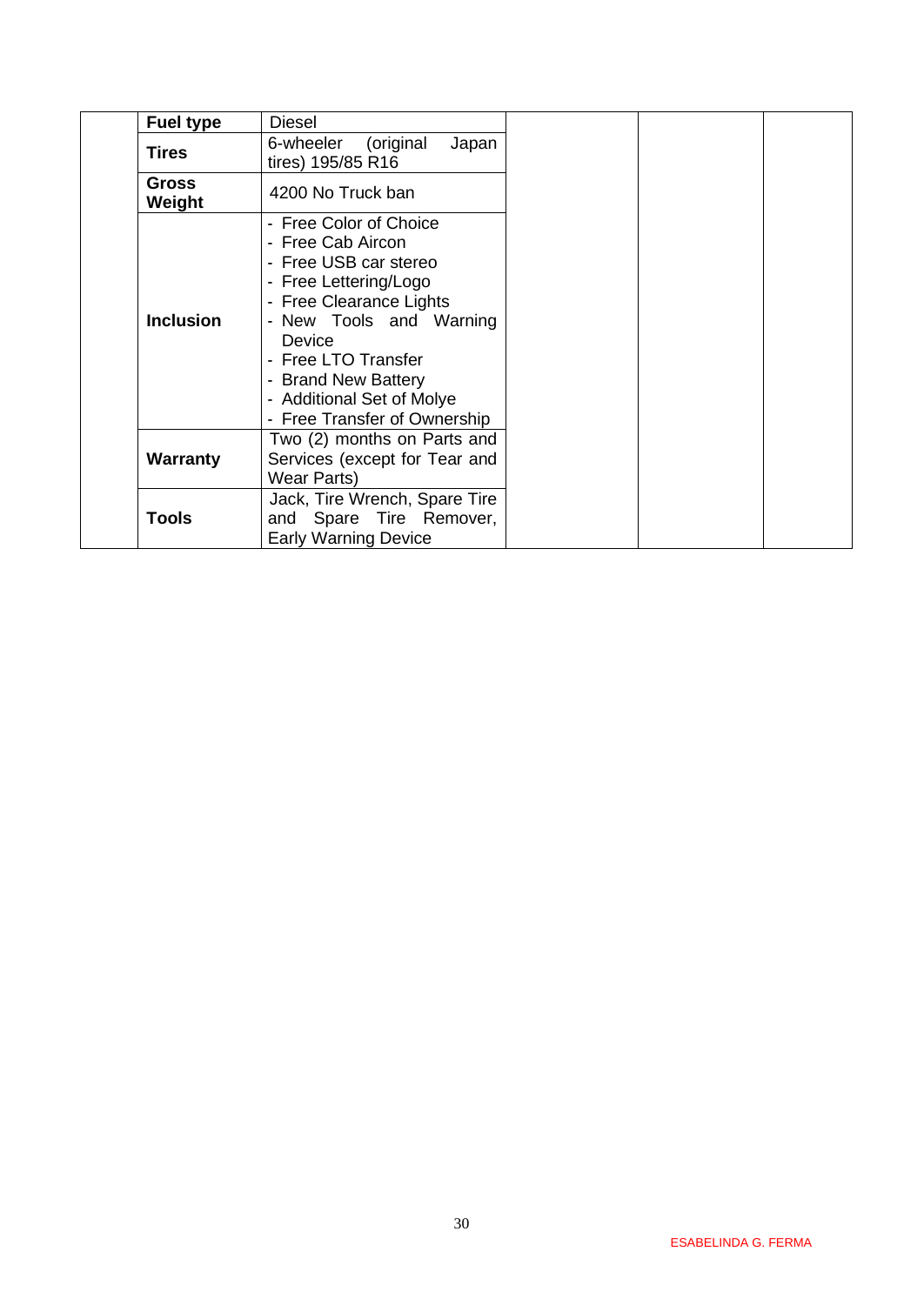| | | | | | |
|---|---|---|---|---|---|
| | **Fuel type** | Diesel | | | |
| | **Tires** | 6-wheeler (original Japan tires) 195/85 R16 | | | |
| | **Gross Weight** | 4200 No Truck ban | | | |
| | **Inclusion** | - Free Color of Choice<br>- Free Cab Aircon<br>- Free USB car stereo<br>- Free Lettering/Logo<br>- Free Clearance Lights<br>- New Tools and Warning Device<br>- Free LTO Transfer<br>- Brand New Battery<br>- Additional Set of Molye<br>- Free Transfer of Ownership | | | |
| | **Warranty** | Two (2) months on Parts and Services (except for Tear and Wear Parts) | | | |
| | **Tools** | Jack, Tire Wrench, Spare Tire and Spare Tire Remover, Early Warning Device | | | |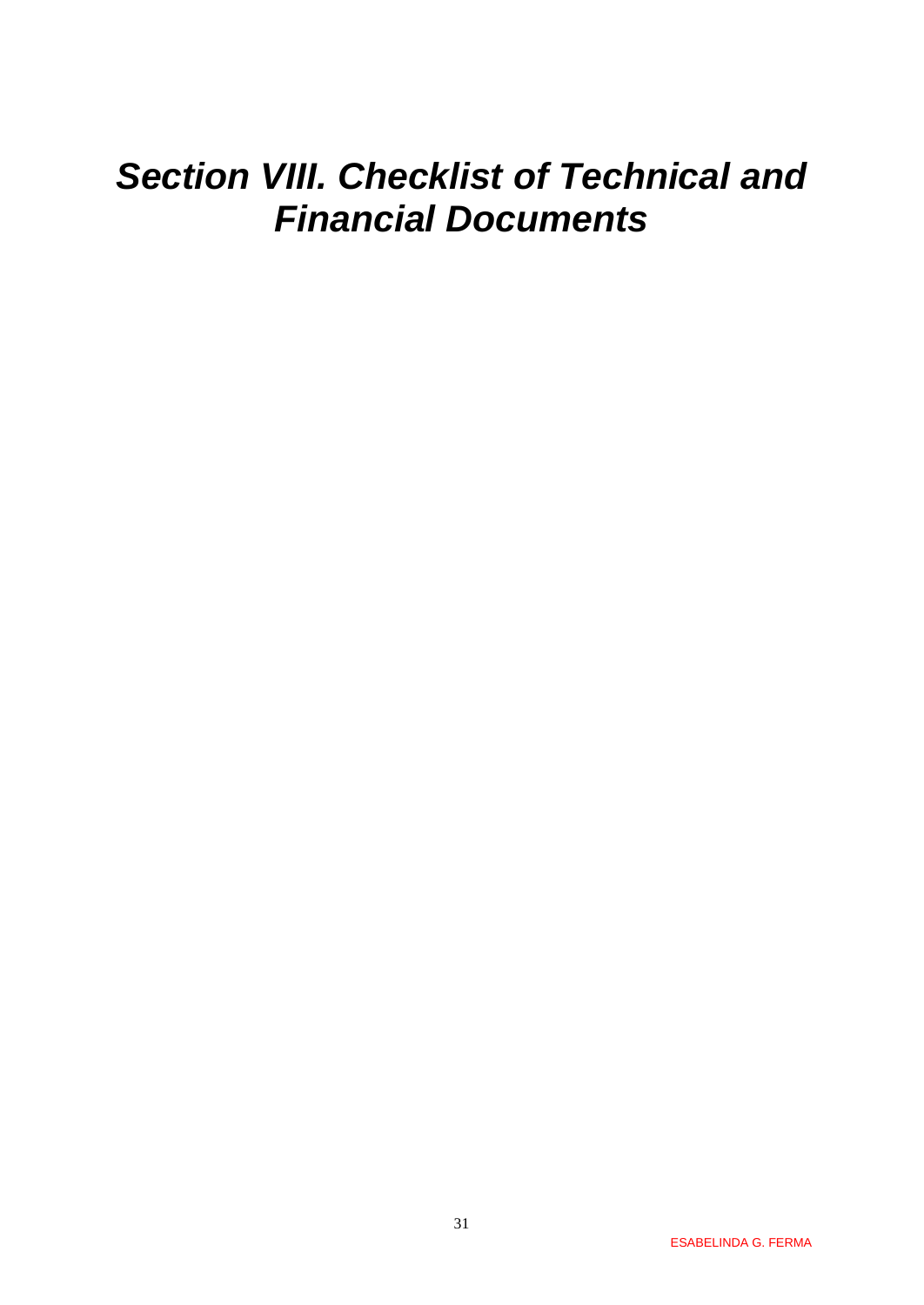# *Section VIII. Checklist of Technical and Financial Documents*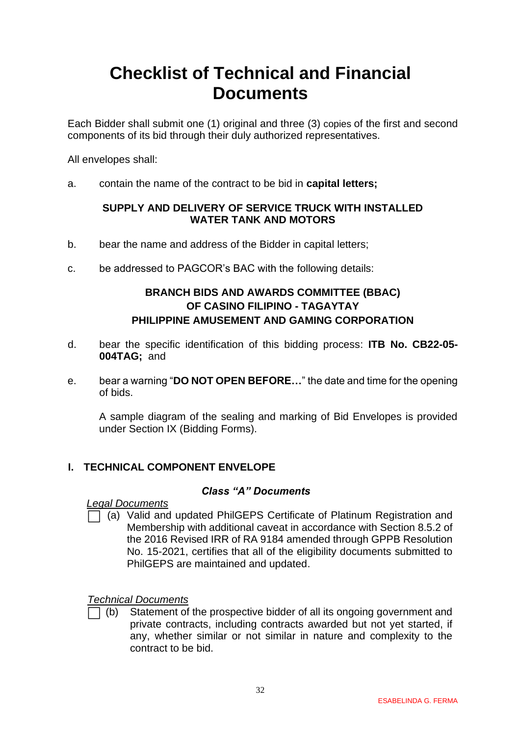# Checklist of Technical and Financial Documents

Each Bidder shall submit one (1) original and three (3) copies of the first and second components of its bid through their duly authorized representatives.

All envelopes shall:

a. contain the name of the contract to be bid in **capital letters;**

**SUPPLY AND DELIVERY OF SERVICE TRUCK WITH INSTALLED WATER TANK AND MOTORS**

b. bear the name and address of the Bidder in capital letters;

c. be addressed to PAGCOR's BAC with the following details:

**BRANCH BIDS AND AWARDS COMMITTEE (BBAC)**
**OF CASINO FILIPINO - TAGAYTAY**
**PHILIPPINE AMUSEMENT AND GAMING CORPORATION**

d. bear the specific identification of this bidding process: **ITB No. CB22-05-004TAG;** and

e. bear a warning "**DO NOT OPEN BEFORE…**" the date and time for the opening of bids.

A sample diagram of the sealing and marking of Bid Envelopes is provided under Section IX (Bidding Forms).

## I. TECHNICAL COMPONENT ENVELOPE

### *Class "A" Documents*

*Legal Documents*

☐ (a) Valid and updated PhilGEPS Certificate of Platinum Registration and Membership with additional caveat in accordance with Section 8.5.2 of the 2016 Revised IRR of RA 9184 amended through GPPB Resolution No. 15-2021, certifies that all of the eligibility documents submitted to PhilGEPS are maintained and updated.

*Technical Documents*

☐ (b) Statement of the prospective bidder of all its ongoing government and private contracts, including contracts awarded but not yet started, if any, whether similar or not similar in nature and complexity to the contract to be bid.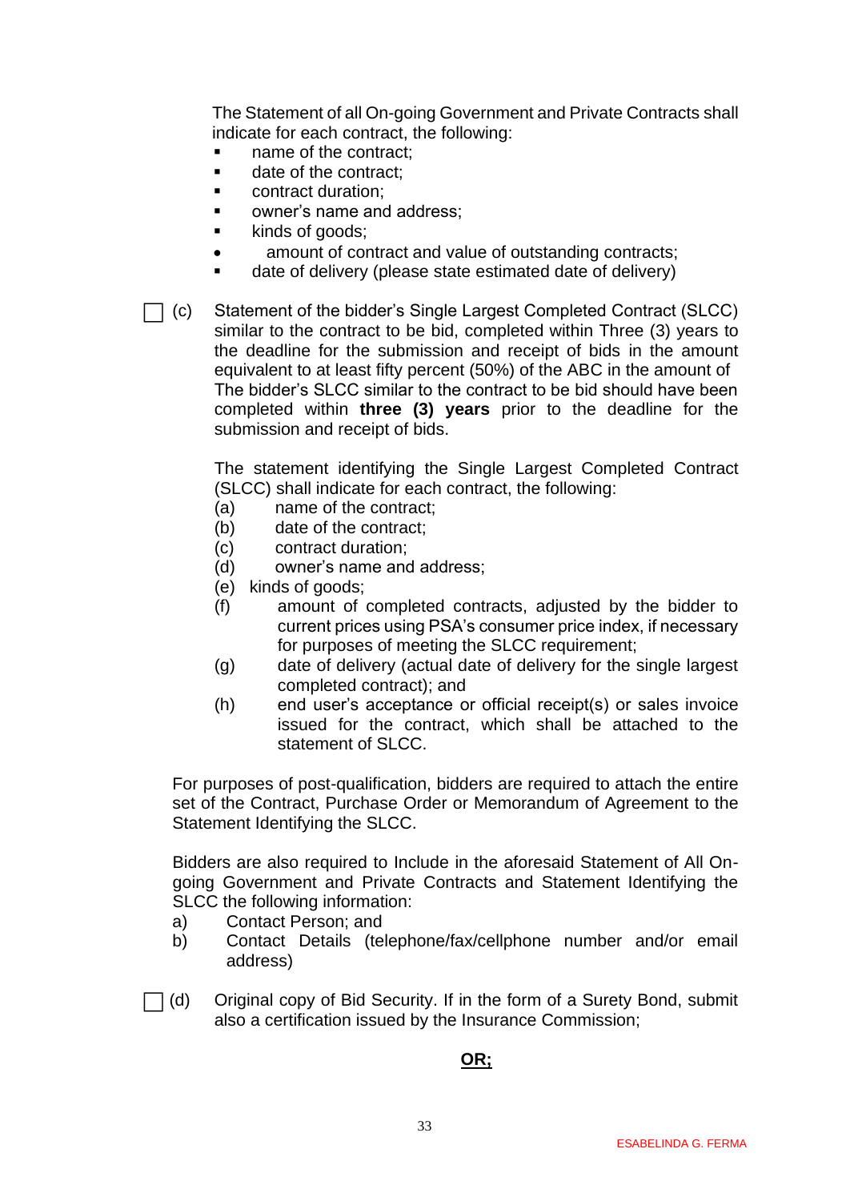The Statement of all On-going Government and Private Contracts shall indicate for each contract, the following:

- name of the contract;
- date of the contract;
- contract duration;
- owner's name and address;
- kinds of goods;
- amount of contract and value of outstanding contracts;
- date of delivery (please state estimated date of delivery)

☐ (c) Statement of the bidder's Single Largest Completed Contract (SLCC) similar to the contract to be bid, completed within Three (3) years to the deadline for the submission and receipt of bids in the amount equivalent to at least fifty percent (50%) of the ABC in the amount of The bidder's SLCC similar to the contract to be bid should have been completed within **three (3) years** prior to the deadline for the submission and receipt of bids.

The statement identifying the Single Largest Completed Contract (SLCC) shall indicate for each contract, the following:

(a) name of the contract;
(b) date of the contract;
(c) contract duration;
(d) owner's name and address;
(e) kinds of goods;
(f) amount of completed contracts, adjusted by the bidder to current prices using PSA's consumer price index, if necessary for purposes of meeting the SLCC requirement;
(g) date of delivery (actual date of delivery for the single largest completed contract); and
(h) end user's acceptance or official receipt(s) or sales invoice issued for the contract, which shall be attached to the statement of SLCC.

For purposes of post-qualification, bidders are required to attach the entire set of the Contract, Purchase Order or Memorandum of Agreement to the Statement Identifying the SLCC.

Bidders are also required to Include in the aforesaid Statement of All On-going Government and Private Contracts and Statement Identifying the SLCC the following information:

a) Contact Person; and
b) Contact Details (telephone/fax/cellphone number and/or email address)

☐ (d) Original copy of Bid Security. If in the form of a Surety Bond, submit also a certification issued by the Insurance Commission;

**OR;**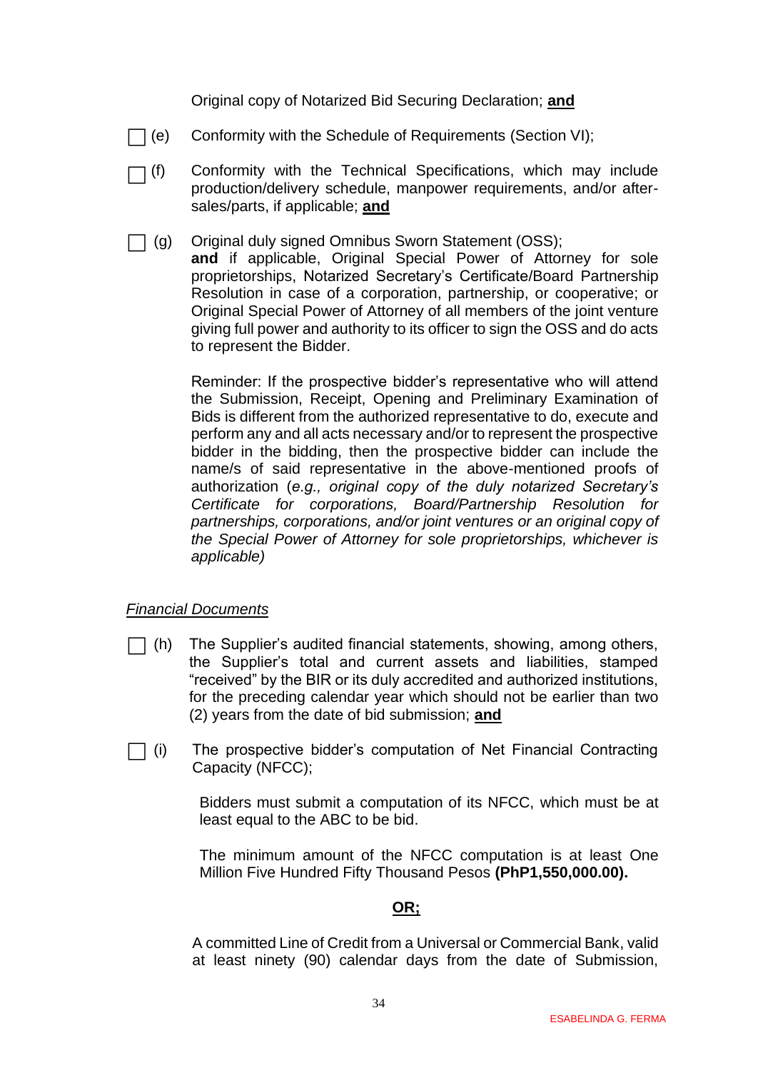Original copy of Notarized Bid Securing Declaration; **and**

- ☐ (e) Conformity with the Schedule of Requirements (Section VI);

- ☐ (f) Conformity with the Technical Specifications, which may include production/delivery schedule, manpower requirements, and/or after-sales/parts, if applicable; **and**

- ☐ (g) Original duly signed Omnibus Sworn Statement (OSS); **and** if applicable, Original Special Power of Attorney for sole proprietorships, Notarized Secretary's Certificate/Board Partnership Resolution in case of a corporation, partnership, or cooperative; or Original Special Power of Attorney of all members of the joint venture giving full power and authority to its officer to sign the OSS and do acts to represent the Bidder.

  Reminder: If the prospective bidder's representative who will attend the Submission, Receipt, Opening and Preliminary Examination of Bids is different from the authorized representative to do, execute and perform any and all acts necessary and/or to represent the prospective bidder in the bidding, then the prospective bidder can include the name/s of said representative in the above-mentioned proofs of authorization (*e.g., original copy of the duly notarized Secretary's Certificate for corporations, Board/Partnership Resolution for partnerships, corporations, and/or joint ventures or an original copy of the Special Power of Attorney for sole proprietorships, whichever is applicable)*

*Financial Documents*

- ☐ (h) The Supplier's audited financial statements, showing, among others, the Supplier's total and current assets and liabilities, stamped "received" by the BIR or its duly accredited and authorized institutions, for the preceding calendar year which should not be earlier than two (2) years from the date of bid submission; **and**

- ☐ (i) The prospective bidder's computation of Net Financial Contracting Capacity (NFCC);

  Bidders must submit a computation of its NFCC, which must be at least equal to the ABC to be bid.

  The minimum amount of the NFCC computation is at least One Million Five Hundred Fifty Thousand Pesos **(PhP1,550,000.00).**

  **OR;**

  A committed Line of Credit from a Universal or Commercial Bank, valid at least ninety (90) calendar days from the date of Submission,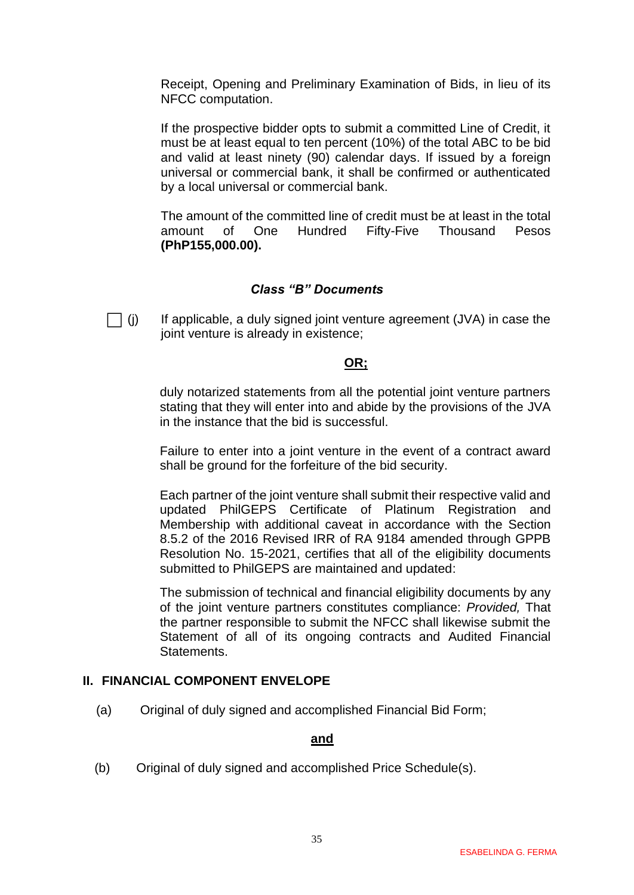Receipt, Opening and Preliminary Examination of Bids, in lieu of its NFCC computation.

If the prospective bidder opts to submit a committed Line of Credit, it must be at least equal to ten percent (10%) of the total ABC to be bid and valid at least ninety (90) calendar days. If issued by a foreign universal or commercial bank, it shall be confirmed or authenticated by a local universal or commercial bank.

The amount of the committed line of credit must be at least in the total amount of One Hundred Fifty-Five Thousand Pesos **(PhP155,000.00).**

***Class "B" Documents***

☐ (j) If applicable, a duly signed joint venture agreement (JVA) in case the joint venture is already in existence;

**OR;**

duly notarized statements from all the potential joint venture partners stating that they will enter into and abide by the provisions of the JVA in the instance that the bid is successful.

Failure to enter into a joint venture in the event of a contract award shall be ground for the forfeiture of the bid security.

Each partner of the joint venture shall submit their respective valid and updated PhilGEPS Certificate of Platinum Registration and Membership with additional caveat in accordance with the Section 8.5.2 of the 2016 Revised IRR of RA 9184 amended through GPPB Resolution No. 15-2021, certifies that all of the eligibility documents submitted to PhilGEPS are maintained and updated:

The submission of technical and financial eligibility documents by any of the joint venture partners constitutes compliance: *Provided,* That the partner responsible to submit the NFCC shall likewise submit the Statement of all of its ongoing contracts and Audited Financial Statements.

## II. FINANCIAL COMPONENT ENVELOPE

(a) Original of duly signed and accomplished Financial Bid Form;

**and**

(b) Original of duly signed and accomplished Price Schedule(s).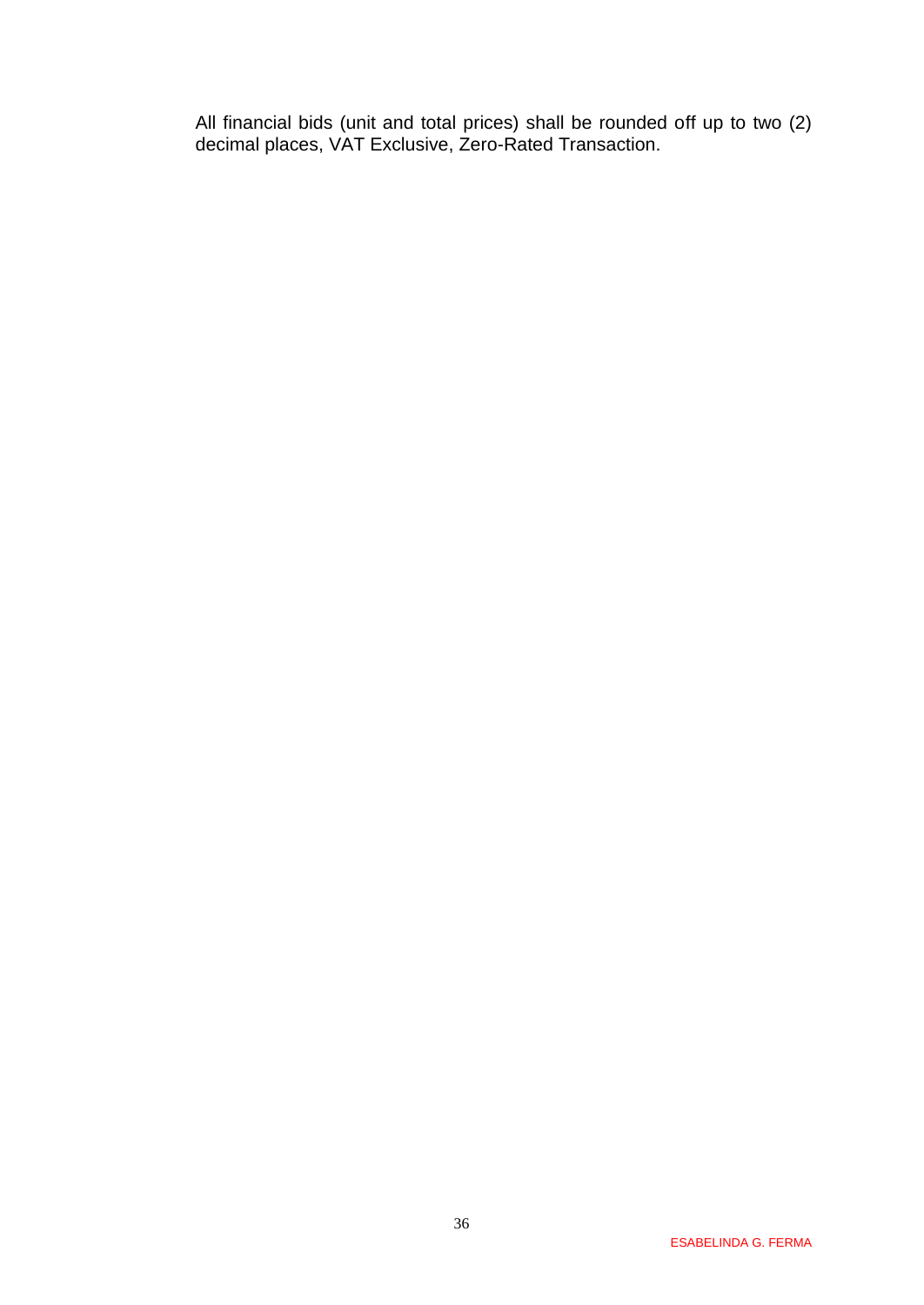All financial bids (unit and total prices) shall be rounded off up to two (2) decimal places, VAT Exclusive, Zero-Rated Transaction.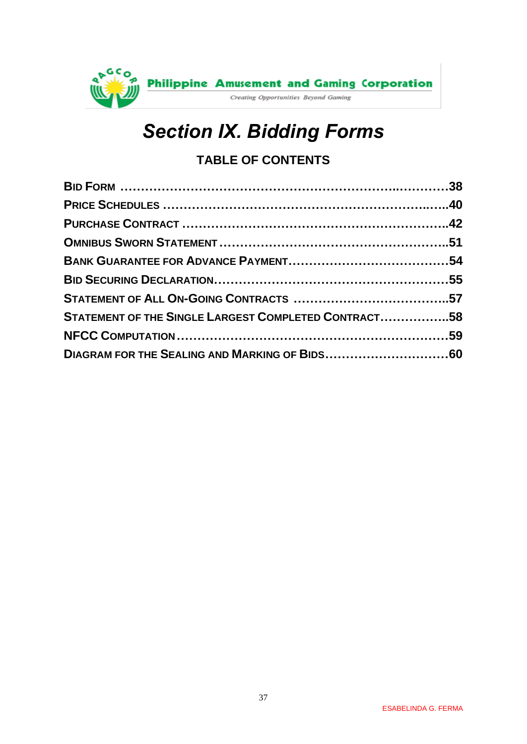# *Section IX. Bidding Forms*

## TABLE OF CONTENTS

**BID FORM ……………………………………………………………..…………38**

**PRICE SCHEDULES ……………………………………………………….…..40**

**PURCHASE CONTRACT ……………………………………………………….42**

**OMNIBUS SWORN STATEMENT ……………………………………………..51**

**BANK GUARANTEE FOR ADVANCE PAYMENT…………………………………54**

**BID SECURING DECLARATION………………………………………………55**

**STATEMENT OF ALL ON-GOING CONTRACTS ………………………………..57**

**STATEMENT OF THE SINGLE LARGEST COMPLETED CONTRACT……………..58**

**NFCC COMPUTATION…………………………………………………………59**

**DIAGRAM FOR THE SEALING AND MARKING OF BIDS…………………………60**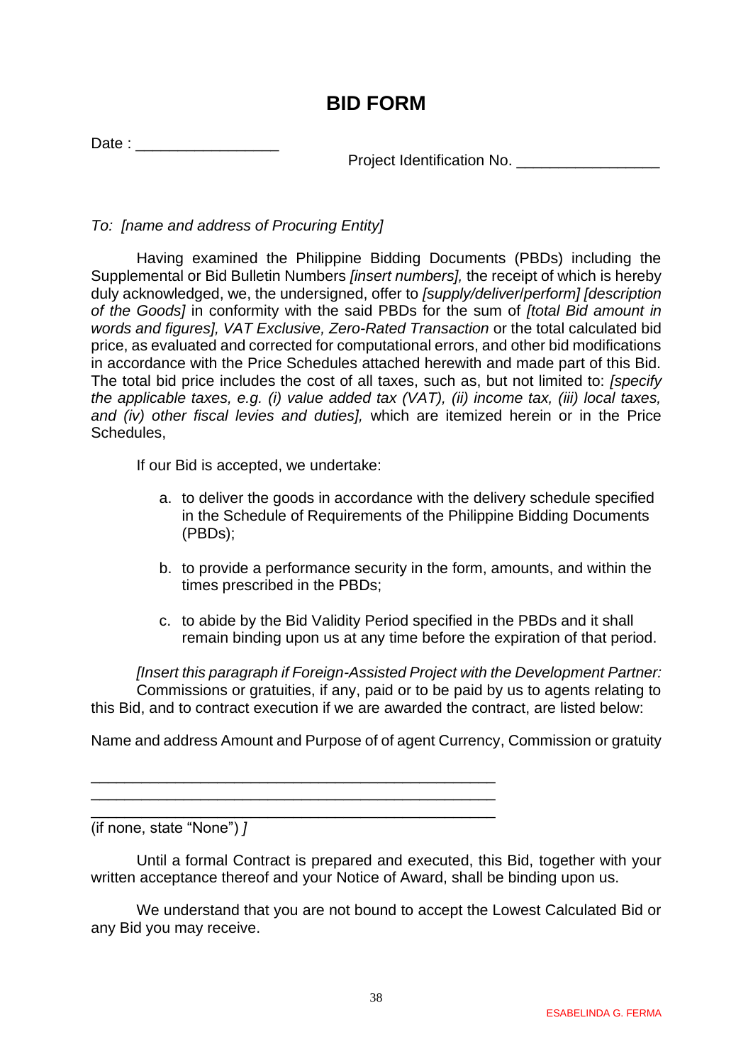# BID FORM

Date : _________________

Project Identification No. _________________

*To: [name and address of Procuring Entity]*

Having examined the Philippine Bidding Documents (PBDs) including the Supplemental or Bid Bulletin Numbers *[insert numbers],* the receipt of which is hereby duly acknowledged, we, the undersigned, offer to *[supply/deliver/perform] [description of the Goods]* in conformity with the said PBDs for the sum of *[total Bid amount in words and figures], VAT Exclusive, Zero-Rated Transaction* or the total calculated bid price, as evaluated and corrected for computational errors, and other bid modifications in accordance with the Price Schedules attached herewith and made part of this Bid. The total bid price includes the cost of all taxes, such as, but not limited to: *[specify the applicable taxes, e.g. (i) value added tax (VAT), (ii) income tax, (iii) local taxes, and (iv) other fiscal levies and duties],* which are itemized herein or in the Price Schedules,

If our Bid is accepted, we undertake:

a. to deliver the goods in accordance with the delivery schedule specified in the Schedule of Requirements of the Philippine Bidding Documents (PBDs);

b. to provide a performance security in the form, amounts, and within the times prescribed in the PBDs;

c. to abide by the Bid Validity Period specified in the PBDs and it shall remain binding upon us at any time before the expiration of that period.

*[Insert this paragraph if Foreign-Assisted Project with the Development Partner:*
Commissions or gratuities, if any, paid or to be paid by us to agents relating to this Bid, and to contract execution if we are awarded the contract, are listed below:

Name and address Amount and Purpose of of agent Currency, Commission or gratuity

_______________________________________________
_______________________________________________
_______________________________________________

(if none, state "None") *]*

Until a formal Contract is prepared and executed, this Bid, together with your written acceptance thereof and your Notice of Award, shall be binding upon us.

We understand that you are not bound to accept the Lowest Calculated Bid or any Bid you may receive.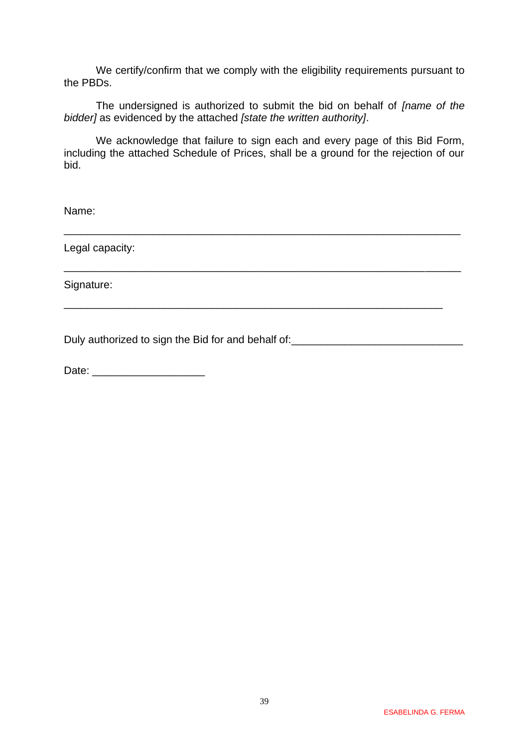We certify/confirm that we comply with the eligibility requirements pursuant to the PBDs.

The undersigned is authorized to submit the bid on behalf of *[name of the bidder]* as evidenced by the attached *[state the written authority]*.

We acknowledge that failure to sign each and every page of this Bid Form, including the attached Schedule of Prices, shall be a ground for the rejection of our bid.

Name:

_______________________________________________________________

Legal capacity:

_______________________________________________________________

Signature:

_______________________________________________________________

Duly authorized to sign the Bid for and behalf of:____________________________

Date: ___________________

ESABELINDA G. FERMA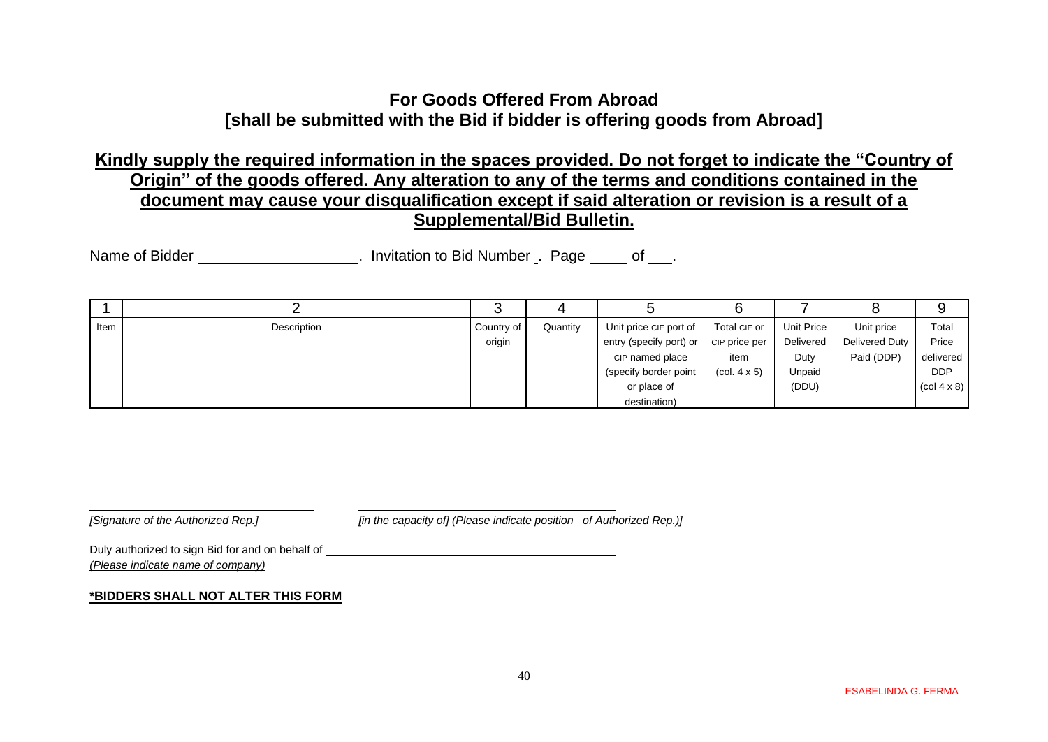## For Goods Offered From Abroad
## [shall be submitted with the Bid if bidder is offering goods from Abroad]

**Kindly supply the required information in the spaces provided. Do not forget to indicate the "Country of Origin" of the goods offered. Any alteration to any of the terms and conditions contained in the document may cause your disqualification except if said alteration or revision is a result of a Supplemental/Bid Bulletin.**

Name of Bidder \_\_\_\_\_\_\_\_\_\_\_\_\_\_\_\_\_\_\_. Invitation to Bid Number \_. Page \_\_\_\_\_ of \_\_\_.

| 1 | 2 | 3 | 4 | 5 | 6 | 7 | 8 | 9 |
|---|---|---|---|---|---|---|---|---|
| Item | Description | Country of origin | Quantity | Unit price CIF port of entry (specify port) or CIP named place (specify border point or place of destination) | Total CIF or CIP price per item (col. 4 x 5) | Unit Price Delivered Duty Unpaid (DDU) | Unit price Delivered Duty Paid (DDP) | Total Price delivered DDP (col 4 x 8) |

\_\_\_\_\_\_\_\_\_\_\_\_\_\_\_\_\_\_\_\_\_\_\_\_\_\_\_\_\_\_\_\_ \_\_\_\_\_\_\_\_\_\_\_\_\_\_\_\_\_\_\_\_\_\_\_\_\_\_\_\_\_\_\_\_\_\_\_\_\_\_\_

*[Signature of the Authorized Rep.]* *[in the capacity of] (Please indicate position of Authorized Rep.)]*

Duly authorized to sign Bid for and on behalf of \_\_\_\_\_\_\_\_\_\_\_\_\_\_\_\_\_\_\_\_\_\_\_\_\_\_\_\_\_\_\_\_\_\_\_\_\_\_\_\_\_\_\_\_\_\_\_\_
*(Please indicate name of company)*

**\*BIDDERS SHALL NOT ALTER THIS FORM**

ESABELINDA G. FERMA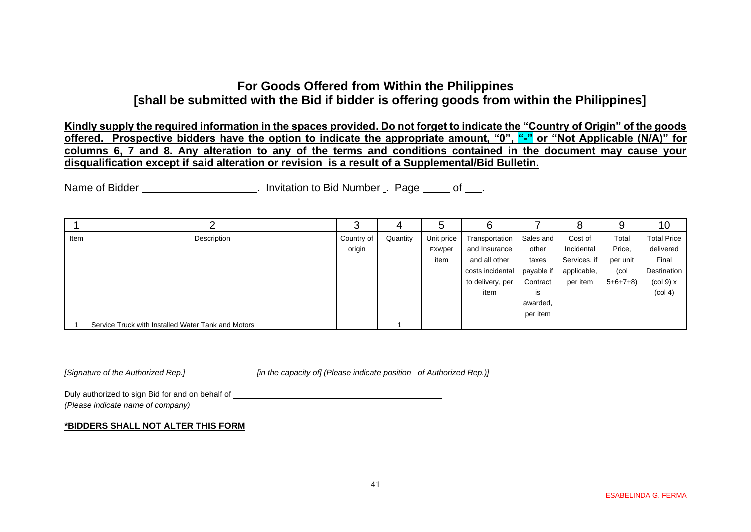## For Goods Offered from Within the Philippines
## [shall be submitted with the Bid if bidder is offering goods from within the Philippines]

**Kindly supply the required information in the spaces provided. Do not forget to indicate the "Country of Origin" of the goods offered. Prospective bidders have the option to indicate the appropriate amount, "0", "-" or "Not Applicable (N/A)" for columns 6, 7 and 8. Any alteration to any of the terms and conditions contained in the document may cause your disqualification except if said alteration or revision is a result of a Supplemental/Bid Bulletin.**

Name of Bidder ____________________. Invitation to Bid Number . Page _____ of ___.

| 1 | 2 | 3 | 4 | 5 | 6 | 7 | 8 | 9 | 10 |
|---|---|---|---|---|---|---|---|---|---|
| Item | Description | Country of origin | Quantity | Unit price EXWper item | Transportation and Insurance and all other costs incidental to delivery, per item | Sales and other taxes payable if Contract is awarded, per item | Cost of Incidental Services, if applicable, per item | Total Price, per unit (col 5+6+7+8) | Total Price delivered Final Destination (col 9) x (col 4) |
| 1 | Service Truck with Installed Water Tank and Motors | | 1 | | | | | | |

_______________________________ _______________________________

*[Signature of the Authorized Rep.]* *[in the capacity of] (Please indicate position of Authorized Rep.)]*

Duly authorized to sign Bid for and on behalf of _______________________________
*(Please indicate name of company)*

**\*BIDDERS SHALL NOT ALTER THIS FORM**

ESABELINDA G. FERMA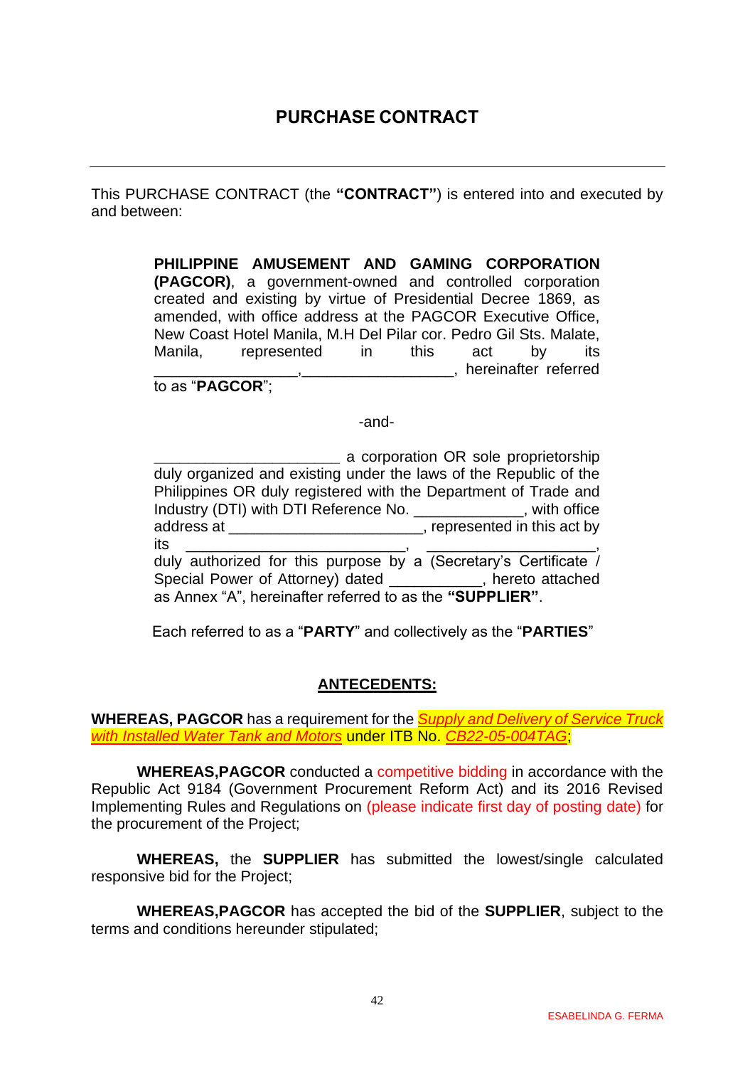# PURCHASE CONTRACT

---

This PURCHASE CONTRACT (the **"CONTRACT"**) is entered into and executed by and between:

> **PHILIPPINE AMUSEMENT AND GAMING CORPORATION (PAGCOR)**, a government-owned and controlled corporation created and existing by virtue of Presidential Decree 1869, as amended, with office address at the PAGCOR Executive Office, New Coast Hotel Manila, M.H Del Pilar cor. Pedro Gil Sts. Malate, Manila, represented in this act by its _________________,__________________, hereinafter referred to as "**PAGCOR**";
>
> -and-
>
> ______________________ a corporation OR sole proprietorship duly organized and existing under the laws of the Republic of the Philippines OR duly registered with the Department of Trade and Industry (DTI) with DTI Reference No. _____________, with office address at _______________________, represented in this act by its __________________________, ___________________, duly authorized for this purpose by a (Secretary's Certificate / Special Power of Attorney) dated ___________, hereto attached as Annex "A", hereinafter referred to as the **"SUPPLIER"**.

Each referred to as a "**PARTY**" and collectively as the "**PARTIES**"

## ANTECEDENTS:

**WHEREAS, PAGCOR** has a requirement for the *Supply and Delivery of Service Truck with Installed Water Tank and Motors* under ITB No. *CB22-05-004TAG*;

**WHEREAS,PAGCOR** conducted a competitive bidding in accordance with the Republic Act 9184 (Government Procurement Reform Act) and its 2016 Revised Implementing Rules and Regulations on (please indicate first day of posting date) for the procurement of the Project;

**WHEREAS,** the **SUPPLIER** has submitted the lowest/single calculated responsive bid for the Project;

**WHEREAS,PAGCOR** has accepted the bid of the **SUPPLIER**, subject to the terms and conditions hereunder stipulated;

ESABELINDA G. FERMA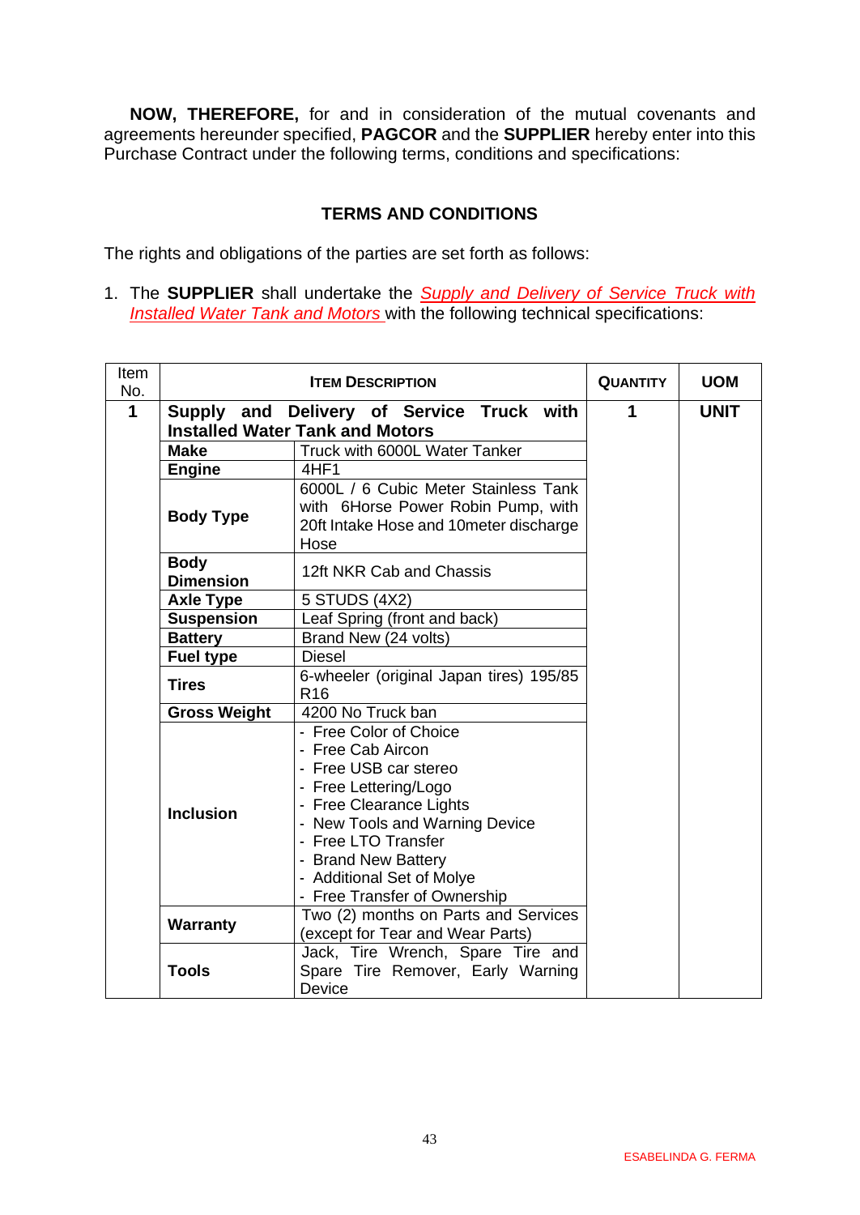**NOW, THEREFORE,** for and in consideration of the mutual covenants and agreements hereunder specified, **PAGCOR** and the **SUPPLIER** hereby enter into this Purchase Contract under the following terms, conditions and specifications:

## TERMS AND CONDITIONS

The rights and obligations of the parties are set forth as follows:

1. The **SUPPLIER** shall undertake the *Supply and Delivery of Service Truck with Installed Water Tank and Motors* with the following technical specifications:

| Item No. | Item Description | | Quantity | UOM |
|---|---|---|---|---|
| **1** | **Supply and Delivery of Service Truck with Installed Water Tank and Motors** | | **1** | **UNIT** |
| | **Make** | Truck with 6000L Water Tanker | | |
| | **Engine** | 4HF1 | | |
| | **Body Type** | 6000L / 6 Cubic Meter Stainless Tank with 6Horse Power Robin Pump, with 20ft Intake Hose and 10meter discharge Hose | | |
| | **Body Dimension** | 12ft NKR Cab and Chassis | | |
| | **Axle Type** | 5 STUDS (4X2) | | |
| | **Suspension** | Leaf Spring (front and back) | | |
| | **Battery** | Brand New (24 volts) | | |
| | **Fuel type** | Diesel | | |
| | **Tires** | 6-wheeler (original Japan tires) 195/85 R16 | | |
| | **Gross Weight** | 4200 No Truck ban | | |
| | **Inclusion** | - Free Color of Choice<br>- Free Cab Aircon<br>- Free USB car stereo<br>- Free Lettering/Logo<br>- Free Clearance Lights<br>- New Tools and Warning Device<br>- Free LTO Transfer<br>- Brand New Battery<br>- Additional Set of Molye<br>- Free Transfer of Ownership | | |
| | **Warranty** | Two (2) months on Parts and Services (except for Tear and Wear Parts) | | |
| | **Tools** | Jack, Tire Wrench, Spare Tire and Spare Tire Remover, Early Warning Device | | |

ESABELINDA G. FERMA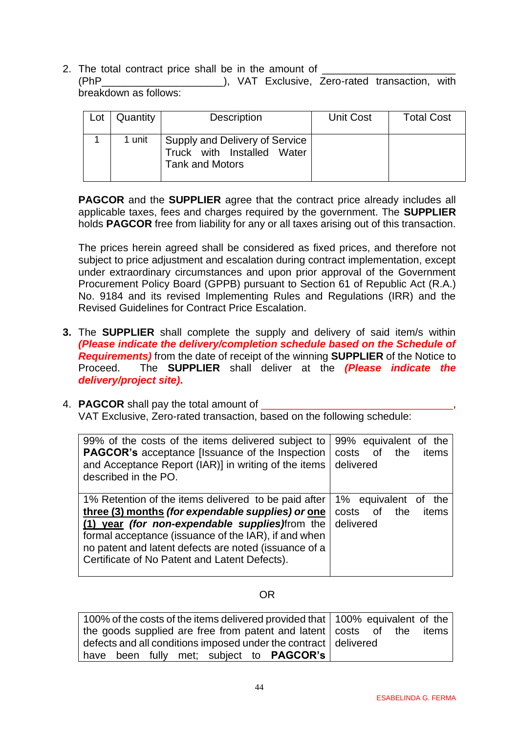2. The total contract price shall be in the amount of ______________________ (PhP_____________________), VAT Exclusive, Zero-rated transaction, with breakdown as follows:

| Lot | Quantity | Description | Unit Cost | Total Cost |
|---|---|---|---|---|
| 1 | 1 unit | Supply and Delivery of Service Truck with Installed Water Tank and Motors | | |

**PAGCOR** and the **SUPPLIER** agree that the contract price already includes all applicable taxes, fees and charges required by the government. The **SUPPLIER** holds **PAGCOR** free from liability for any or all taxes arising out of this transaction.

The prices herein agreed shall be considered as fixed prices, and therefore not subject to price adjustment and escalation during contract implementation, except under extraordinary circumstances and upon prior approval of the Government Procurement Policy Board (GPPB) pursuant to Section 61 of Republic Act (R.A.) No. 9184 and its revised Implementing Rules and Regulations (IRR) and the Revised Guidelines for Contract Price Escalation.

**3.** The **SUPPLIER** shall complete the supply and delivery of said item/s within ***(Please indicate the delivery/completion schedule based on the Schedule of Requirements)*** from the date of receipt of the winning **SUPPLIER** of the Notice to Proceed. The **SUPPLIER** shall deliver at the ***(Please indicate the delivery/project site).***

4. **PAGCOR** shall pay the total amount of ___________________________________, VAT Exclusive, Zero-rated transaction, based on the following schedule:

| | |
|---|---|
| 99% of the costs of the items delivered subject to **PAGCOR's** acceptance [Issuance of the Inspection and Acceptance Report (IAR)] in writing of the items described in the PO. | 99% equivalent of the costs of the items delivered |
| 1% Retention of the items delivered to be paid after **three (3) months** ***(for expendable supplies) or*** **one (1) year** ***(for non-expendable supplies)***from the formal acceptance (issuance of the IAR), if and when no patent and latent defects are noted (issuance of a Certificate of No Patent and Latent Defects). | 1% equivalent of the costs of the items delivered |

OR

| | |
|---|---|
| 100% of the costs of the items delivered provided that the goods supplied are free from patent and latent defects and all conditions imposed under the contract have been fully met; subject to **PAGCOR's** | 100% equivalent of the costs of the items delivered |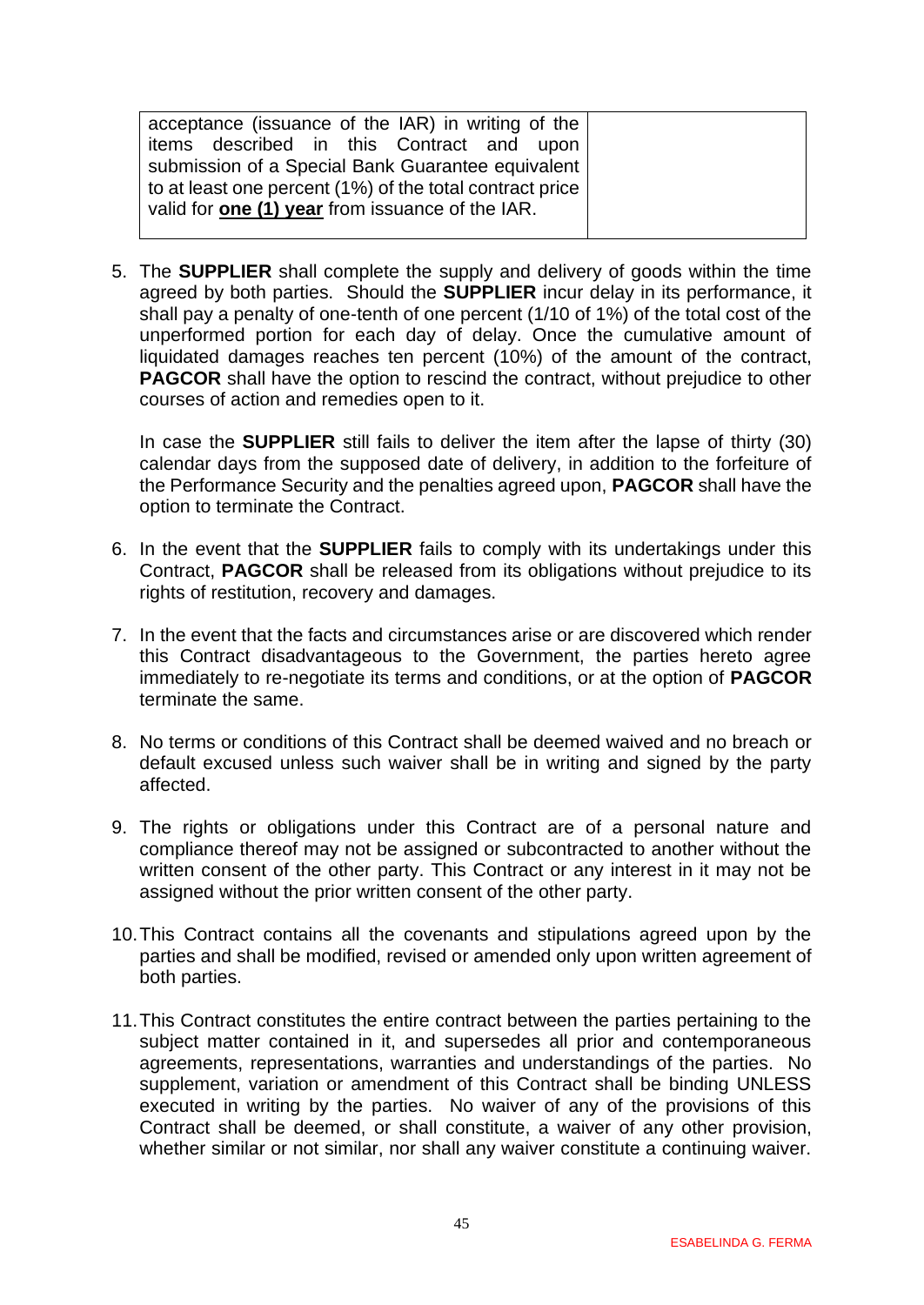| acceptance (issuance of the IAR) in writing of the items described in this Contract and upon submission of a Special Bank Guarantee equivalent to at least one percent (1%) of the total contract price valid for **one (1) year** from issuance of the IAR. | |
|---|---|

5. The **SUPPLIER** shall complete the supply and delivery of goods within the time agreed by both parties. Should the **SUPPLIER** incur delay in its performance, it shall pay a penalty of one-tenth of one percent (1/10 of 1%) of the total cost of the unperformed portion for each day of delay. Once the cumulative amount of liquidated damages reaches ten percent (10%) of the amount of the contract, **PAGCOR** shall have the option to rescind the contract, without prejudice to other courses of action and remedies open to it.

   In case the **SUPPLIER** still fails to deliver the item after the lapse of thirty (30) calendar days from the supposed date of delivery, in addition to the forfeiture of the Performance Security and the penalties agreed upon, **PAGCOR** shall have the option to terminate the Contract.

6. In the event that the **SUPPLIER** fails to comply with its undertakings under this Contract, **PAGCOR** shall be released from its obligations without prejudice to its rights of restitution, recovery and damages.

7. In the event that the facts and circumstances arise or are discovered which render this Contract disadvantageous to the Government, the parties hereto agree immediately to re-negotiate its terms and conditions, or at the option of **PAGCOR** terminate the same.

8. No terms or conditions of this Contract shall be deemed waived and no breach or default excused unless such waiver shall be in writing and signed by the party affected.

9. The rights or obligations under this Contract are of a personal nature and compliance thereof may not be assigned or subcontracted to another without the written consent of the other party. This Contract or any interest in it may not be assigned without the prior written consent of the other party.

10. This Contract contains all the covenants and stipulations agreed upon by the parties and shall be modified, revised or amended only upon written agreement of both parties.

11. This Contract constitutes the entire contract between the parties pertaining to the subject matter contained in it, and supersedes all prior and contemporaneous agreements, representations, warranties and understandings of the parties. No supplement, variation or amendment of this Contract shall be binding UNLESS executed in writing by the parties. No waiver of any of the provisions of this Contract shall be deemed, or shall constitute, a waiver of any other provision, whether similar or not similar, nor shall any waiver constitute a continuing waiver.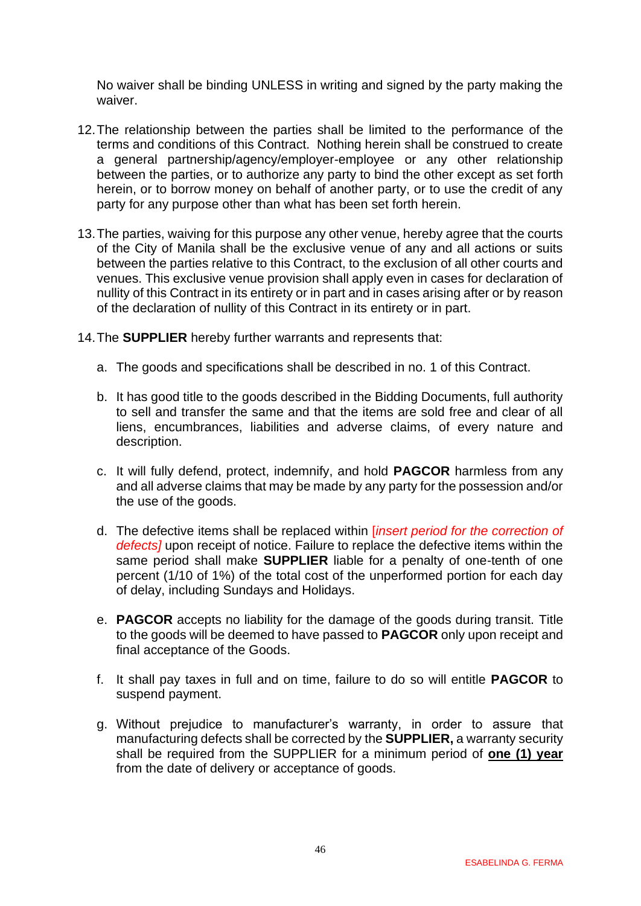No waiver shall be binding UNLESS in writing and signed by the party making the waiver.

12. The relationship between the parties shall be limited to the performance of the terms and conditions of this Contract. Nothing herein shall be construed to create a general partnership/agency/employer-employee or any other relationship between the parties, or to authorize any party to bind the other except as set forth herein, or to borrow money on behalf of another party, or to use the credit of any party for any purpose other than what has been set forth herein.

13. The parties, waiving for this purpose any other venue, hereby agree that the courts of the City of Manila shall be the exclusive venue of any and all actions or suits between the parties relative to this Contract, to the exclusion of all other courts and venues. This exclusive venue provision shall apply even in cases for declaration of nullity of this Contract in its entirety or in part and in cases arising after or by reason of the declaration of nullity of this Contract in its entirety or in part.

14. The **SUPPLIER** hereby further warrants and represents that:

    a. The goods and specifications shall be described in no. 1 of this Contract.

    b. It has good title to the goods described in the Bidding Documents, full authority to sell and transfer the same and that the items are sold free and clear of all liens, encumbrances, liabilities and adverse claims, of every nature and description.

    c. It will fully defend, protect, indemnify, and hold **PAGCOR** harmless from any and all adverse claims that may be made by any party for the possession and/or the use of the goods.

    d. The defective items shall be replaced within [*insert period for the correction of defects]* upon receipt of notice. Failure to replace the defective items within the same period shall make **SUPPLIER** liable for a penalty of one-tenth of one percent (1/10 of 1%) of the total cost of the unperformed portion for each day of delay, including Sundays and Holidays.

    e. **PAGCOR** accepts no liability for the damage of the goods during transit. Title to the goods will be deemed to have passed to **PAGCOR** only upon receipt and final acceptance of the Goods.

    f. It shall pay taxes in full and on time, failure to do so will entitle **PAGCOR** to suspend payment.

    g. Without prejudice to manufacturer's warranty, in order to assure that manufacturing defects shall be corrected by the **SUPPLIER,** a warranty security shall be required from the SUPPLIER for a minimum period of **one (1) year** from the date of delivery or acceptance of goods.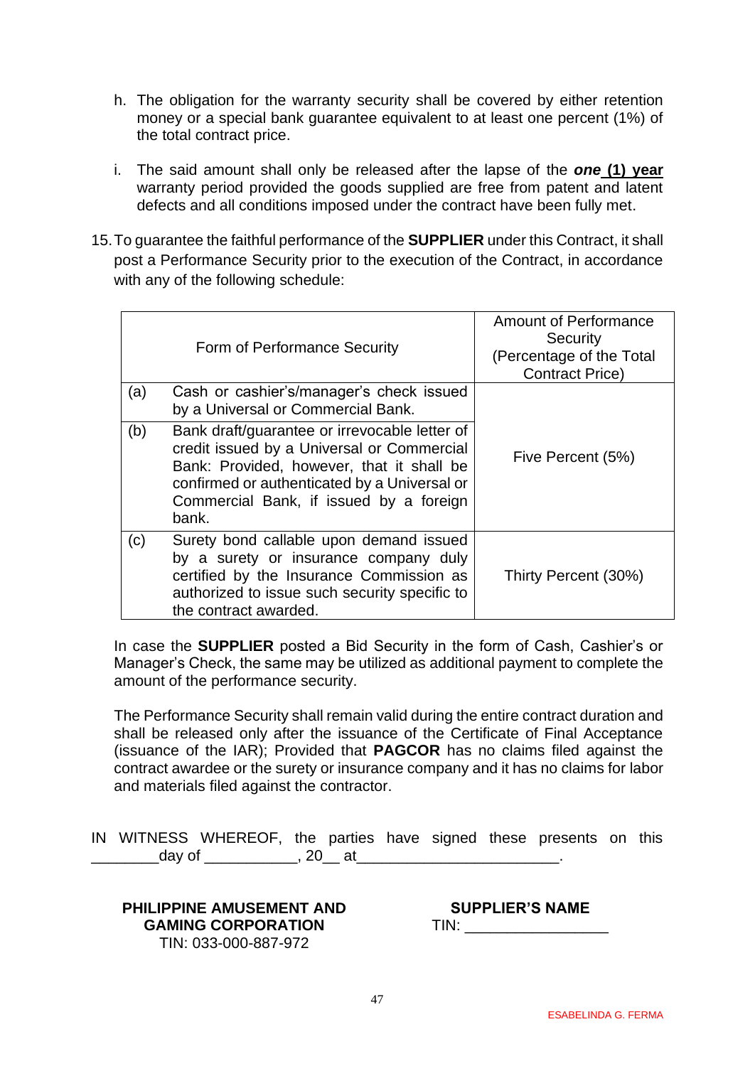h. The obligation for the warranty security shall be covered by either retention money or a special bank guarantee equivalent to at least one percent (1%) of the total contract price.

i. The said amount shall only be released after the lapse of the ***one* (1) year** warranty period provided the goods supplied are free from patent and latent defects and all conditions imposed under the contract have been fully met.

15. To guarantee the faithful performance of the **SUPPLIER** under this Contract, it shall post a Performance Security prior to the execution of the Contract, in accordance with any of the following schedule:

| | Form of Performance Security | Amount of Performance Security (Percentage of the Total Contract Price) |
|---|---|---|
| (a) | Cash or cashier's/manager's check issued by a Universal or Commercial Bank. | Five Percent (5%) |
| (b) | Bank draft/guarantee or irrevocable letter of credit issued by a Universal or Commercial Bank: Provided, however, that it shall be confirmed or authenticated by a Universal or Commercial Bank, if issued by a foreign bank. | |
| (c) | Surety bond callable upon demand issued by a surety or insurance company duly certified by the Insurance Commission as authorized to issue such security specific to the contract awarded. | Thirty Percent (30%) |

In case the **SUPPLIER** posted a Bid Security in the form of Cash, Cashier's or Manager's Check, the same may be utilized as additional payment to complete the amount of the performance security.

The Performance Security shall remain valid during the entire contract duration and shall be released only after the issuance of the Certificate of Final Acceptance (issuance of the IAR); Provided that **PAGCOR** has no claims filed against the contract awardee or the surety or insurance company and it has no claims for labor and materials filed against the contractor.

IN WITNESS WHEREOF, the parties have signed these presents on this ________day of ___________, 20__ at________________________.

**PHILIPPINE AMUSEMENT AND GAMING CORPORATION**
TIN: 033-000-887-972

**SUPPLIER'S NAME**
TIN: _________________

ESABELINDA G. FERMA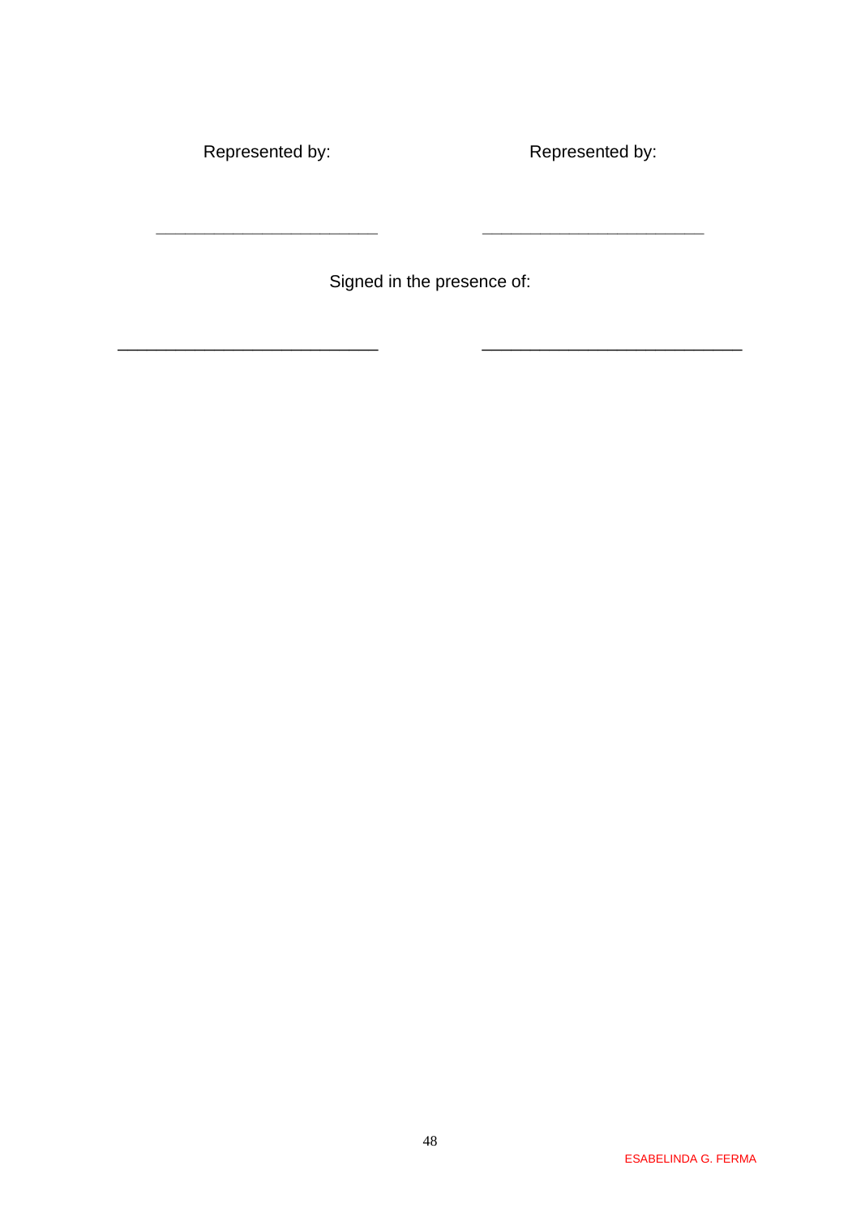| Represented by: | Represented by: |
| --- | --- |
| _________________________ | _________________________ |

Signed in the presence of:

| _________________________ | _________________________ |
| --- | --- |

ESABELINDA G. FERMA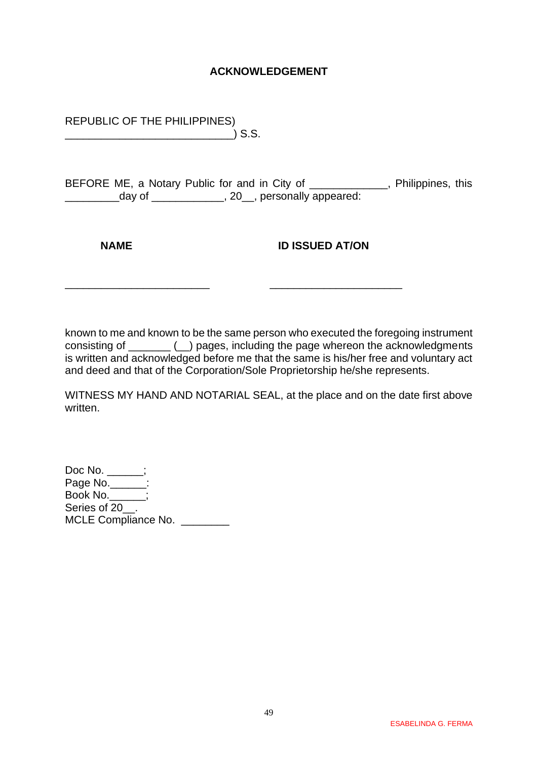**ACKNOWLEDGEMENT**

REPUBLIC OF THE PHILIPPINES)
_____________________________) S.S.

BEFORE ME, a Notary Public for and in City of _____________, Philippines, this _________day of ____________, 20__, personally appeared:

| NAME | ID ISSUED AT/ON |
|---|---|
| _________________________ | _______________________ |

known to me and known to be the same person who executed the foregoing instrument consisting of _______ (__) pages, including the page whereon the acknowledgments is written and acknowledged before me that the same is his/her free and voluntary act and deed and that of the Corporation/Sole Proprietorship he/she represents.

WITNESS MY HAND AND NOTARIAL SEAL, at the place and on the date first above written.

Doc No. ______;
Page No.______:
Book No.______;
Series of 20__.
MCLE Compliance No. ________

ESABELINDA G. FERMA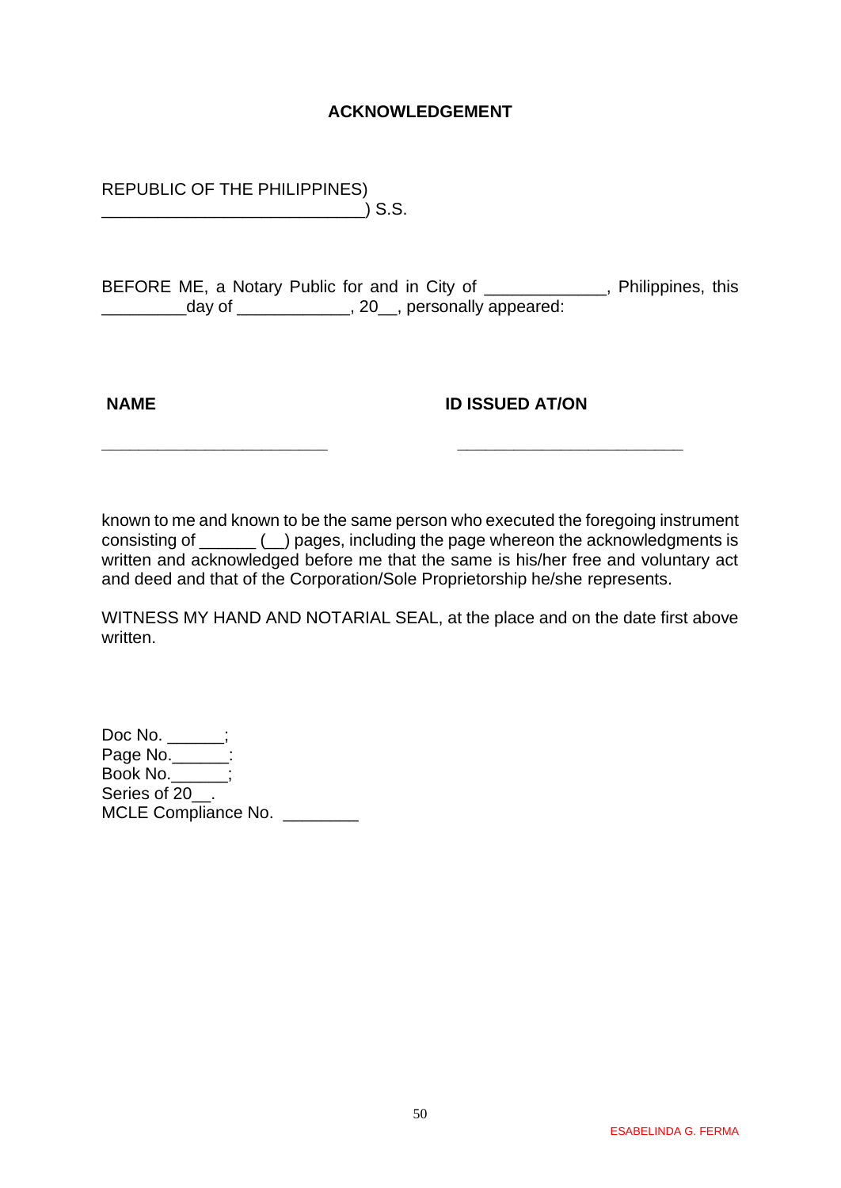## ACKNOWLEDGEMENT

REPUBLIC OF THE PHILIPPINES)
___________________________) S.S.

BEFORE ME, a Notary Public for and in City of _____________, Philippines, this _________day of ____________, 20__, personally appeared:

| NAME | ID ISSUED AT/ON |
|---|---|
| ________________________ | ________________________ |

known to me and known to be the same person who executed the foregoing instrument consisting of ______ (__) pages, including the page whereon the acknowledgments is written and acknowledged before me that the same is his/her free and voluntary act and deed and that of the Corporation/Sole Proprietorship he/she represents.

WITNESS MY HAND AND NOTARIAL SEAL, at the place and on the date first above written.

Doc No. ______;
Page No.______:
Book No.______;
Series of 20__.
MCLE Compliance No. ________

ESABELINDA G. FERMA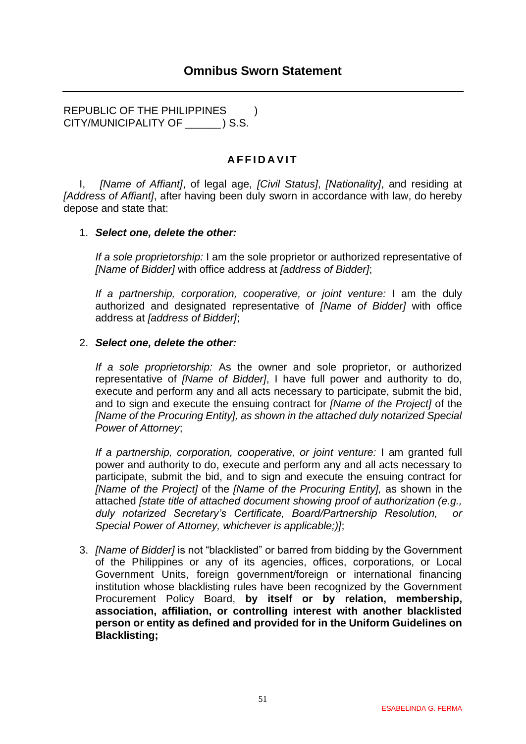# Omnibus Sworn Statement

REPUBLIC OF THE PHILIPPINES )
CITY/MUNICIPALITY OF ______ ) S.S.

**A F F I D A V I T**

I, *[Name of Affiant]*, of legal age, *[Civil Status]*, *[Nationality]*, and residing at *[Address of Affiant]*, after having been duly sworn in accordance with law, do hereby depose and state that:

1. ***Select one, delete the other:***

   *If a sole proprietorship:* I am the sole proprietor or authorized representative of *[Name of Bidder]* with office address at *[address of Bidder]*;

   *If a partnership, corporation, cooperative, or joint venture:* I am the duly authorized and designated representative of *[Name of Bidder]* with office address at *[address of Bidder]*;

2. ***Select one, delete the other:***

   *If a sole proprietorship:* As the owner and sole proprietor, or authorized representative of *[Name of Bidder]*, I have full power and authority to do, execute and perform any and all acts necessary to participate, submit the bid, and to sign and execute the ensuing contract for *[Name of the Project]* of the *[Name of the Procuring Entity], as shown in the attached duly notarized Special Power of Attorney*;

   *If a partnership, corporation, cooperative, or joint venture:* I am granted full power and authority to do, execute and perform any and all acts necessary to participate, submit the bid, and to sign and execute the ensuing contract for *[Name of the Project]* of the *[Name of the Procuring Entity],* as shown in the attached *[state title of attached document showing proof of authorization (e.g., duly notarized Secretary's Certificate, Board/Partnership Resolution, or Special Power of Attorney, whichever is applicable;)]*;

3. *[Name of Bidder]* is not "blacklisted" or barred from bidding by the Government of the Philippines or any of its agencies, offices, corporations, or Local Government Units, foreign government/foreign or international financing institution whose blacklisting rules have been recognized by the Government Procurement Policy Board, **by itself or by relation, membership, association, affiliation, or controlling interest with another blacklisted person or entity as defined and provided for in the Uniform Guidelines on Blacklisting;**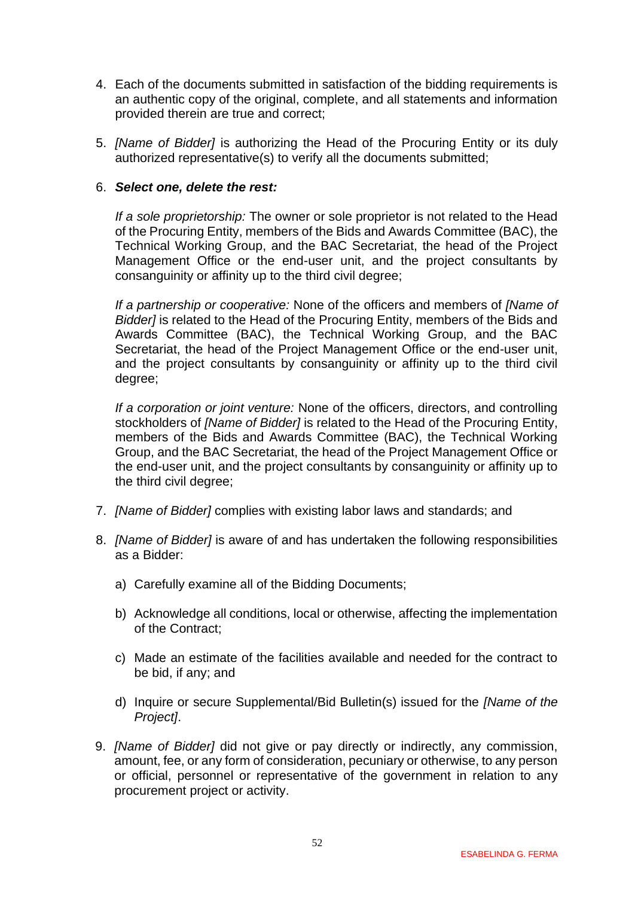4. Each of the documents submitted in satisfaction of the bidding requirements is an authentic copy of the original, complete, and all statements and information provided therein are true and correct;

5. *[Name of Bidder]* is authorizing the Head of the Procuring Entity or its duly authorized representative(s) to verify all the documents submitted;

6. ***Select one, delete the rest:***

   *If a sole proprietorship:* The owner or sole proprietor is not related to the Head of the Procuring Entity, members of the Bids and Awards Committee (BAC), the Technical Working Group, and the BAC Secretariat, the head of the Project Management Office or the end-user unit, and the project consultants by consanguinity or affinity up to the third civil degree;

   *If a partnership or cooperative:* None of the officers and members of *[Name of Bidder]* is related to the Head of the Procuring Entity, members of the Bids and Awards Committee (BAC), the Technical Working Group, and the BAC Secretariat, the head of the Project Management Office or the end-user unit, and the project consultants by consanguinity or affinity up to the third civil degree;

   *If a corporation or joint venture:* None of the officers, directors, and controlling stockholders of *[Name of Bidder]* is related to the Head of the Procuring Entity, members of the Bids and Awards Committee (BAC), the Technical Working Group, and the BAC Secretariat, the head of the Project Management Office or the end-user unit, and the project consultants by consanguinity or affinity up to the third civil degree;

7. *[Name of Bidder]* complies with existing labor laws and standards; and

8. *[Name of Bidder]* is aware of and has undertaken the following responsibilities as a Bidder:

   a) Carefully examine all of the Bidding Documents;

   b) Acknowledge all conditions, local or otherwise, affecting the implementation of the Contract;

   c) Made an estimate of the facilities available and needed for the contract to be bid, if any; and

   d) Inquire or secure Supplemental/Bid Bulletin(s) issued for the *[Name of the Project]*.

9. *[Name of Bidder]* did not give or pay directly or indirectly, any commission, amount, fee, or any form of consideration, pecuniary or otherwise, to any person or official, personnel or representative of the government in relation to any procurement project or activity.

ESABELINDA G. FERMA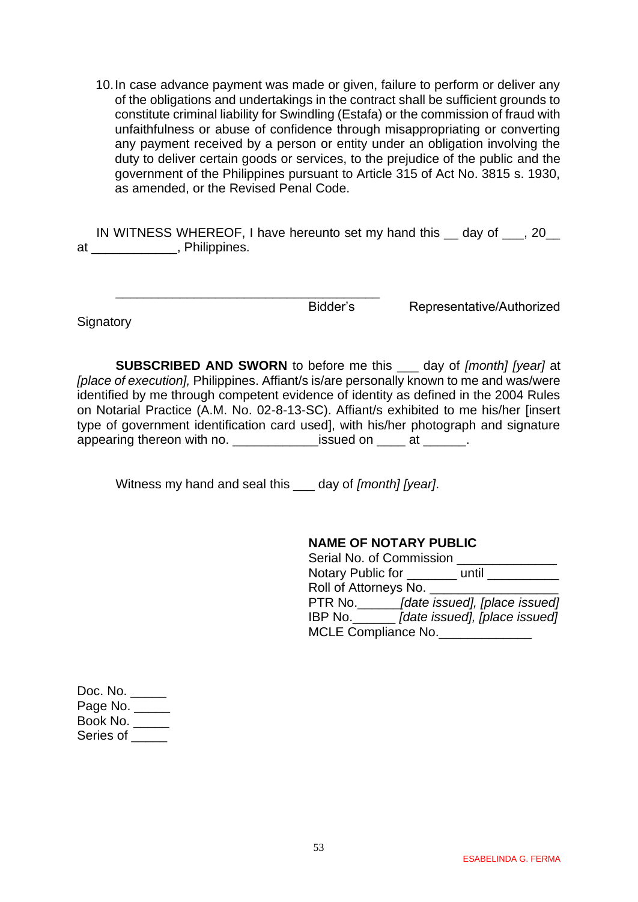10. In case advance payment was made or given, failure to perform or deliver any of the obligations and undertakings in the contract shall be sufficient grounds to constitute criminal liability for Swindling (Estafa) or the commission of fraud with unfaithfulness or abuse of confidence through misappropriating or converting any payment received by a person or entity under an obligation involving the duty to deliver certain goods or services, to the prejudice of the public and the government of the Philippines pursuant to Article 315 of Act No. 3815 s. 1930, as amended, or the Revised Penal Code.

IN WITNESS WHEREOF, I have hereunto set my hand this __ day of ___, 20__ at ____________, Philippines.

_____________________________________
Bidder's Representative/Authorized Signatory

**SUBSCRIBED AND SWORN** to before me this ___ day of *[month] [year]* at *[place of execution],* Philippines. Affiant/s is/are personally known to me and was/were identified by me through competent evidence of identity as defined in the 2004 Rules on Notarial Practice (A.M. No. 02-8-13-SC). Affiant/s exhibited to me his/her [insert type of government identification card used], with his/her photograph and signature appearing thereon with no. ____________issued on ____ at ______.

Witness my hand and seal this ___ day of *[month] [year]*.

**NAME OF NOTARY PUBLIC**
Serial No. of Commission ______________
Notary Public for _______ until __________
Roll of Attorneys No. __________________
PTR No.______*[date issued], [place issued]*
IBP No.______ *[date issued], [place issued]*
MCLE Compliance No.____________

Doc. No. _____
Page No. _____
Book No. _____
Series of _____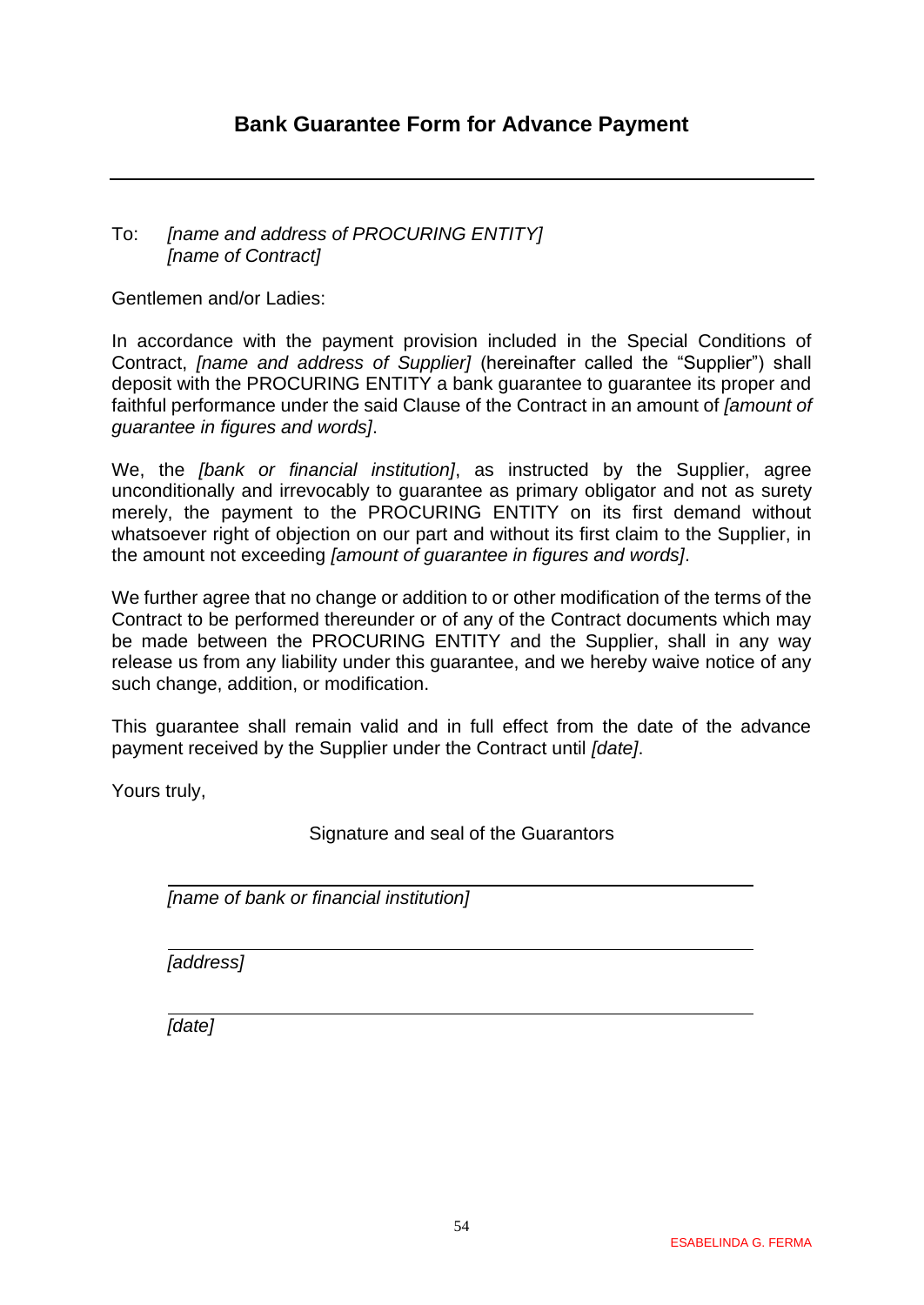# Bank Guarantee Form for Advance Payment

---

To: *[name and address of PROCURING ENTITY]*
*[name of Contract]*

Gentlemen and/or Ladies:

In accordance with the payment provision included in the Special Conditions of Contract, *[name and address of Supplier]* (hereinafter called the "Supplier") shall deposit with the PROCURING ENTITY a bank guarantee to guarantee its proper and faithful performance under the said Clause of the Contract in an amount of *[amount of guarantee in figures and words]*.

We, the *[bank or financial institution]*, as instructed by the Supplier, agree unconditionally and irrevocably to guarantee as primary obligator and not as surety merely, the payment to the PROCURING ENTITY on its first demand without whatsoever right of objection on our part and without its first claim to the Supplier, in the amount not exceeding *[amount of guarantee in figures and words]*.

We further agree that no change or addition to or other modification of the terms of the Contract to be performed thereunder or of any of the Contract documents which may be made between the PROCURING ENTITY and the Supplier, shall in any way release us from any liability under this guarantee, and we hereby waive notice of any such change, addition, or modification.

This guarantee shall remain valid and in full effect from the date of the advance payment received by the Supplier under the Contract until *[date]*.

Yours truly,

Signature and seal of the Guarantors

\_\_\_\_\_\_\_\_\_\_\_\_\_\_\_\_\_\_\_\_\_\_\_\_\_\_\_\_\_\_\_\_\_\_\_\_\_\_\_\_
*[name of bank or financial institution]*

\_\_\_\_\_\_\_\_\_\_\_\_\_\_\_\_\_\_\_\_\_\_\_\_\_\_\_\_\_\_\_\_\_\_\_\_\_\_\_\_
*[address]*

\_\_\_\_\_\_\_\_\_\_\_\_\_\_\_\_\_\_\_\_\_\_\_\_\_\_\_\_\_\_\_\_\_\_\_\_\_\_\_\_
*[date]*

ESABELINDA G. FERMA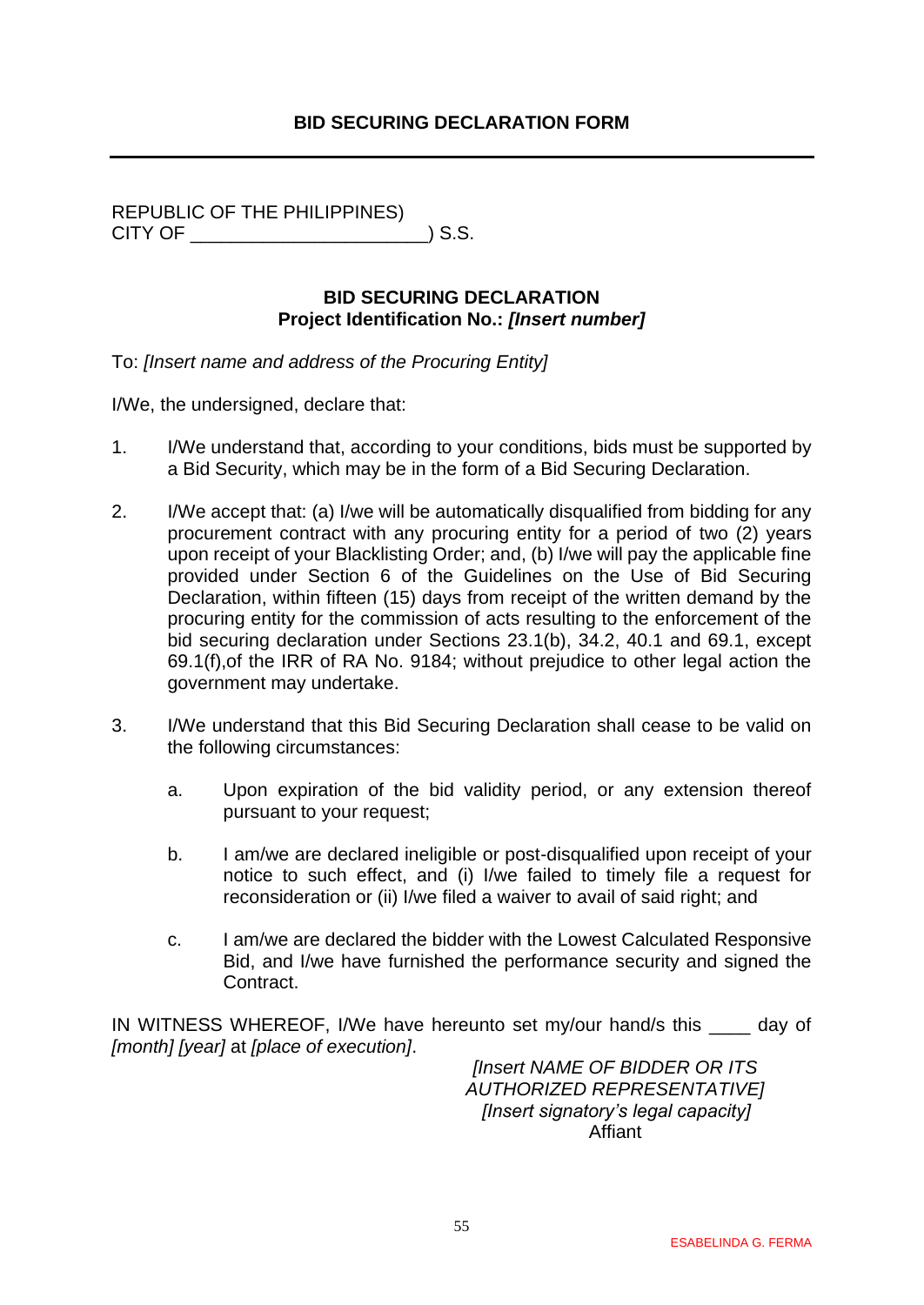## BID SECURING DECLARATION FORM

---

REPUBLIC OF THE PHILIPPINES)
CITY OF _______________________) S.S.

**BID SECURING DECLARATION**
**Project Identification No.:** ***[Insert number]***

To: *[Insert name and address of the Procuring Entity]*

I/We, the undersigned, declare that:

1. I/We understand that, according to your conditions, bids must be supported by a Bid Security, which may be in the form of a Bid Securing Declaration.

2. I/We accept that: (a) I/we will be automatically disqualified from bidding for any procurement contract with any procuring entity for a period of two (2) years upon receipt of your Blacklisting Order; and, (b) I/we will pay the applicable fine provided under Section 6 of the Guidelines on the Use of Bid Securing Declaration, within fifteen (15) days from receipt of the written demand by the procuring entity for the commission of acts resulting to the enforcement of the bid securing declaration under Sections 23.1(b), 34.2, 40.1 and 69.1, except 69.1(f),of the IRR of RA No. 9184; without prejudice to other legal action the government may undertake.

3. I/We understand that this Bid Securing Declaration shall cease to be valid on the following circumstances:

    a. Upon expiration of the bid validity period, or any extension thereof pursuant to your request;

    b. I am/we are declared ineligible or post-disqualified upon receipt of your notice to such effect, and (i) I/we failed to timely file a request for reconsideration or (ii) I/we filed a waiver to avail of said right; and

    c. I am/we are declared the bidder with the Lowest Calculated Responsive Bid, and I/we have furnished the performance security and signed the Contract.

IN WITNESS WHEREOF, I/We have hereunto set my/our hand/s this ____ day of *[month] [year]* at *[place of execution]*.

*[Insert NAME OF BIDDER OR ITS AUTHORIZED REPRESENTATIVE]*
*[Insert signatory's legal capacity]*
Affiant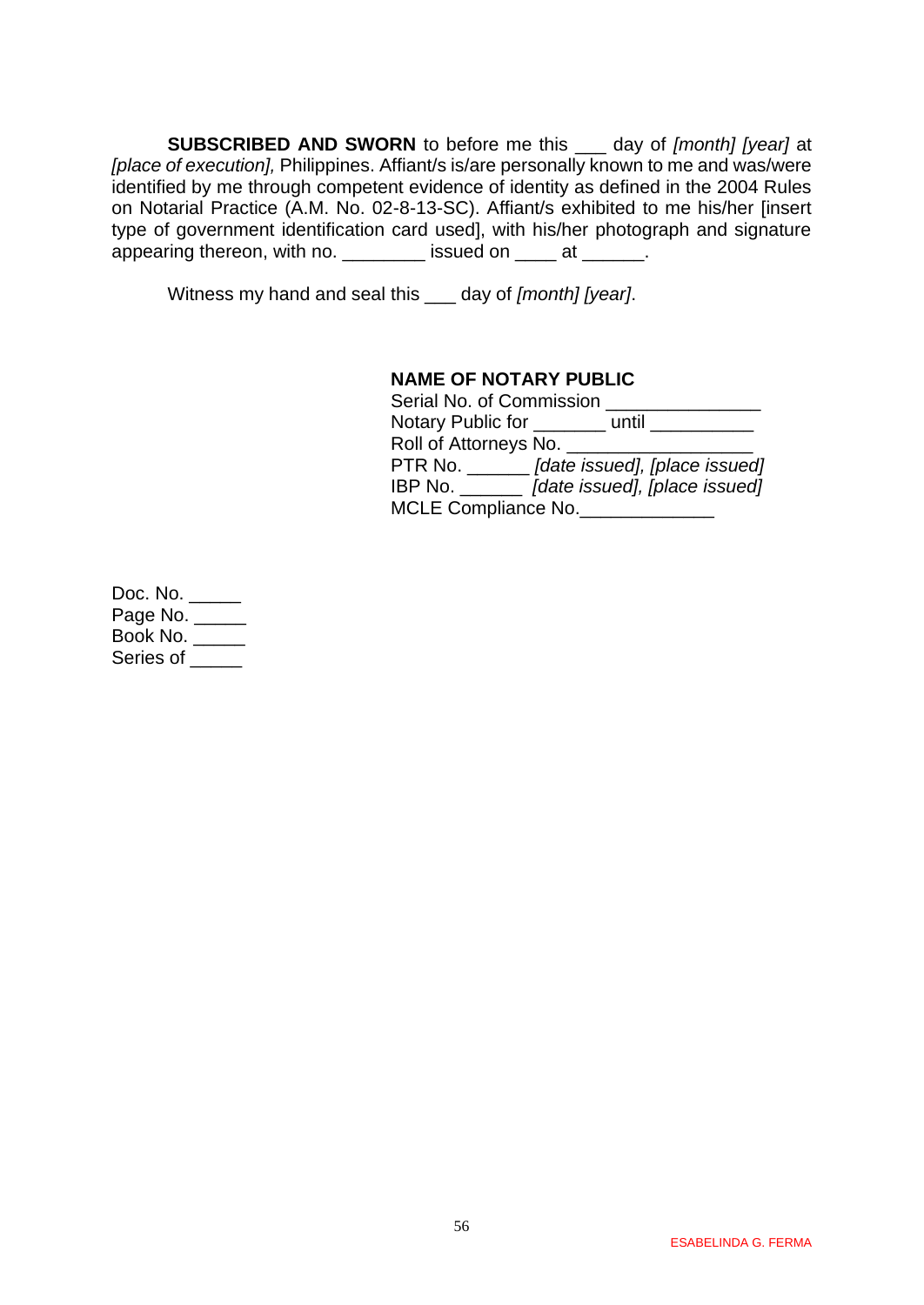**SUBSCRIBED AND SWORN** to before me this ___ day of *[month] [year]* at *[place of execution],* Philippines. Affiant/s is/are personally known to me and was/were identified by me through competent evidence of identity as defined in the 2004 Rules on Notarial Practice (A.M. No. 02-8-13-SC). Affiant/s exhibited to me his/her [insert type of government identification card used], with his/her photograph and signature appearing thereon, with no. ________ issued on ____ at ______.

Witness my hand and seal this ___ day of *[month] [year]*.

**NAME OF NOTARY PUBLIC**
Serial No. of Commission _______________
Notary Public for _______ until __________
Roll of Attorneys No. __________________
PTR No. ______ *[date issued], [place issued]*
IBP No. ______ *[date issued], [place issued]*
MCLE Compliance No._____________

Doc. No. _____
Page No. _____
Book No. _____
Series of _____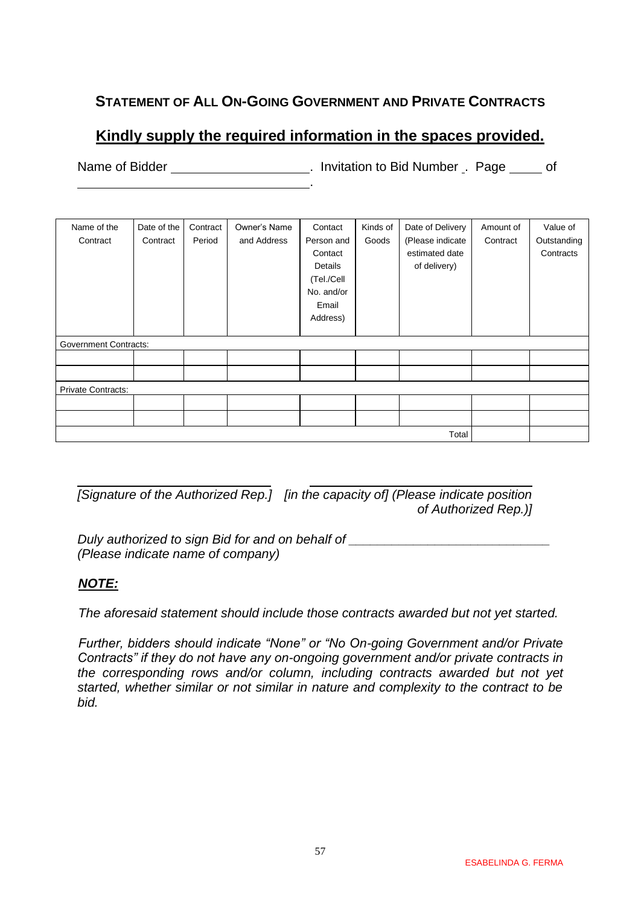## STATEMENT OF ALL ON-GOING GOVERNMENT AND PRIVATE CONTRACTS

**Kindly supply the required information in the spaces provided.**

Name of Bidder ____________________. Invitation to Bid Number . Page _____ of ________________________________.

| Name of the Contract | Date of the Contract | Contract Period | Owner's Name and Address | Contact Person and Contact Details (Tel./Cell No. and/or Email Address) | Kinds of Goods | Date of Delivery (Please indicate estimated date of delivery) | Amount of Contract | Value of Outstanding Contracts |
|---|---|---|---|---|---|---|---|---|
| Government Contracts: | | | | | | | | |
| | | | | | | | | |
| | | | | | | | | |
| Private Contracts: | | | | | | | | |
| | | | | | | | | |
| | | | | | | | | |
| | | | | | | Total | | |

*[Signature of the Authorized Rep.]* *[in the capacity of] (Please indicate position of Authorized Rep.)]*

*Duly authorized to sign Bid for and on behalf of ____________________________*
*(Please indicate name of company)*

***NOTE:***

*The aforesaid statement should include those contracts awarded but not yet started.*

*Further, bidders should indicate "None" or "No On-going Government and/or Private Contracts" if they do not have any on-ongoing government and/or private contracts in the corresponding rows and/or column, including contracts awarded but not yet started, whether similar or not similar in nature and complexity to the contract to be bid.*

ESABELINDA G. FERMA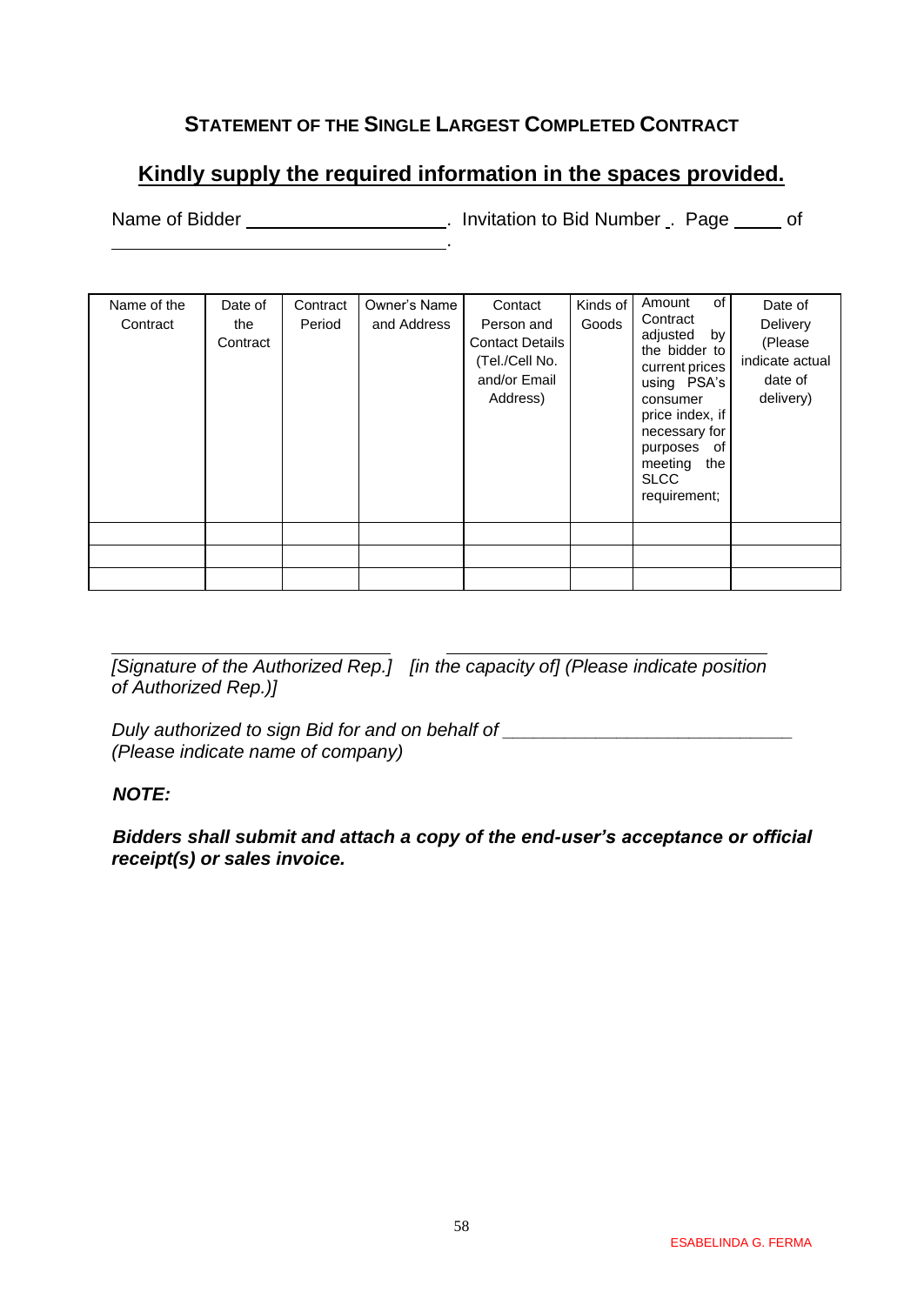## STATEMENT OF THE SINGLE LARGEST COMPLETED CONTRACT

**Kindly supply the required information in the spaces provided.**

Name of Bidder ___________________. Invitation to Bid Number _. Page ____ of ______________________________.

| Name of the Contract | Date of the Contract | Contract Period | Owner's Name and Address | Contact Person and Contact Details (Tel./Cell No. and/or Email Address) | Kinds of Goods | Amount of Contract adjusted by the bidder to current prices using PSA's consumer price index, if necessary for purposes of meeting the SLCC requirement; | Date of Delivery (Please indicate actual date of delivery) |
|---|---|---|---|---|---|---|---|
| | | | | | | | |
| | | | | | | | |
| | | | | | | | |

_____________________________ _____________________________
*[Signature of the Authorized Rep.] [in the capacity of] (Please indicate position of Authorized Rep.)]*

*Duly authorized to sign Bid for and on behalf of* ____________________________
*(Please indicate name of company)*

***NOTE:***

***Bidders shall submit and attach a copy of the end-user's acceptance or official receipt(s) or sales invoice.***

ESABELINDA G. FERMA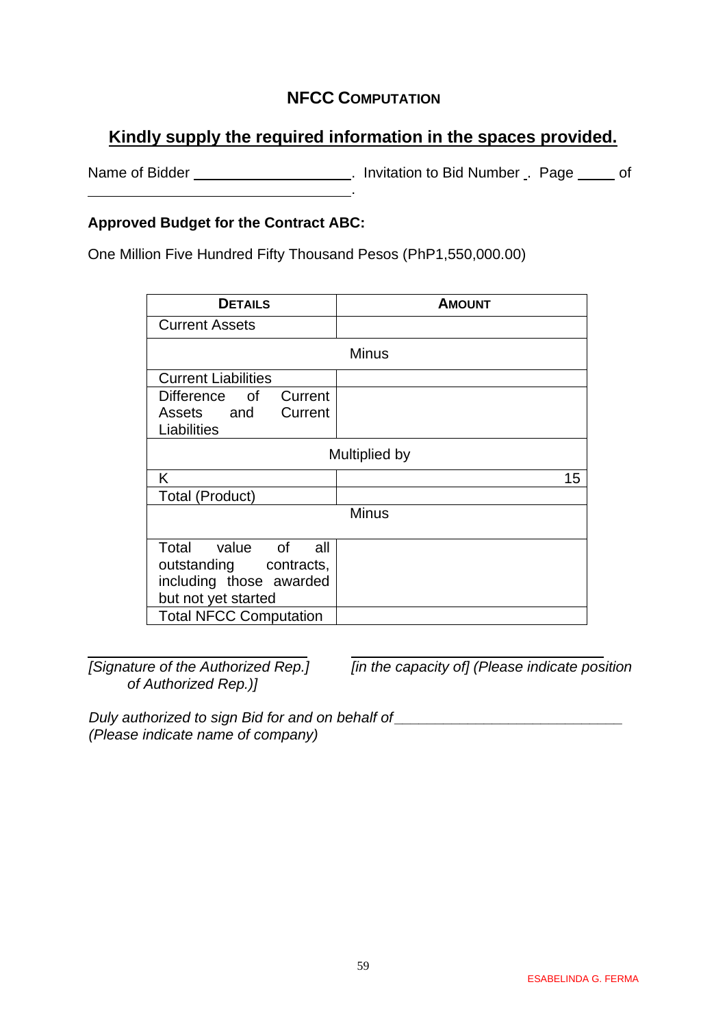# NFCC COMPUTATION

**Kindly supply the required information in the spaces provided.**

Name of Bidder ____________________. Invitation to Bid Number _. Page _____ of ________________________________________.

**Approved Budget for the Contract ABC:**

One Million Five Hundred Fifty Thousand Pesos (PhP1,550,000.00)

| DETAILS | AMOUNT |
|---|---|
| Current Assets | |
| Minus | |
| Current Liabilities | |
| Difference of Current Assets and Current Liabilities | |
| Multiplied by | |
| K | 15 |
| Total (Product) | |
| Minus | |
| Total value of all outstanding contracts, including those awarded but not yet started | |
| Total NFCC Computation | |

______________________________ *[Signature of the Authorized Rep.]*

______________________________ *[in the capacity of] (Please indicate position of Authorized Rep.)]*

*Duly authorized to sign Bid for and on behalf of* ____________________________
*(Please indicate name of company)*

ESABELINDA G. FERMA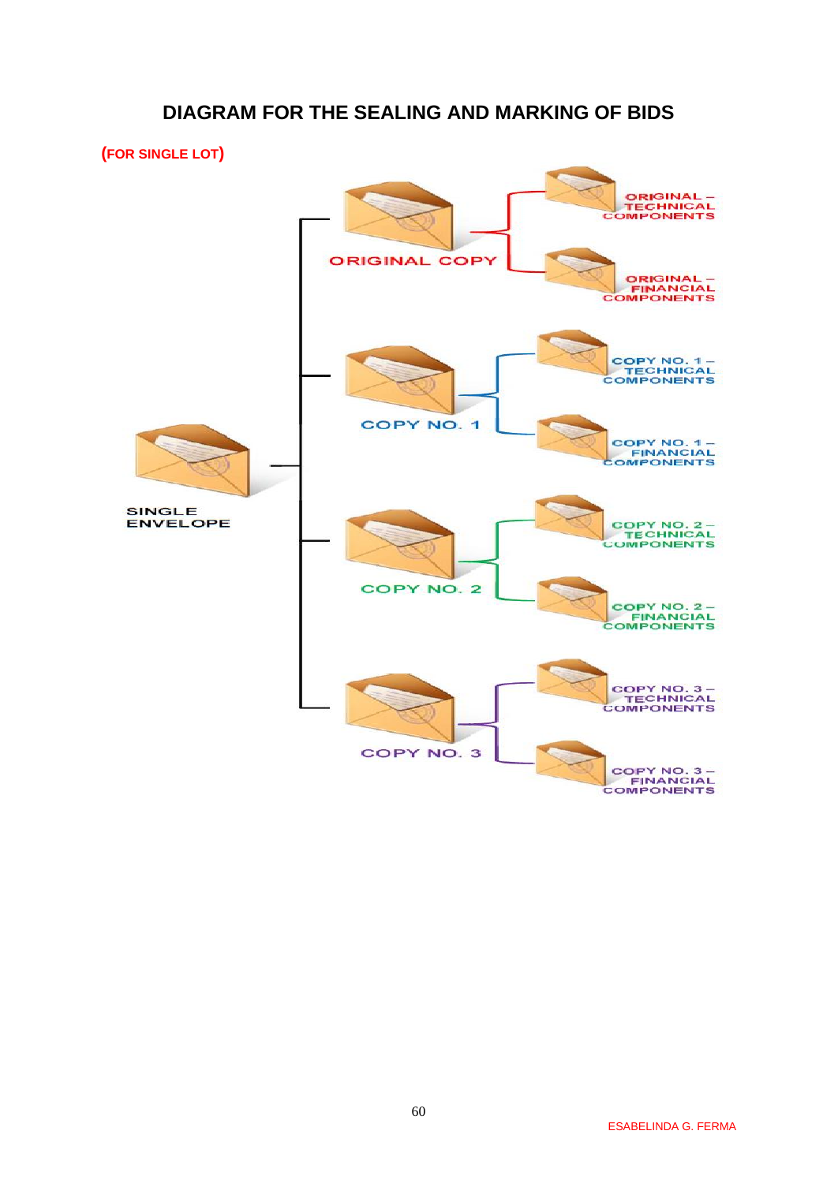# DIAGRAM FOR THE SEALING AND MARKING OF BIDS

**(FOR SINGLE LOT)**

SINGLE ENVELOPE

ORIGINAL COPY

ORIGINAL – TECHNICAL COMPONENTS

ORIGINAL – FINANCIAL COMPONENTS

COPY NO. 1

COPY NO. 1 – TECHNICAL COMPONENTS

COPY NO. 1 – FINANCIAL COMPONENTS

COPY NO. 2

COPY NO. 2 – TECHNICAL COMPONENTS

COPY NO. 2 – FINANCIAL COMPONENTS

COPY NO. 3

COPY NO. 3 – TECHNICAL COMPONENTS

COPY NO. 3 – FINANCIAL COMPONENTS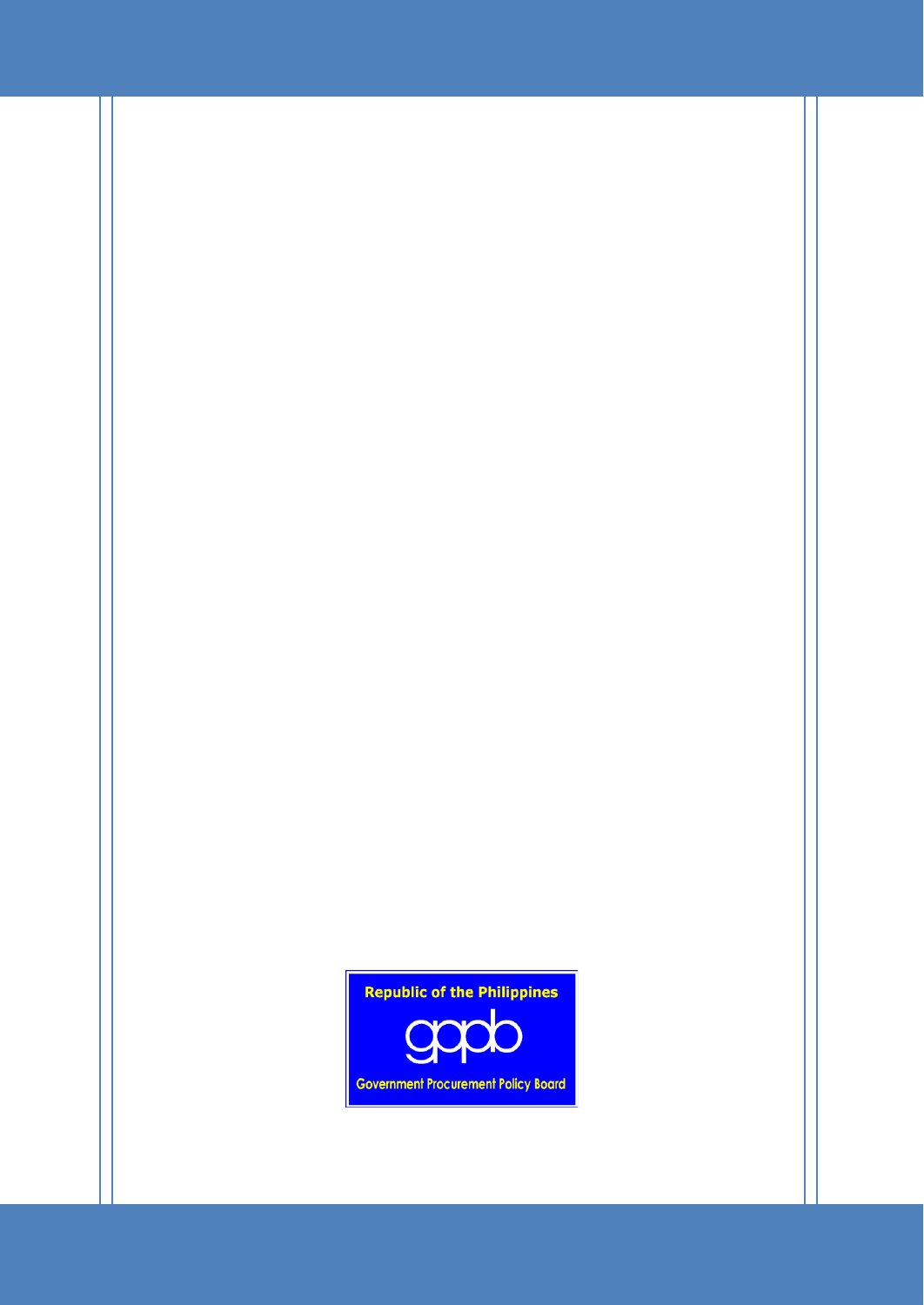Republic of the Philippines

gppb

Government Procurement Policy Board